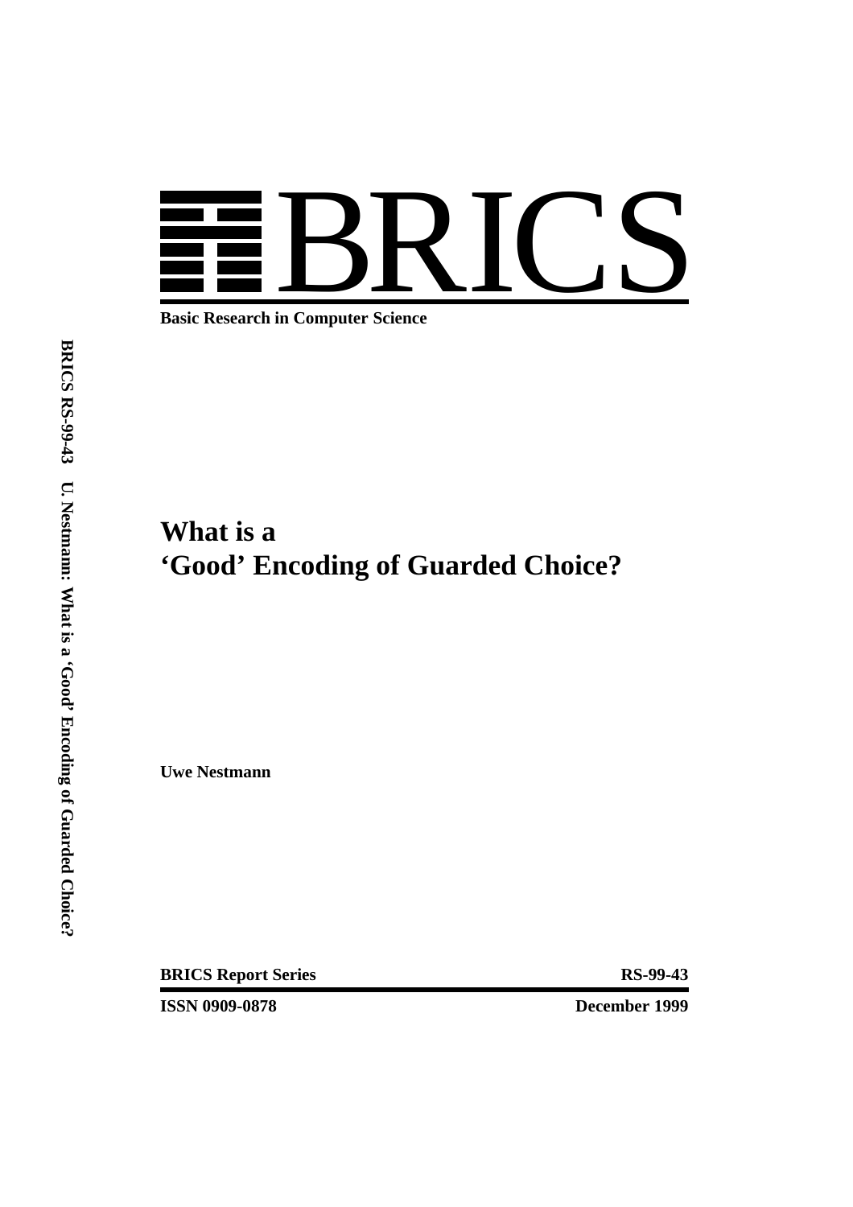# BRICS

**Basic Research in Computer Science**

**BRICS RS-99-43 U. Nestmann: What is a 'Good' Encoding of Guarded Choice?**

# What is a 'Good' Encoding of Guarded Choice?

**Uwe Nestmann**

**BRICS Report Series** **RS-99-43**

**ISSN 0909-0878** **December 1999**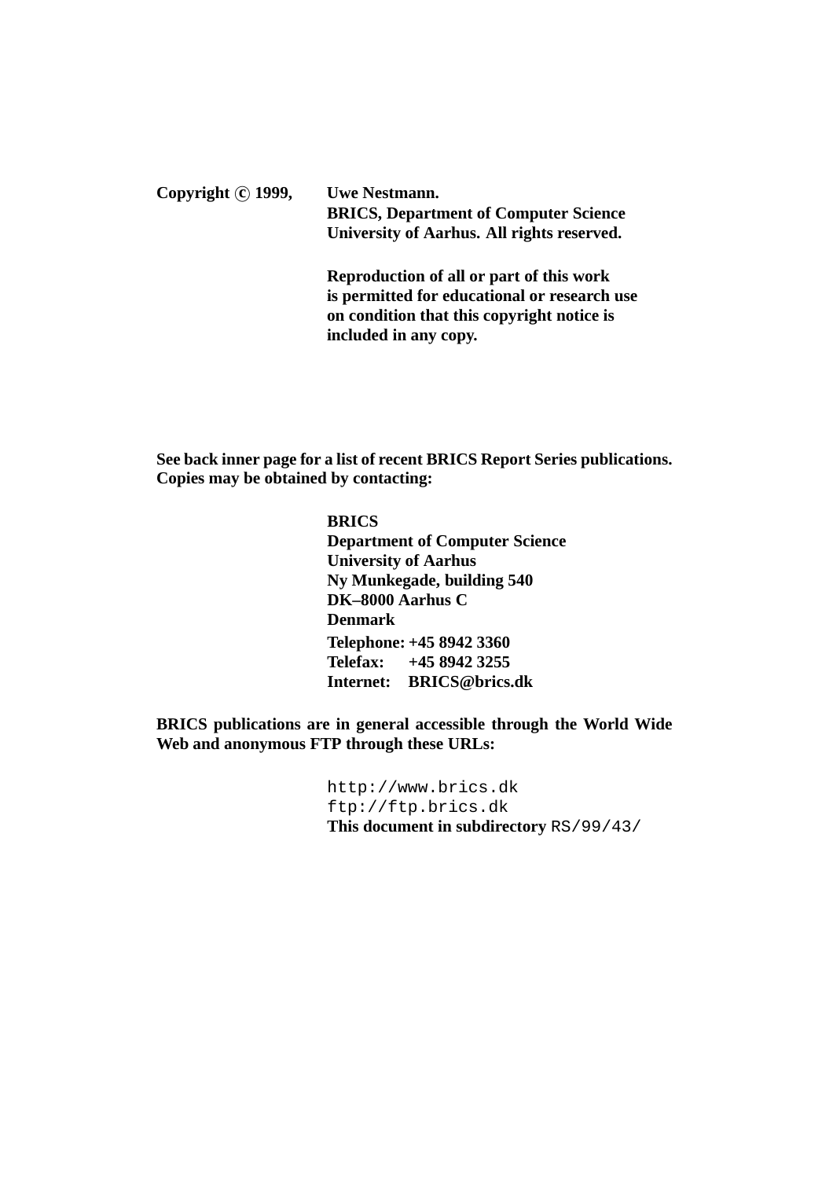**Copyright © 1999, Uwe Nestmann.**
**BRICS, Department of Computer Science**
**University of Aarhus. All rights reserved.**

**Reproduction of all or part of this work is permitted for educational or research use on condition that this copyright notice is included in any copy.**

**See back inner page for a list of recent BRICS Report Series publications. Copies may be obtained by contacting:**

**BRICS**
**Department of Computer Science**
**University of Aarhus**
**Ny Munkegade, building 540**
**DK–8000 Aarhus C**
**Denmark**
**Telephone: +45 8942 3360**
**Telefax: +45 8942 3255**
**Internet: BRICS@brics.dk**

**BRICS publications are in general accessible through the World Wide Web and anonymous FTP through these URLs:**

```
http://www.brics.dk
ftp://ftp.brics.dk
```

**This document in subdirectory** `RS/99/43/`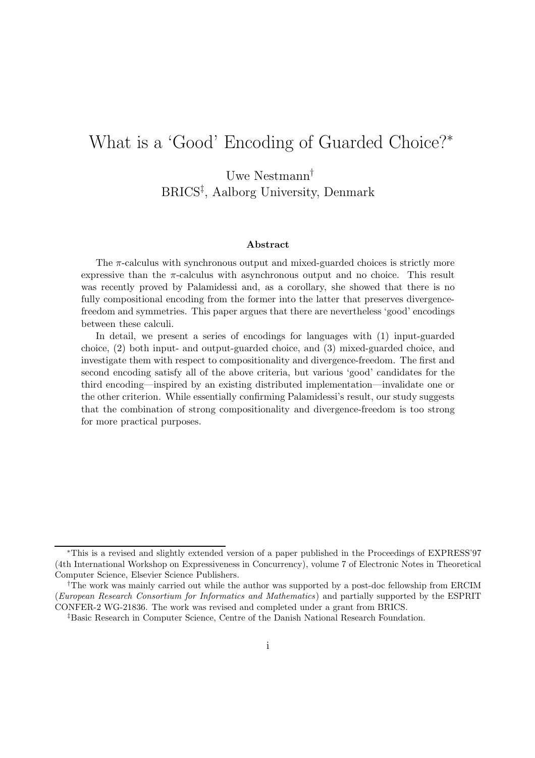# What is a 'Good' Encoding of Guarded Choice?*

Uwe Nestmann[†]
BRICS[‡], Aalborg University, Denmark

### Abstract

The $\pi$-calculus with synchronous output and mixed-guarded choices is strictly more expressive than the $\pi$-calculus with asynchronous output and no choice. This result was recently proved by Palamidessi and, as a corollary, she showed that there is no fully compositional encoding from the former into the latter that preserves divergence-freedom and symmetries. This paper argues that there are nevertheless 'good' encodings between these calculi.

In detail, we present a series of encodings for languages with (1) input-guarded choice, (2) both input- and output-guarded choice, and (3) mixed-guarded choice, and investigate them with respect to compositionality and divergence-freedom. The first and second encoding satisfy all of the above criteria, but various 'good' candidates for the third encoding—inspired by an existing distributed implementation—invalidate one or the other criterion. While essentially confirming Palamidessi's result, our study suggests that the combination of strong compositionality and divergence-freedom is too strong for more practical purposes.

---

*This is a revised and slightly extended version of a paper published in the Proceedings of EXPRESS'97 (4th International Workshop on Expressiveness in Concurrency), volume 7 of Electronic Notes in Theoretical Computer Science, Elsevier Science Publishers.

†The work was mainly carried out while the author was supported by a post-doc fellowship from ERCIM (*European Research Consortium for Informatics and Mathematics*) and partially supported by the ESPRIT CONFER-2 WG-21836. The work was revised and completed under a grant from BRICS.

‡Basic Research in Computer Science, Centre of the Danish National Research Foundation.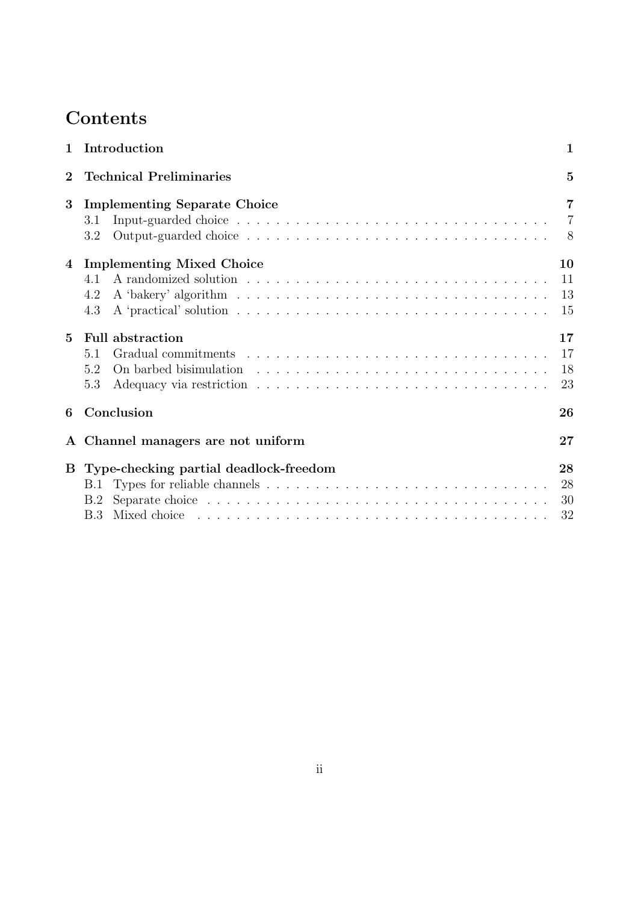# Contents

1 Introduction 1

2 Technical Preliminaries 5

3 Implementing Separate Choice 7
- 3.1 Input-guarded choice 7
- 3.2 Output-guarded choice 8

4 Implementing Mixed Choice 10
- 4.1 A randomized solution 11
- 4.2 A 'bakery' algorithm 13
- 4.3 A 'practical' solution 15

5 Full abstraction 17
- 5.1 Gradual commitments 17
- 5.2 On barbed bisimulation 18
- 5.3 Adequacy via restriction 23

6 Conclusion 26

A Channel managers are not uniform 27

B Type-checking partial deadlock-freedom 28
- B.1 Types for reliable channels 28
- B.2 Separate choice 30
- B.3 Mixed choice 32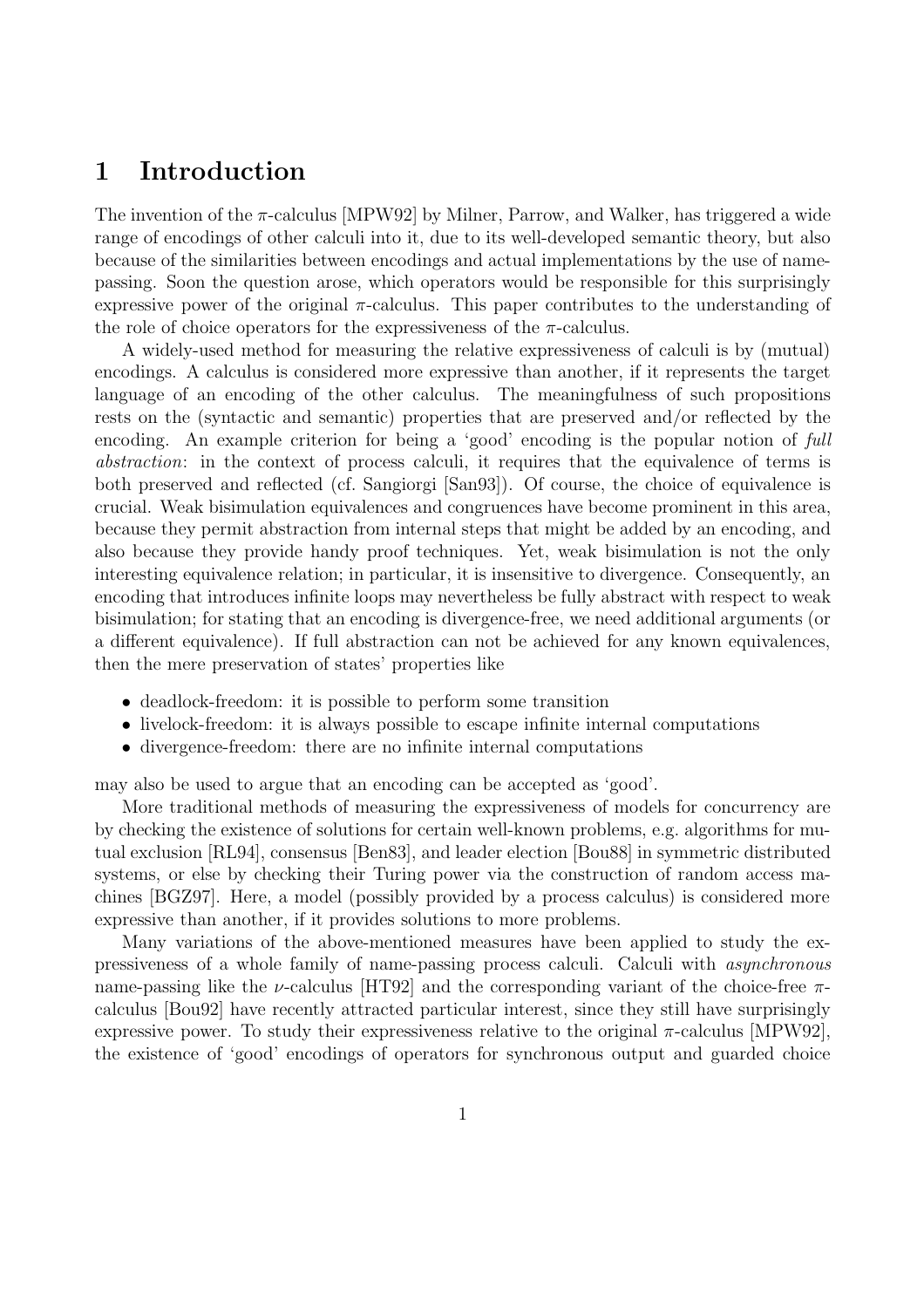# 1 Introduction

The invention of the $\pi$-calculus [MPW92] by Milner, Parrow, and Walker, has triggered a wide range of encodings of other calculi into it, due to its well-developed semantic theory, but also because of the similarities between encodings and actual implementations by the use of name-passing. Soon the question arose, which operators would be responsible for this surprisingly expressive power of the original $\pi$-calculus. This paper contributes to the understanding of the role of choice operators for the expressiveness of the $\pi$-calculus.

A widely-used method for measuring the relative expressiveness of calculi is by (mutual) encodings. A calculus is considered more expressive than another, if it represents the target language of an encoding of the other calculus. The meaningfulness of such propositions rests on the (syntactic and semantic) properties that are preserved and/or reflected by the encoding. An example criterion for being a 'good' encoding is the popular notion of *full abstraction*: in the context of process calculi, it requires that the equivalence of terms is both preserved and reflected (cf. Sangiorgi [San93]). Of course, the choice of equivalence is crucial. Weak bisimulation equivalences and congruences have become prominent in this area, because they permit abstraction from internal steps that might be added by an encoding, and also because they provide handy proof techniques. Yet, weak bisimulation is not the only interesting equivalence relation; in particular, it is insensitive to divergence. Consequently, an encoding that introduces infinite loops may nevertheless be fully abstract with respect to weak bisimulation; for stating that an encoding is divergence-free, we need additional arguments (or a different equivalence). If full abstraction can not be achieved for any known equivalences, then the mere preservation of states' properties like

- deadlock-freedom: it is possible to perform some transition
- livelock-freedom: it is always possible to escape infinite internal computations
- divergence-freedom: there are no infinite internal computations

may also be used to argue that an encoding can be accepted as 'good'.

More traditional methods of measuring the expressiveness of models for concurrency are by checking the existence of solutions for certain well-known problems, e.g. algorithms for mutual exclusion [RL94], consensus [Ben83], and leader election [Bou88] in symmetric distributed systems, or else by checking their Turing power via the construction of random access machines [BGZ97]. Here, a model (possibly provided by a process calculus) is considered more expressive than another, if it provides solutions to more problems.

Many variations of the above-mentioned measures have been applied to study the expressiveness of a whole family of name-passing process calculi. Calculi with *asynchronous* name-passing like the $\nu$-calculus [HT92] and the corresponding variant of the choice-free $\pi$-calculus [Bou92] have recently attracted particular interest, since they still have surprisingly expressive power. To study their expressiveness relative to the original $\pi$-calculus [MPW92], the existence of 'good' encodings of operators for synchronous output and guarded choice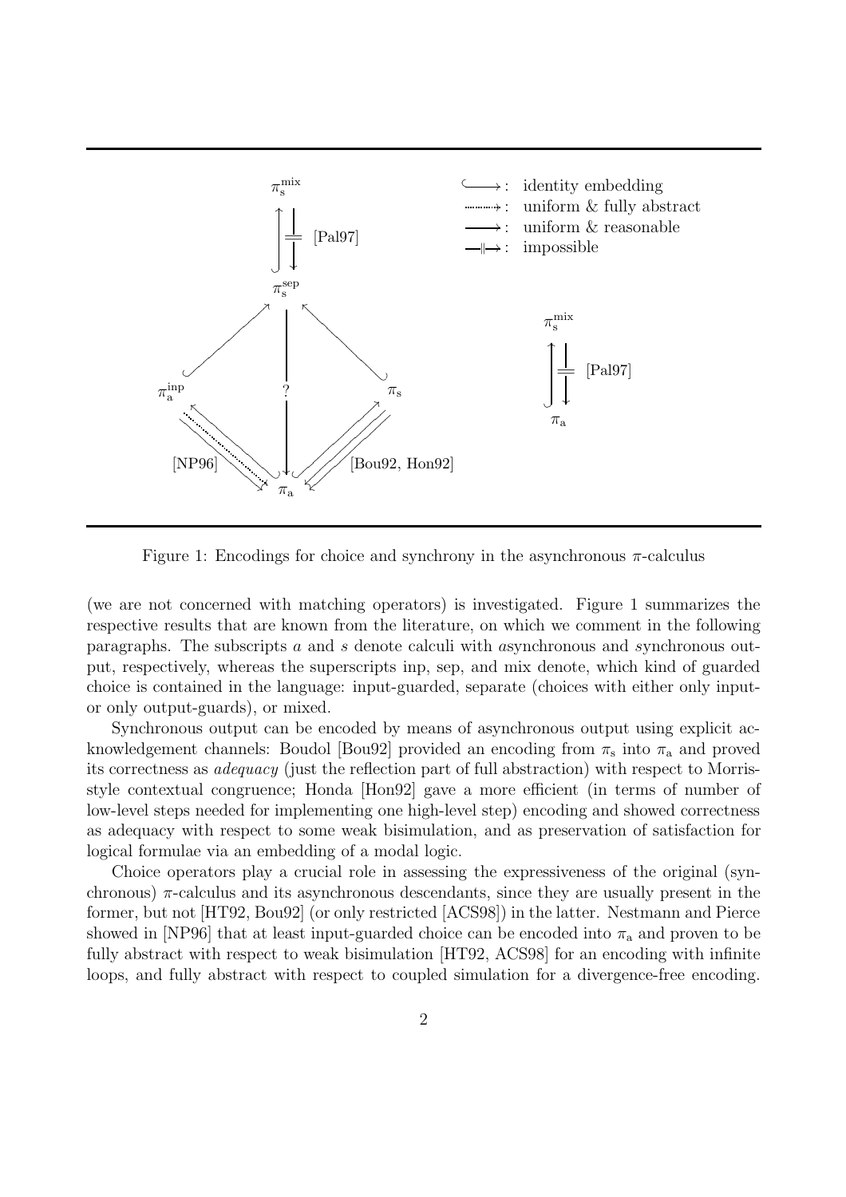Figure 1: Encodings for choice and synchrony in the asynchronous $\pi$-calculus

(we are not concerned with matching operators) is investigated. Figure 1 summarizes the respective results that are known from the literature, on which we comment in the following paragraphs. The subscripts $a$ and $s$ denote calculi with *a*synchronous and *s*ynchronous output, respectively, whereas the superscripts inp, sep, and mix denote, which kind of guarded choice is contained in the language: input-guarded, separate (choices with either only input- or only output-guards), or mixed.

Synchronous output can be encoded by means of asynchronous output using explicit acknowledgement channels: Boudol [Bou92] provided an encoding from $\pi_s$ into $\pi_a$ and proved its correctness as *adequacy* (just the reflection part of full abstraction) with respect to Morris-style contextual congruence; Honda [Hon92] gave a more efficient (in terms of number of low-level steps needed for implementing one high-level step) encoding and showed correctness as adequacy with respect to some weak bisimulation, and as preservation of satisfaction for logical formulae via an embedding of a modal logic.

Choice operators play a crucial role in assessing the expressiveness of the original (synchronous) $\pi$-calculus and its asynchronous descendants, since they are usually present in the former, but not [HT92, Bou92] (or only restricted [ACS98]) in the latter. Nestmann and Pierce showed in [NP96] that at least input-guarded choice can be encoded into $\pi_a$ and proven to be fully abstract with respect to weak bisimulation [HT92, ACS98] for an encoding with infinite loops, and fully abstract with respect to coupled simulation for a divergence-free encoding.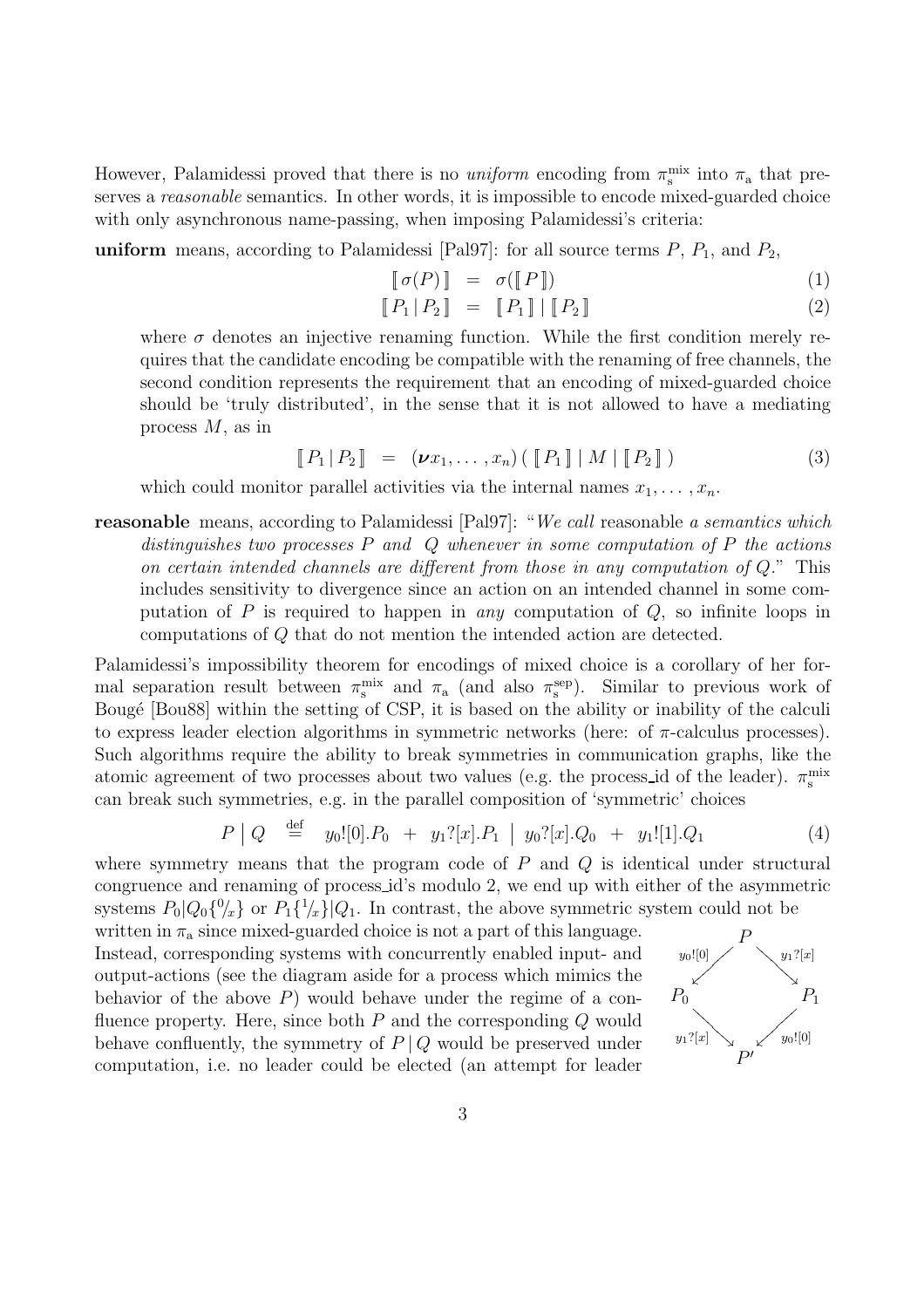However, Palamidessi proved that there is no *uniform* encoding from $\pi_{\mathrm{s}}^{\mathrm{mix}}$ into $\pi_{\mathrm{a}}$ that preserves a *reasonable* semantics. In other words, it is impossible to encode mixed-guarded choice with only asynchronous name-passing, when imposing Palamidessi's criteria:

**uniform** means, according to Palamidessi [Pal97]: for all source terms $P$, $P_1$, and $P_2$,

$$[\![\, \sigma(P) \,]\!] \;=\; \sigma([\![\, P \,]\!]) \tag{1}$$

$$[\![\, P_1 \,|\, P_2 \,]\!] \;=\; [\![\, P_1 \,]\!] \,|\, [\![\, P_2 \,]\!] \tag{2}$$

where $\sigma$ denotes an injective renaming function. While the first condition merely requires that the candidate encoding be compatible with the renaming of free channels, the second condition represents the requirement that an encoding of mixed-guarded choice should be 'truly distributed', in the sense that it is not allowed to have a mediating process $M$, as in

$$[\![\, P_1 \,|\, P_2 \,]\!] \;=\; (\boldsymbol{\nu} x_1, \ldots, x_n)\,(\, [\![\, P_1 \,]\!] \mid M \mid [\![\, P_2 \,]\!] \,) \tag{3}$$

which could monitor parallel activities via the internal names $x_1, \ldots, x_n$.

**reasonable** means, according to Palamidessi [Pal97]: "*We call* reasonable *a semantics which distinguishes two processes $P$ and $Q$ whenever in some computation of $P$ the actions on certain intended channels are different from those in any computation of $Q$.*" This includes sensitivity to divergence since an action on an intended channel in some computation of $P$ is required to happen in *any* computation of $Q$, so infinite loops in computations of $Q$ that do not mention the intended action are detected.

Palamidessi's impossibility theorem for encodings of mixed choice is a corollary of her formal separation result between $\pi_{\mathrm{s}}^{\mathrm{mix}}$ and $\pi_{\mathrm{a}}$ (and also $\pi_{\mathrm{s}}^{\mathrm{sep}}$). Similar to previous work of Bougé [Bou88] within the setting of CSP, it is based on the ability or inability of the calculi to express leader election algorithms in symmetric networks (here: of $\pi$-calculus processes). Such algorithms require the ability to break symmetries in communication graphs, like the atomic agreement of two processes about two values (e.g. the process_id of the leader). $\pi_{\mathrm{s}}^{\mathrm{mix}}$ can break such symmetries, e.g. in the parallel composition of 'symmetric' choices

$$P \;\big|\; Q \;\;\stackrel{\text{def}}{=}\;\; y_0![0].P_0 \;+\; y_1?[x].P_1 \;\big|\; y_0?[x].Q_0 \;+\; y_1![1].Q_1 \tag{4}$$

where symmetry means that the program code of $P$ and $Q$ is identical under structural congruence and renaming of process_id's modulo 2, we end up with either of the asymmetric systems $P_0|Q_0\{^0\!/_x\}$ or $P_1\{^1\!/_x\}|Q_1$. In contrast, the above symmetric system could not be written in $\pi_{\mathrm{a}}$ since mixed-guarded choice is not a part of this language. Instead, corresponding systems with concurrently enabled input- and output-actions (see the diagram aside for a process which mimics the behavior of the above $P$) would behave under the regime of a confluence property. Here, since both $P$ and the corresponding $Q$ would behave confluently, the symmetry of $P \,|\, Q$ would be preserved under computation, i.e. no leader could be elected (an attempt for leader

$$\begin{array}{ccccc} & & P & & \\ & \swarrow^{y_0![0]} & & \searrow^{y_1?[x]} & \\ P_0 & & & & P_1 \\ & \searrow_{y_1?[x]} & & \swarrow_{y_0![0]} & \\ & & P' & & \end{array}$$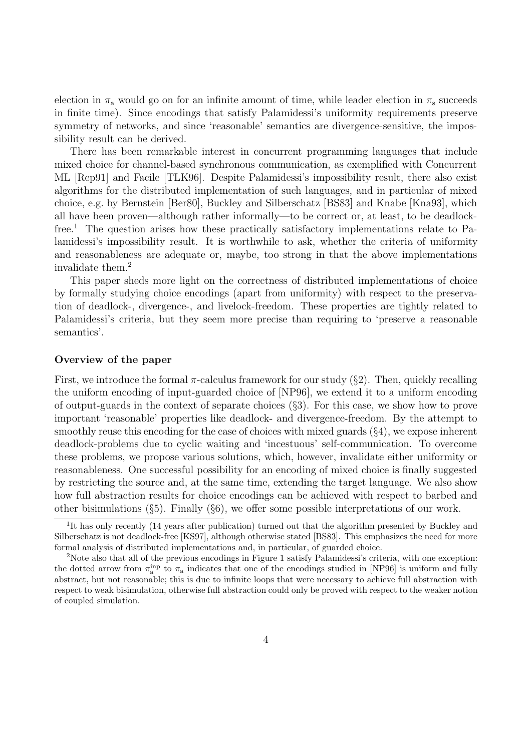election in $\pi_a$ would go on for an infinite amount of time, while leader election in $\pi_s$ succeeds in finite time). Since encodings that satisfy Palamidessi's uniformity requirements preserve symmetry of networks, and since 'reasonable' semantics are divergence-sensitive, the impossibility result can be derived.

There has been remarkable interest in concurrent programming languages that include mixed choice for channel-based synchronous communication, as exemplified with Concurrent ML [Rep91] and Facile [TLK96]. Despite Palamidessi's impossibility result, there also exist algorithms for the distributed implementation of such languages, and in particular of mixed choice, e.g. by Bernstein [Ber80], Buckley and Silberschatz [BS83] and Knabe [Kna93], which all have been proven—although rather informally—to be correct or, at least, to be deadlock-free.[1] The question arises how these practically satisfactory implementations relate to Palamidessi's impossibility result. It is worthwhile to ask, whether the criteria of uniformity and reasonableness are adequate or, maybe, too strong in that the above implementations invalidate them.[2]

This paper sheds more light on the correctness of distributed implementations of choice by formally studying choice encodings (apart from uniformity) with respect to the preservation of deadlock-, divergence-, and livelock-freedom. These properties are tightly related to Palamidessi's criteria, but they seem more precise than requiring to 'preserve a reasonable semantics'.

#### Overview of the paper

First, we introduce the formal $\pi$-calculus framework for our study (§2). Then, quickly recalling the uniform encoding of input-guarded choice of [NP96], we extend it to a uniform encoding of output-guards in the context of separate choices (§3). For this case, we show how to prove important 'reasonable' properties like deadlock- and divergence-freedom. By the attempt to smoothly reuse this encoding for the case of choices with mixed guards (§4), we expose inherent deadlock-problems due to cyclic waiting and 'incestuous' self-communication. To overcome these problems, we propose various solutions, which, however, invalidate either uniformity or reasonableness. One successful possibility for an encoding of mixed choice is finally suggested by restricting the source and, at the same time, extending the target language. We also show how full abstraction results for choice encodings can be achieved with respect to barbed and other bisimulations (§5). Finally (§6), we offer some possible interpretations of our work.

[1] It has only recently (14 years after publication) turned out that the algorithm presented by Buckley and Silberschatz is not deadlock-free [KS97], although otherwise stated [BS83]. This emphasizes the need for more formal analysis of distributed implementations and, in particular, of guarded choice.

[2] Note also that all of the previous encodings in Figure 1 satisfy Palamidessi's criteria, with one exception: the dotted arrow from $\pi_a^{\rm inp}$ to $\pi_a$ indicates that one of the encodings studied in [NP96] is uniform and fully abstract, but not reasonable; this is due to infinite loops that were necessary to achieve full abstraction with respect to weak bisimulation, otherwise full abstraction could only be proved with respect to the weaker notion of coupled simulation.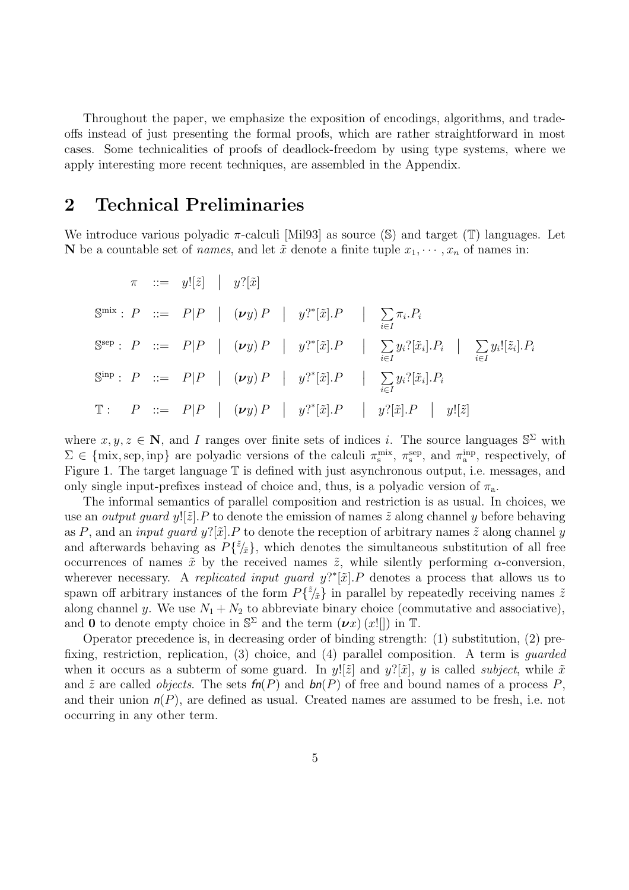Throughout the paper, we emphasize the exposition of encodings, algorithms, and trade-offs instead of just presenting the formal proofs, which are rather straightforward in most cases. Some technicalities of proofs of deadlock-freedom by using type systems, where we apply interesting more recent techniques, are assembled in the Appendix.

## 2 Technical Preliminaries

We introduce various polyadic $\pi$-calculi [Mil93] as source ($\mathbb{S}$) and target ($\mathbb{T}$) languages. Let $\mathbf{N}$ be a countable set of *names*, and let $\tilde{x}$ denote a finite tuple $x_1, \cdots, x_n$ of names in:

$$
\begin{array}{llll}
 & \pi & ::= & y![\tilde{z}] \;\mid\; y?[\tilde{x}] \\
\mathbb{S}^{\text{mix}}: & P & ::= & P|P \;\mid\; (\boldsymbol{\nu} y)\, P \;\mid\; y?^*[\tilde{x}].P \;\mid\; \sum_{i\in I} \pi_i.P_i \\
\mathbb{S}^{\text{sep}}: & P & ::= & P|P \;\mid\; (\boldsymbol{\nu} y)\, P \;\mid\; y?^*[\tilde{x}].P \;\mid\; \sum_{i\in I} y_i?[\tilde{x}_i].P_i \;\mid\; \sum_{i\in I} y_i![\tilde{z}_i].P_i \\
\mathbb{S}^{\text{inp}}: & P & ::= & P|P \;\mid\; (\boldsymbol{\nu} y)\, P \;\mid\; y?^*[\tilde{x}].P \;\mid\; \sum_{i\in I} y_i?[\tilde{x}_i].P_i \\
\mathbb{T}: & P & ::= & P|P \;\mid\; (\boldsymbol{\nu} y)\, P \;\mid\; y?^*[\tilde{x}].P \;\mid\; y?[\tilde{x}].P \;\mid\; y![\tilde{z}]
\end{array}
$$

where $x, y, z \in \mathbf{N}$, and $I$ ranges over finite sets of indices $i$. The source languages $\mathbb{S}^\Sigma$ with $\Sigma \in \{\text{mix}, \text{sep}, \text{inp}\}$ are polyadic versions of the calculi $\pi_{\text{s}}^{\text{mix}}$, $\pi_{\text{s}}^{\text{sep}}$, and $\pi_{\text{a}}^{\text{inp}}$, respectively, of Figure 1. The target language $\mathbb{T}$ is defined with just asynchronous output, i.e. messages, and only single input-prefixes instead of choice and, thus, is a polyadic version of $\pi_{\text{a}}$.

The informal semantics of parallel composition and restriction is as usual. In choices, we use an *output guard* $y![\tilde{z}].P$ to denote the emission of names $\tilde{z}$ along channel $y$ before behaving as $P$, and an *input guard* $y?[\tilde{x}].P$ to denote the reception of arbitrary names $\tilde{z}$ along channel $y$ and afterwards behaving as $P\{\tilde{z}/\tilde{x}\}$, which denotes the simultaneous substitution of all free occurrences of names $\tilde{x}$ by the received names $\tilde{z}$, while silently performing $\alpha$-conversion, wherever necessary. A *replicated input guard* $y?^*[\tilde{x}].P$ denotes a process that allows us to spawn off arbitrary instances of the form $P\{\tilde{z}/\tilde{x}\}$ in parallel by repeatedly receiving names $\tilde{z}$ along channel $y$. We use $N_1 + N_2$ to abbreviate binary choice (commutative and associative), and $\mathbf{0}$ to denote empty choice in $\mathbb{S}^\Sigma$ and the term $(\boldsymbol{\nu} x)\,(x![])$ in $\mathbb{T}$.

Operator precedence is, in decreasing order of binding strength: (1) substitution, (2) prefixing, restriction, replication, (3) choice, and (4) parallel composition. A term is *guarded* when it occurs as a subterm of some guard. In $y![\tilde{z}]$ and $y?[\tilde{x}]$, $y$ is called *subject*, while $\tilde{x}$ and $\tilde{z}$ are called *objects*. The sets $\mathit{fn}(P)$ and $\mathit{bn}(P)$ of free and bound names of a process $P$, and their union $\mathit{n}(P)$, are defined as usual. Created names are assumed to be fresh, i.e. not occurring in any other term.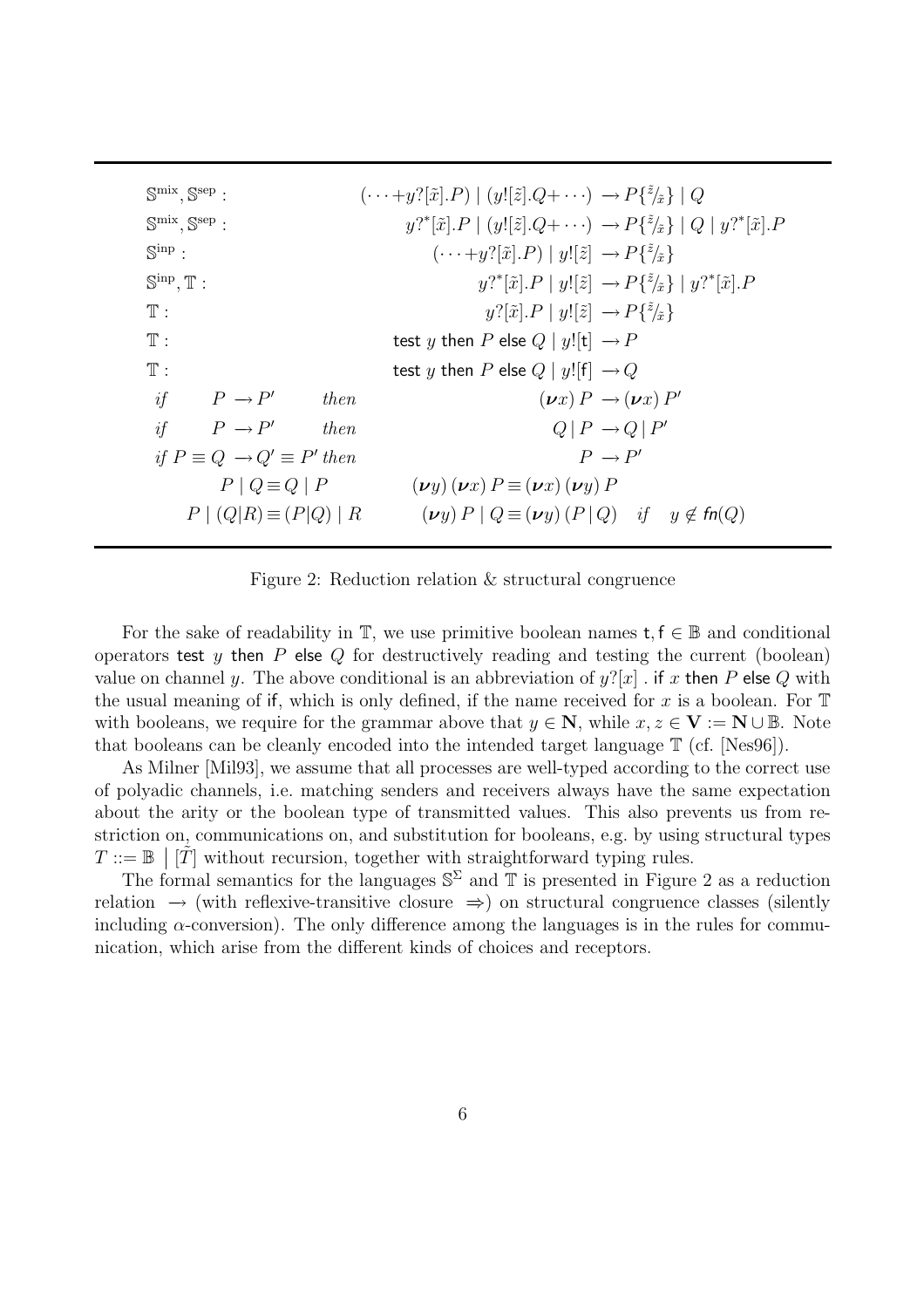| | |
|---|---|
| $\mathbb{S}^{\text{mix}}, \mathbb{S}^{\text{sep}}$ : | $(\cdots + y?[\tilde{x}].P) \mid (y![\tilde{z}].Q + \cdots) \rightarrow P\{\tilde{z}/\tilde{x}\} \mid Q$ |
| $\mathbb{S}^{\text{mix}}, \mathbb{S}^{\text{sep}}$ : | $y?^*[\tilde{x}].P \mid (y![\tilde{z}].Q + \cdots) \rightarrow P\{\tilde{z}/\tilde{x}\} \mid Q \mid y?^*[\tilde{x}].P$ |
| $\mathbb{S}^{\text{inp}}$ : | $(\cdots + y?[\tilde{x}].P) \mid y![\tilde{z}] \rightarrow P\{\tilde{z}/\tilde{x}\}$ |
| $\mathbb{S}^{\text{inp}}, \mathbb{T}$ : | $y?^*[\tilde{x}].P \mid y![\tilde{z}] \rightarrow P\{\tilde{z}/\tilde{x}\} \mid y?^*[\tilde{x}].P$ |
| $\mathbb{T}$ : | $y?[\tilde{x}].P \mid y![\tilde{z}] \rightarrow P\{\tilde{z}/\tilde{x}\}$ |
| $\mathbb{T}$ : | $\mathsf{test}\ y\ \mathsf{then}\ P\ \mathsf{else}\ Q \mid y![\mathsf{t}] \rightarrow P$ |
| $\mathbb{T}$ : | $\mathsf{test}\ y\ \mathsf{then}\ P\ \mathsf{else}\ Q \mid y![\mathsf{f}] \rightarrow Q$ |
| *if* $P \rightarrow P'$ *then* | $(\boldsymbol{\nu}x)\, P \rightarrow (\boldsymbol{\nu}x)\, P'$ |
| *if* $P \rightarrow P'$ *then* | $Q \mid P \rightarrow Q \mid P'$ |
| *if* $P \equiv Q \rightarrow Q' \equiv P'$ *then* | $P \rightarrow P'$ |
| $P \mid Q \equiv Q \mid P$ | $(\boldsymbol{\nu}y)\,(\boldsymbol{\nu}x)\, P \equiv (\boldsymbol{\nu}x)\,(\boldsymbol{\nu}y)\, P$ |
| $P \mid (Q \mid R) \equiv (P \mid Q) \mid R$ | $(\boldsymbol{\nu}y)\, P \mid Q \equiv (\boldsymbol{\nu}y)\,(P \mid Q)$ *if* $y \notin \mathsf{fn}(Q)$ |

Figure 2: Reduction relation & structural congruence

For the sake of readability in $\mathbb{T}$, we use primitive boolean names $\mathsf{t}, \mathsf{f} \in \mathbb{B}$ and conditional operators $\mathsf{test}\ y\ \mathsf{then}\ P\ \mathsf{else}\ Q$ for destructively reading and testing the current (boolean) value on channel $y$. The above conditional is an abbreviation of $y?[x]\ .\ \mathsf{if}\ x\ \mathsf{then}\ P\ \mathsf{else}\ Q$ with the usual meaning of $\mathsf{if}$, which is only defined, if the name received for $x$ is a boolean. For $\mathbb{T}$ with booleans, we require for the grammar above that $y \in \mathbf{N}$, while $x, z \in \mathbf{V} := \mathbf{N} \cup \mathbb{B}$. Note that booleans can be cleanly encoded into the intended target language $\mathbb{T}$ (cf. [Nes96]).

As Milner [Mil93], we assume that all processes are well-typed according to the correct use of polyadic channels, i.e. matching senders and receivers always have the same expectation about the arity or the boolean type of transmitted values. This also prevents us from restriction on, communications on, and substitution for booleans, e.g. by using structural types $T ::= \mathbb{B} \mid [\tilde{T}]$ without recursion, together with straightforward typing rules.

The formal semantics for the languages $\mathbb{S}^{\Sigma}$ and $\mathbb{T}$ is presented in Figure 2 as a reduction relation $\rightarrow$ (with reflexive-transitive closure $\Rightarrow$) on structural congruence classes (silently including $\alpha$-conversion). The only difference among the languages is in the rules for communication, which arise from the different kinds of choices and receptors.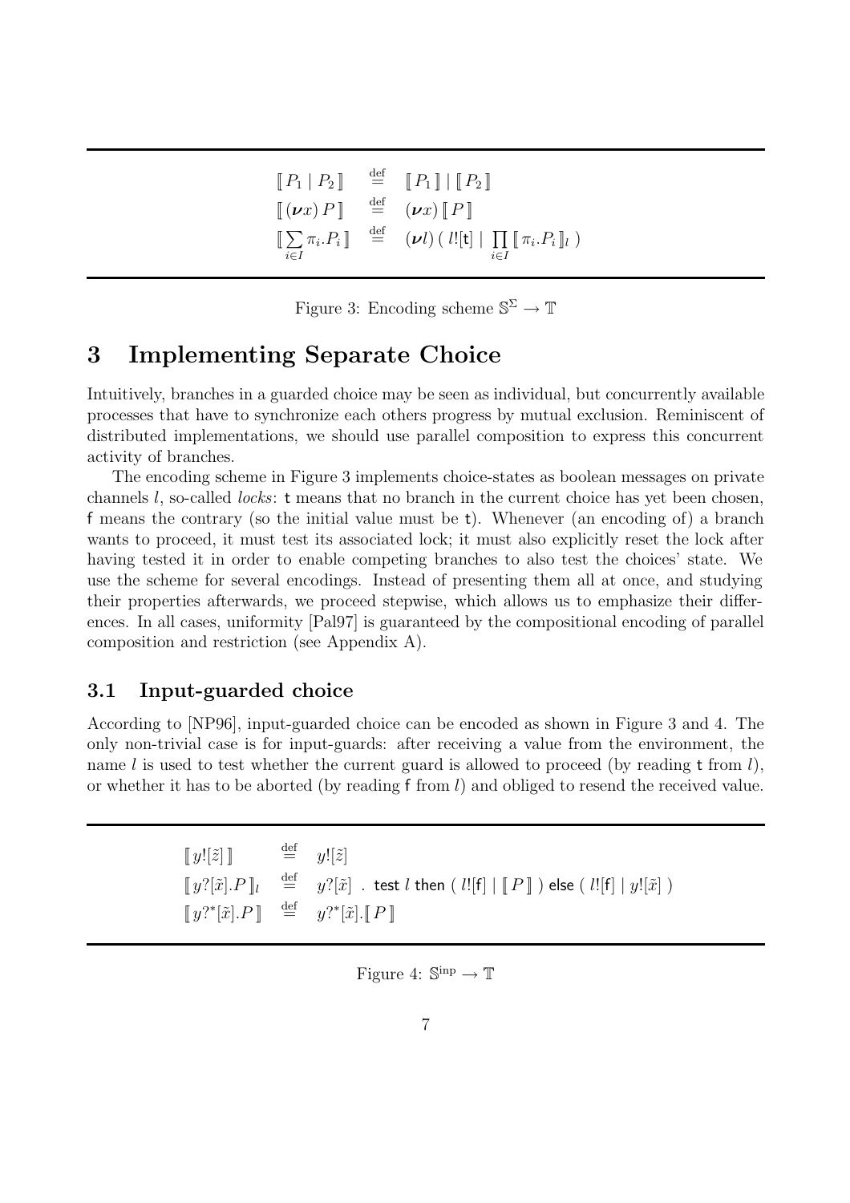$$
\begin{array}{lcl}
[\![ P_1 \mid P_2 ]\!] & \stackrel{\text{def}}{=} & [\![ P_1 ]\!] \mid [\![ P_2 ]\!] \\
[\![ (\boldsymbol{\nu} x)\, P ]\!] & \stackrel{\text{def}}{=} & (\boldsymbol{\nu} x)\, [\![ P ]\!] \\
[\![ \sum_{i \in I} \pi_i . P_i ]\!] & \stackrel{\text{def}}{=} & (\boldsymbol{\nu} l)\, (\, l![\mathsf{t}] \mid \prod_{i \in I} [\![ \pi_i . P_i ]\!]_l \,)
\end{array}
$$

Figure 3: Encoding scheme $\mathbb{S}^{\Sigma} \to \mathbb{T}$

# 3 Implementing Separate Choice

Intuitively, branches in a guarded choice may be seen as individual, but concurrently available processes that have to synchronize each others progress by mutual exclusion. Reminiscent of distributed implementations, we should use parallel composition to express this concurrent activity of branches.

The encoding scheme in Figure 3 implements choice-states as boolean messages on private channels $l$, so-called *locks*: $\mathsf{t}$ means that no branch in the current choice has yet been chosen, $\mathsf{f}$ means the contrary (so the initial value must be $\mathsf{t}$). Whenever (an encoding of) a branch wants to proceed, it must test its associated lock; it must also explicitly reset the lock after having tested it in order to enable competing branches to also test the choices' state. We use the scheme for several encodings. Instead of presenting them all at once, and studying their properties afterwards, we proceed stepwise, which allows us to emphasize their differences. In all cases, uniformity [Pal97] is guaranteed by the compositional encoding of parallel composition and restriction (see Appendix A).

## 3.1 Input-guarded choice

According to [NP96], input-guarded choice can be encoded as shown in Figure 3 and 4. The only non-trivial case is for input-guards: after receiving a value from the environment, the name $l$ is used to test whether the current guard is allowed to proceed (by reading $\mathsf{t}$ from $l$), or whether it has to be aborted (by reading $\mathsf{f}$ from $l$) and obliged to resend the received value.

$$
\begin{array}{lcl}
[\![ y![\tilde{z}] ]\!] & \stackrel{\text{def}}{=} & y![\tilde{z}] \\
[\![ y?[\tilde{x}].P ]\!]_l & \stackrel{\text{def}}{=} & y?[\tilde{x}] \;.\; \mathsf{test}\ l\ \mathsf{then}\ (\, l![\mathsf{f}] \mid [\![ P ]\!] \,)\ \mathsf{else}\ (\, l![\mathsf{f}] \mid y![\tilde{x}] \,) \\
[\![ y?^{*}[\tilde{x}].P ]\!] & \stackrel{\text{def}}{=} & y?^{*}[\tilde{x}].[\![ P ]\!]
\end{array}
$$

Figure 4: $\mathbb{S}^{\text{inp}} \to \mathbb{T}$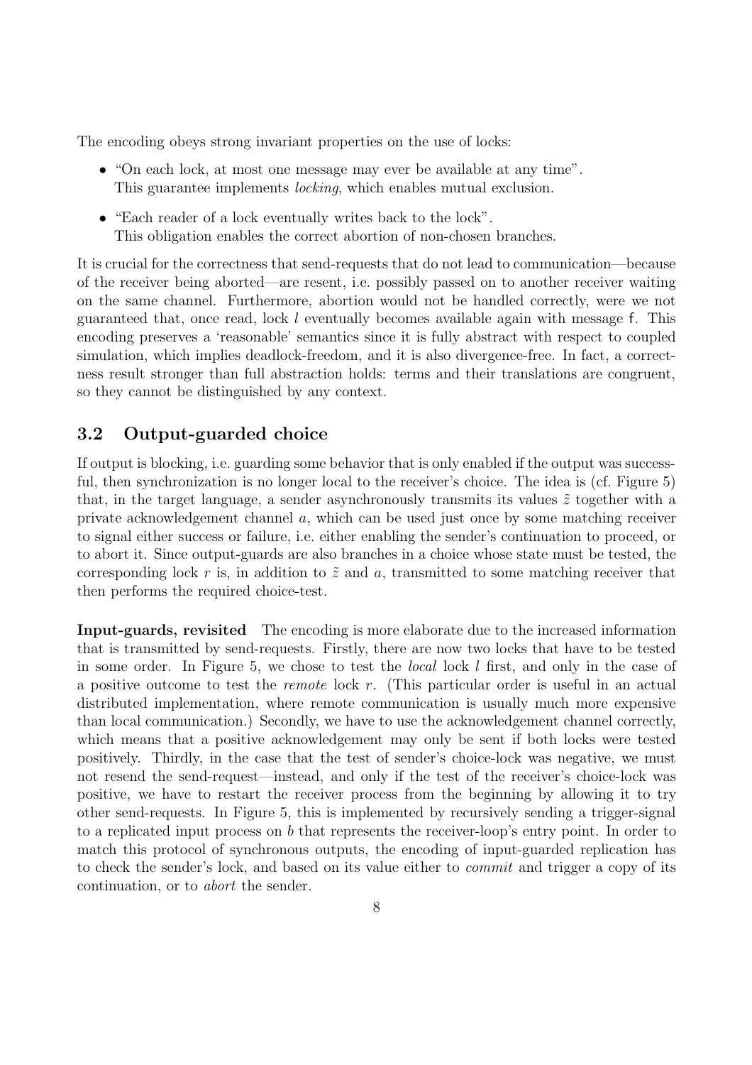The encoding obeys strong invariant properties on the use of locks:

- "On each lock, at most one message may ever be available at any time".
  This guarantee implements *locking*, which enables mutual exclusion.
- "Each reader of a lock eventually writes back to the lock".
  This obligation enables the correct abortion of non-chosen branches.

It is crucial for the correctness that send-requests that do not lead to communication—because of the receiver being aborted—are resent, i.e. possibly passed on to another receiver waiting on the same channel. Furthermore, abortion would not be handled correctly, were we not guaranteed that, once read, lock $l$ eventually becomes available again with message $\mathsf{f}$. This encoding preserves a 'reasonable' semantics since it is fully abstract with respect to coupled simulation, which implies deadlock-freedom, and it is also divergence-free. In fact, a correctness result stronger than full abstraction holds: terms and their translations are congruent, so they cannot be distinguished by any context.

## 3.2 Output-guarded choice

If output is blocking, i.e. guarding some behavior that is only enabled if the output was successful, then synchronization is no longer local to the receiver's choice. The idea is (cf. Figure 5) that, in the target language, a sender asynchronously transmits its values $\tilde{z}$ together with a private acknowledgement channel $a$, which can be used just once by some matching receiver to signal either success or failure, i.e. either enabling the sender's continuation to proceed, or to abort it. Since output-guards are also branches in a choice whose state must be tested, the corresponding lock $r$ is, in addition to $\tilde{z}$ and $a$, transmitted to some matching receiver that then performs the required choice-test.

**Input-guards, revisited** The encoding is more elaborate due to the increased information that is transmitted by send-requests. Firstly, there are now two locks that have to be tested in some order. In Figure 5, we chose to test the *local* lock $l$ first, and only in the case of a positive outcome to test the *remote* lock $r$. (This particular order is useful in an actual distributed implementation, where remote communication is usually much more expensive than local communication.) Secondly, we have to use the acknowledgement channel correctly, which means that a positive acknowledgement may only be sent if both locks were tested positively. Thirdly, in the case that the test of sender's choice-lock was negative, we must not resend the send-request—instead, and only if the test of the receiver's choice-lock was positive, we have to restart the receiver process from the beginning by allowing it to try other send-requests. In Figure 5, this is implemented by recursively sending a trigger-signal to a replicated input process on $b$ that represents the receiver-loop's entry point. In order to match this protocol of synchronous outputs, the encoding of input-guarded replication has to check the sender's lock, and based on its value either to *commit* and trigger a copy of its continuation, or to *abort* the sender.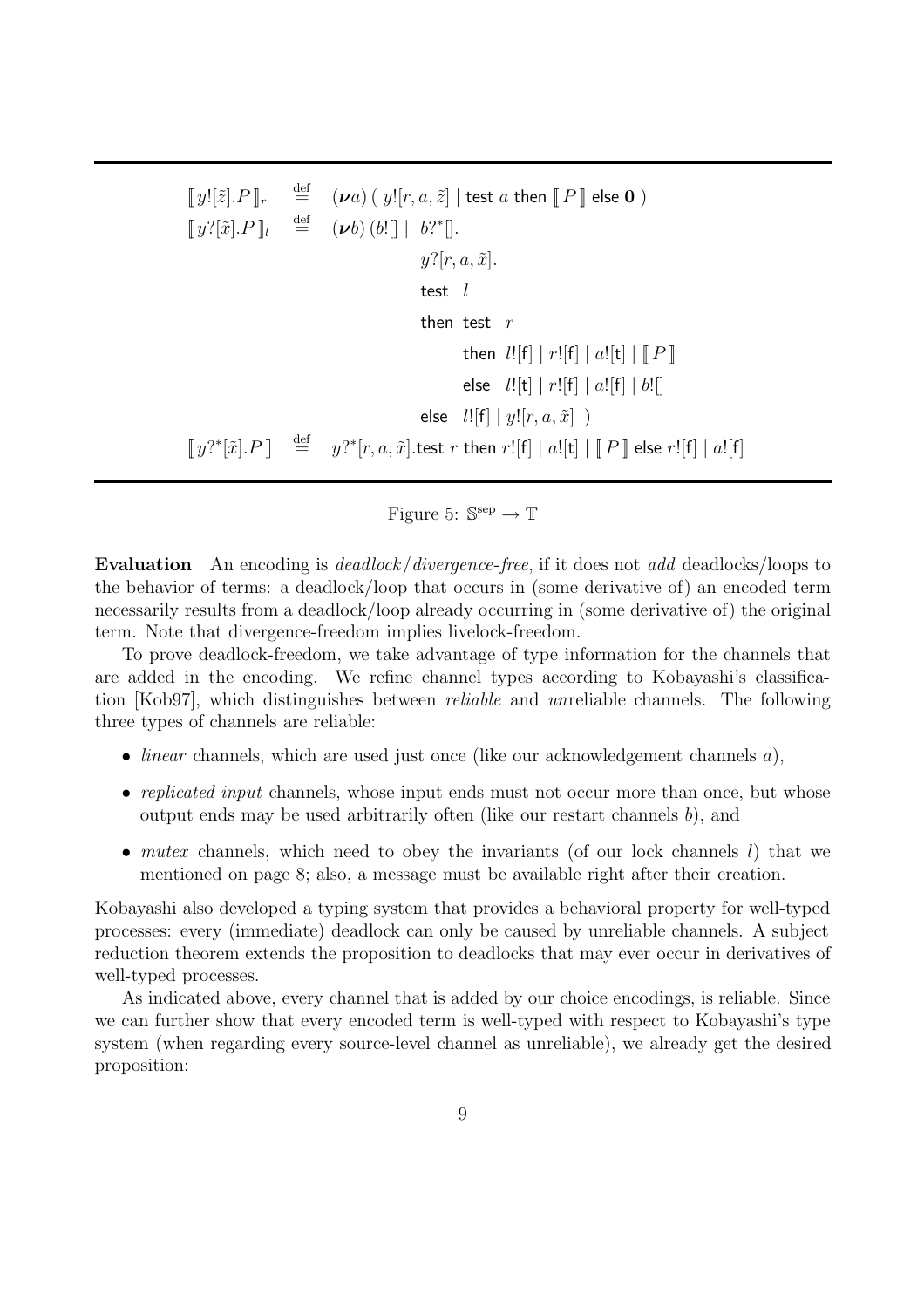$$
\begin{array}{lcl}
[\![\, y![\tilde{z}].P \,]\!]_r & \stackrel{\text{def}}{=} & (\boldsymbol{\nu} a)\,(\; y![r,a,\tilde{z}] \mid \mathsf{test}\ a\ \mathsf{then}\ [\![\, P \,]\!]\ \mathsf{else}\ \mathbf{0}\;) \\
[\![\, y?[\tilde{x}].P \,]\!]_l & \stackrel{\text{def}}{=} & (\boldsymbol{\nu} b)\,(b![\,] \mid\; b?^*[\,]. \\
 & & \qquad y?[r,a,\tilde{x}]. \\
 & & \qquad \mathsf{test}\ \ l \\
 & & \qquad \mathsf{then}\ \ \mathsf{test}\ \ r \\
 & & \qquad\qquad \mathsf{then}\ \ l![\mathsf{f}] \mid r![\mathsf{f}] \mid a![\mathsf{t}] \mid [\![\, P \,]\!] \\
 & & \qquad\qquad \mathsf{else}\ \ \ l![\mathsf{t}] \mid r![\mathsf{f}] \mid a![\mathsf{f}] \mid b![\,] \\
 & & \qquad \mathsf{else}\ \ l![\mathsf{f}] \mid y![r,a,\tilde{x}]\ \ ) \\
[\![\, y?^*[\tilde{x}].P \,]\!] & \stackrel{\text{def}}{=} & y?^*[r,a,\tilde{x}].\mathsf{test}\ r\ \mathsf{then}\ r![\mathsf{f}] \mid a![\mathsf{t}] \mid [\![\, P \,]\!]\ \mathsf{else}\ r![\mathsf{f}] \mid a![\mathsf{f}]
\end{array}
$$

Figure 5: $\mathbb{S}^{\text{sep}} \to \mathbb{T}$

**Evaluation** An encoding is *deadlock*/*divergence-free*, if it does not *add* deadlocks/loops to the behavior of terms: a deadlock/loop that occurs in (some derivative of) an encoded term necessarily results from a deadlock/loop already occurring in (some derivative of) the original term. Note that divergence-freedom implies livelock-freedom.

To prove deadlock-freedom, we take advantage of type information for the channels that are added in the encoding. We refine channel types according to Kobayashi's classification [Kob97], which distinguishes between *reliable* and *un*reliable channels. The following three types of channels are reliable:

- *linear* channels, which are used just once (like our acknowledgement channels $a$),
- *replicated input* channels, whose input ends must not occur more than once, but whose output ends may be used arbitrarily often (like our restart channels $b$), and
- *mutex* channels, which need to obey the invariants (of our lock channels $l$) that we mentioned on page 8; also, a message must be available right after their creation.

Kobayashi also developed a typing system that provides a behavioral property for well-typed processes: every (immediate) deadlock can only be caused by unreliable channels. A subject reduction theorem extends the proposition to deadlocks that may ever occur in derivatives of well-typed processes.

As indicated above, every channel that is added by our choice encodings, is reliable. Since we can further show that every encoded term is well-typed with respect to Kobayashi's type system (when regarding every source-level channel as unreliable), we already get the desired proposition: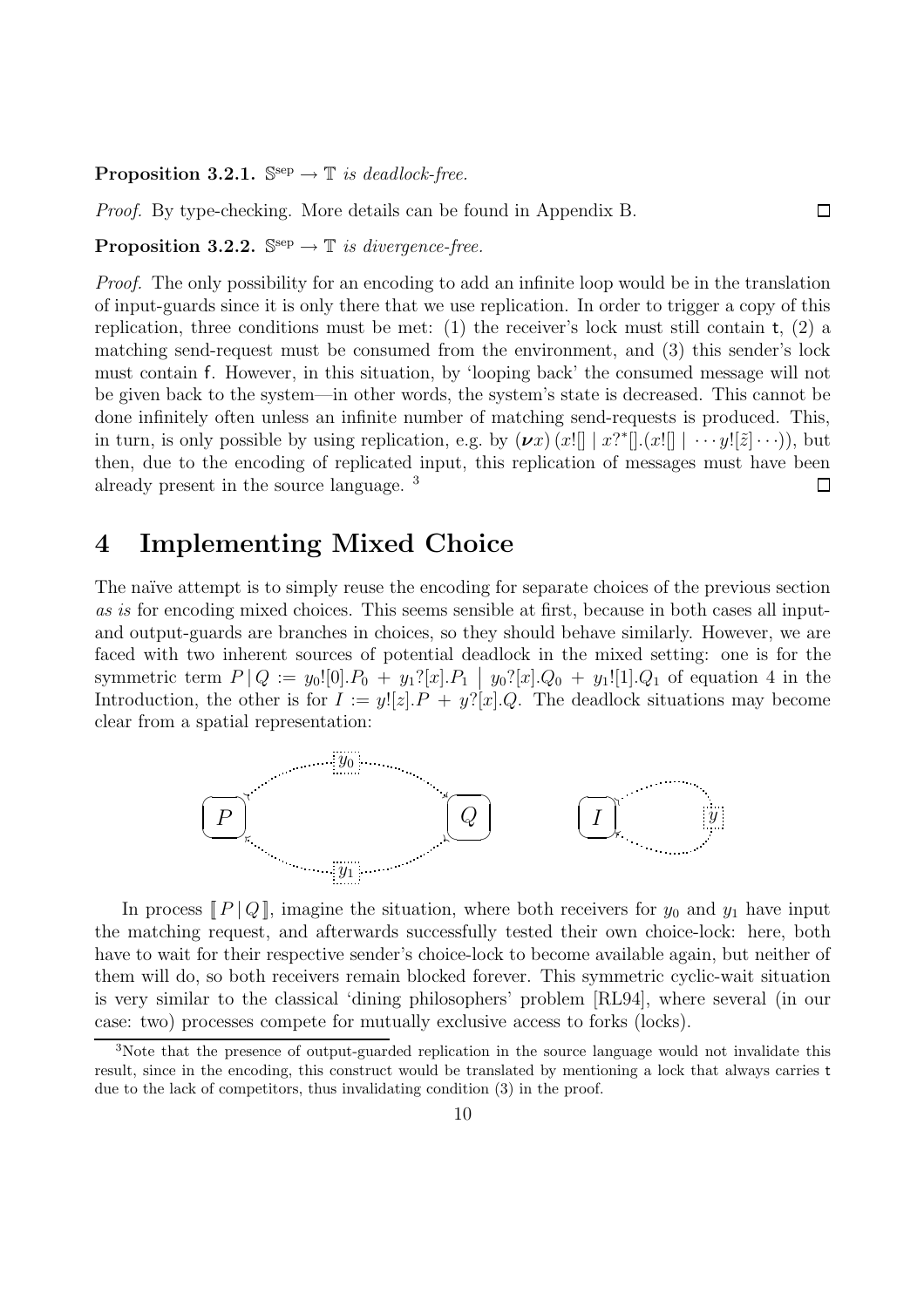**Proposition 3.2.1.** $\mathbb{S}^{\text{sep}} \to \mathbb{T}$ *is deadlock-free.*

*Proof.* By type-checking. More details can be found in Appendix B. ☐

**Proposition 3.2.2.** $\mathbb{S}^{\text{sep}} \to \mathbb{T}$ *is divergence-free.*

*Proof.* The only possibility for an encoding to add an infinite loop would be in the translation of input-guards since it is only there that we use replication. In order to trigger a copy of this replication, three conditions must be met: (1) the receiver's lock must still contain $\mathtt{t}$, (2) a matching send-request must be consumed from the environment, and (3) this sender's lock must contain $\mathtt{f}$. However, in this situation, by 'looping back' the consumed message will not be given back to the system—in other words, the system's state is decreased. This cannot be done infinitely often unless an infinite number of matching send-requests is produced. This, in turn, is only possible by using replication, e.g. by $(\boldsymbol{\nu}x)\,(x![] \mid x?^*[].(x![] \mid \cdots y![\tilde{z}] \cdots))$, but then, due to the encoding of replicated input, this replication of messages must have been already present in the source language. [3] ☐

# 4 Implementing Mixed Choice

The naïve attempt is to simply reuse the encoding for separate choices of the previous section *as is* for encoding mixed choices. This seems sensible at first, because in both cases all input- and output-guards are branches in choices, so they should behave similarly. However, we are faced with two inherent sources of potential deadlock in the mixed setting: one is for the symmetric term $P \,|\, Q := y_0![0].P_0 + y_1?[x].P_1 \;\big|\; y_0?[x].Q_0 + y_1![1].Q_1$ of equation 4 in the Introduction, the other is for $I := y![z].P + y?[x].Q$. The deadlock situations may become clear from a spatial representation:

In process $[\![\, P \,|\, Q \,]\!]$, imagine the situation, where both receivers for $y_0$ and $y_1$ have input the matching request, and afterwards successfully tested their own choice-lock: here, both have to wait for their respective sender's choice-lock to become available again, but neither of them will do, so both receivers remain blocked forever. This symmetric cyclic-wait situation is very similar to the classical 'dining philosophers' problem [RL94], where several (in our case: two) processes compete for mutually exclusive access to forks (locks).

[3] Note that the presence of output-guarded replication in the source language would not invalidate this result, since in the encoding, this construct would be translated by mentioning a lock that always carries $\mathtt{t}$ due to the lack of competitors, thus invalidating condition (3) in the proof.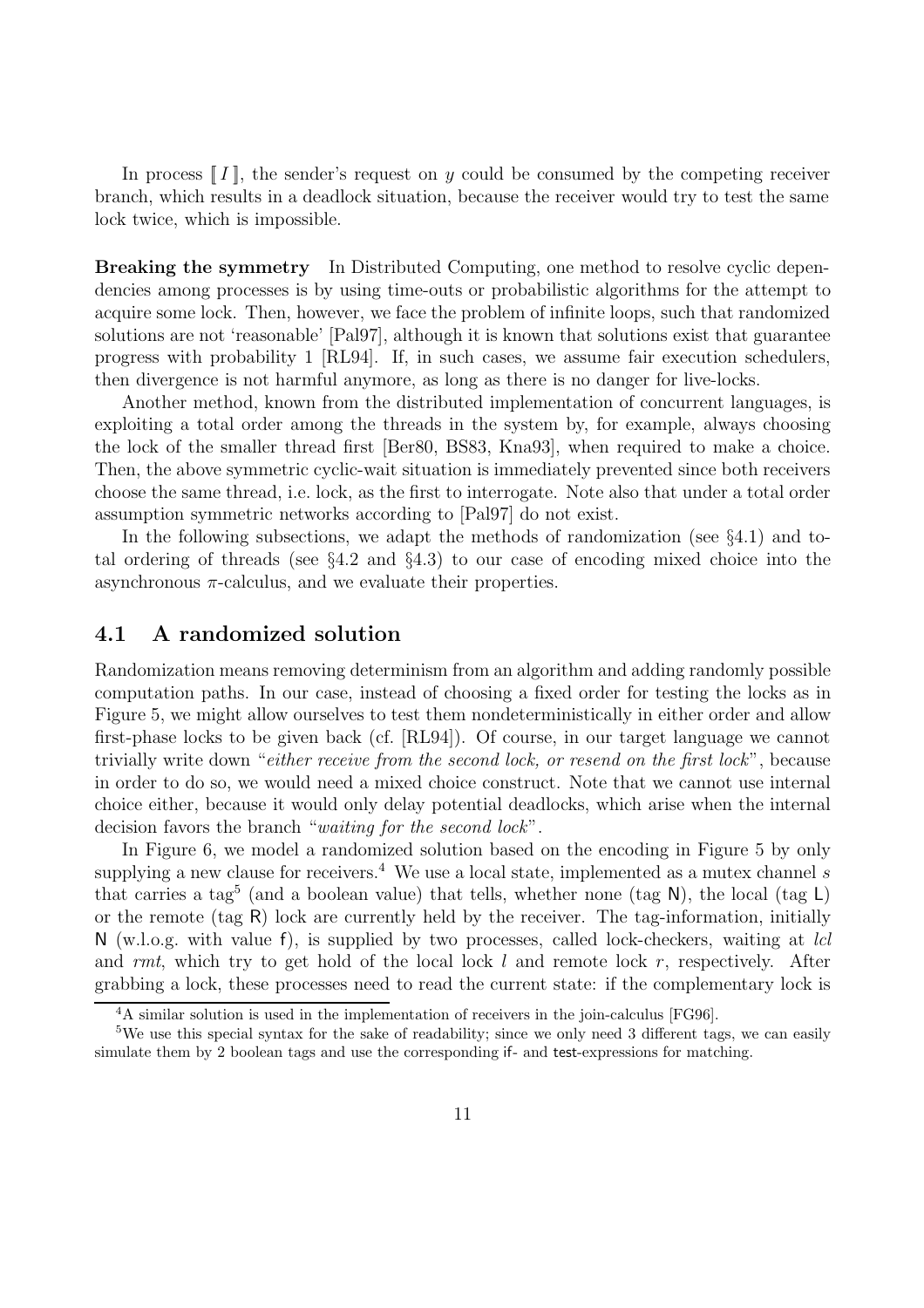In process $[\![ I ]\!]$, the sender's request on $y$ could be consumed by the competing receiver branch, which results in a deadlock situation, because the receiver would try to test the same lock twice, which is impossible.

**Breaking the symmetry** In Distributed Computing, one method to resolve cyclic dependencies among processes is by using time-outs or probabilistic algorithms for the attempt to acquire some lock. Then, however, we face the problem of infinite loops, such that randomized solutions are not 'reasonable' [Pal97], although it is known that solutions exist that guarantee progress with probability 1 [RL94]. If, in such cases, we assume fair execution schedulers, then divergence is not harmful anymore, as long as there is no danger for live-locks.

Another method, known from the distributed implementation of concurrent languages, is exploiting a total order among the threads in the system by, for example, always choosing the lock of the smaller thread first [Ber80, BS83, Kna93], when required to make a choice. Then, the above symmetric cyclic-wait situation is immediately prevented since both receivers choose the same thread, i.e. lock, as the first to interrogate. Note also that under a total order assumption symmetric networks according to [Pal97] do not exist.

In the following subsections, we adapt the methods of randomization (see §4.1) and total ordering of threads (see §4.2 and §4.3) to our case of encoding mixed choice into the asynchronous $\pi$-calculus, and we evaluate their properties.

## 4.1 A randomized solution

Randomization means removing determinism from an algorithm and adding randomly possible computation paths. In our case, instead of choosing a fixed order for testing the locks as in Figure 5, we might allow ourselves to test them nondeterministically in either order and allow first-phase locks to be given back (cf. [RL94]). Of course, in our target language we cannot trivially write down "*either receive from the second lock, or resend on the first lock*", because in order to do so, we would need a mixed choice construct. Note that we cannot use internal choice either, because it would only delay potential deadlocks, which arise when the internal decision favors the branch "*waiting for the second lock*".

In Figure 6, we model a randomized solution based on the encoding in Figure 5 by only supplying a new clause for receivers.[4] We use a local state, implemented as a mutex channel $s$ that carries a tag[5] (and a boolean value) that tells, whether none (tag $\mathsf{N}$), the local (tag $\mathsf{L}$) or the remote (tag $\mathsf{R}$) lock are currently held by the receiver. The tag-information, initially $\mathsf{N}$ (w.l.o.g. with value $\mathsf{f}$), is supplied by two processes, called lock-checkers, waiting at *lcl* and *rmt*, which try to get hold of the local lock $l$ and remote lock $r$, respectively. After grabbing a lock, these processes need to read the current state: if the complementary lock is

[4] A similar solution is used in the implementation of receivers in the join-calculus [FG96].

[5] We use this special syntax for the sake of readability; since we only need 3 different tags, we can easily simulate them by 2 boolean tags and use the corresponding if- and test-expressions for matching.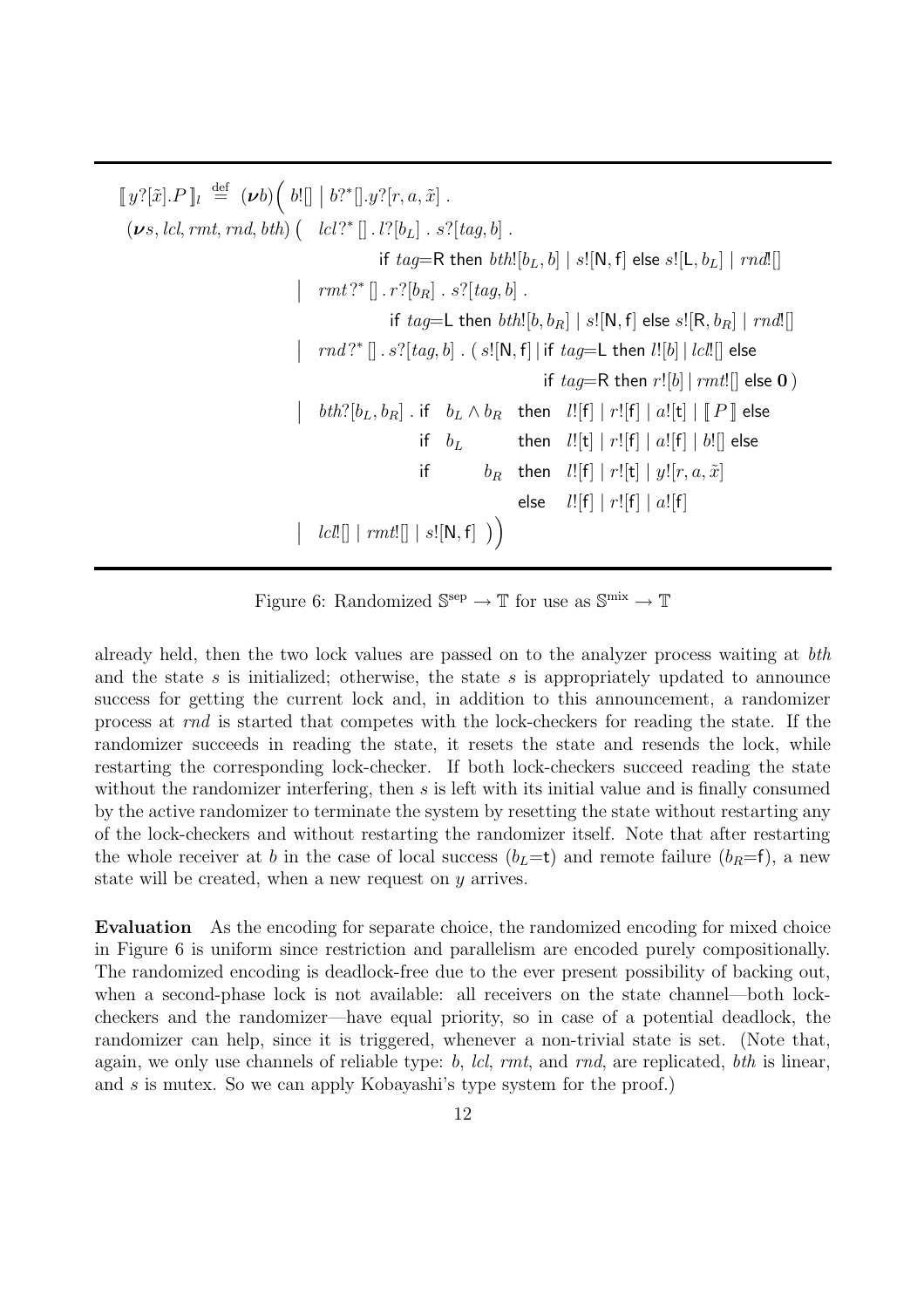$$
\begin{array}{l}
[\![\, y?[\tilde{x}].P \,]\!]_l \stackrel{\text{def}}{=} (\boldsymbol{\nu} b)\Big(\; b![] \;\big|\; b?^*[].y?[r,a,\tilde{x}] \;. \\
(\boldsymbol{\nu} s, lcl, rmt, rnd, bth)\;\big(\quad lcl?^*\,[]\,.\,l?[b_L]\;.\;s?[tag,b]\;. \\
\qquad\qquad\qquad\qquad \mathsf{if}\ tag{=}\mathsf{R}\ \mathsf{then}\ bth![b_L,b] \mid s![\mathsf{N},\mathsf{f}]\ \mathsf{else}\ s![\mathsf{L},b_L] \mid rnd![] \\
\qquad\qquad\quad \big|\quad rmt?^*\,[]\,.\,r?[b_R]\;.\;s?[tag,b]\;. \\
\qquad\qquad\qquad\qquad \mathsf{if}\ tag{=}\mathsf{L}\ \mathsf{then}\ bth![b,b_R] \mid s![\mathsf{N},\mathsf{f}]\ \mathsf{else}\ s![\mathsf{R},b_R] \mid rnd![] \\
\qquad\qquad\quad \big|\quad rnd?^*\,[]\,.\,s?[tag,b]\;.\;(\,s![\mathsf{N},\mathsf{f}] \mid \mathsf{if}\ tag{=}\mathsf{L}\ \mathsf{then}\ l![b] \mid lcl![]\ \mathsf{else} \\
\qquad\qquad\qquad\qquad\qquad\qquad\qquad\qquad \mathsf{if}\ tag{=}\mathsf{R}\ \mathsf{then}\ r![b] \mid rmt![]\ \mathsf{else}\ \mathbf{0}\,) \\
\qquad\qquad\quad \big|\quad bth?[b_L,b_R]\;.\;\mathsf{if}\quad b_L \wedge b_R \quad \mathsf{then}\quad l![\mathsf{f}] \mid r![\mathsf{f}] \mid a![\mathsf{t}] \mid [\![\, P \,]\!]\ \mathsf{else} \\
\qquad\qquad\qquad\qquad\qquad\quad\; \mathsf{if}\quad b_L \qquad\;\; \mathsf{then}\quad l![\mathsf{t}] \mid r![\mathsf{f}] \mid a![\mathsf{f}] \mid b![]\ \mathsf{else} \\
\qquad\qquad\qquad\qquad\qquad\quad\; \mathsf{if}\qquad\quad b_R \;\; \mathsf{then}\quad l![\mathsf{f}] \mid r![\mathsf{t}] \mid y![r,a,\tilde{x}] \\
\qquad\qquad\qquad\qquad\qquad\qquad\qquad\qquad\;\; \mathsf{else}\quad l![\mathsf{f}] \mid r![\mathsf{f}] \mid a![\mathsf{f}] \\
\qquad\qquad\quad \big|\quad lcl![] \mid rmt![] \mid s![\mathsf{N},\mathsf{f}]\;\;\big)\Big)
\end{array}
$$

Figure 6: Randomized $\mathbb{S}^{\text{sep}} \to \mathbb{T}$ for use as $\mathbb{S}^{\text{mix}} \to \mathbb{T}$

already held, then the two lock values are passed on to the analyzer process waiting at *bth* and the state $s$ is initialized; otherwise, the state $s$ is appropriately updated to announce success for getting the current lock and, in addition to this announcement, a randomizer process at *rnd* is started that competes with the lock-checkers for reading the state. If the randomizer succeeds in reading the state, it resets the state and resends the lock, while restarting the corresponding lock-checker. If both lock-checkers succeed reading the state without the randomizer interfering, then $s$ is left with its initial value and is finally consumed by the active randomizer to terminate the system by resetting the state without restarting any of the lock-checkers and without restarting the randomizer itself. Note that after restarting the whole receiver at $b$ in the case of local success ($b_L$=t) and remote failure ($b_R$=f), a new state will be created, when a new request on $y$ arrives.

**Evaluation** As the encoding for separate choice, the randomized encoding for mixed choice in Figure 6 is uniform since restriction and parallelism are encoded purely compositionally. The randomized encoding is deadlock-free due to the ever present possibility of backing out, when a second-phase lock is not available: all receivers on the state channel—both lock-checkers and the randomizer—have equal priority, so in case of a potential deadlock, the randomizer can help, since it is triggered, whenever a non-trivial state is set. (Note that, again, we only use channels of reliable type: $b$, *lcl*, *rmt*, and *rnd*, are replicated, *bth* is linear, and $s$ is mutex. So we can apply Kobayashi's type system for the proof.)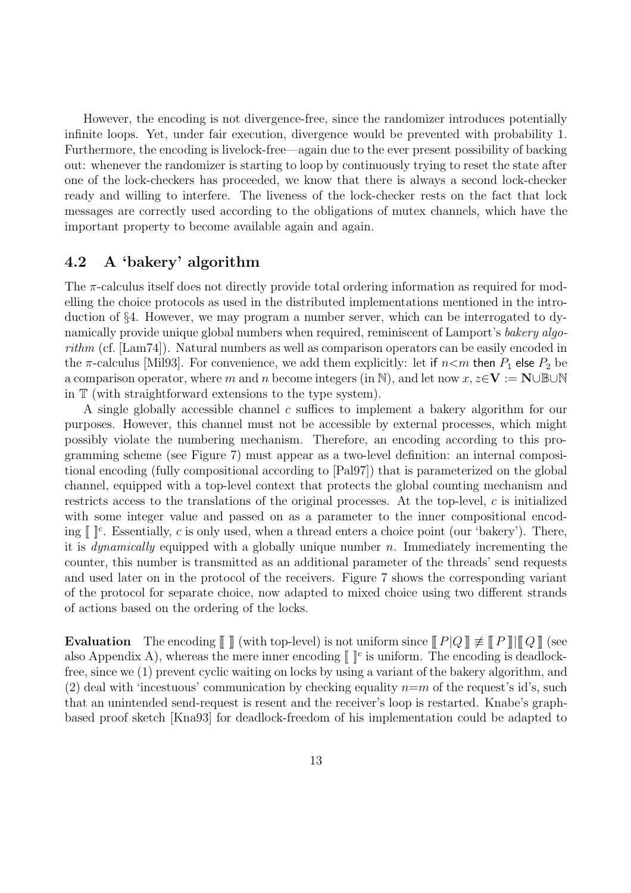However, the encoding is not divergence-free, since the randomizer introduces potentially infinite loops. Yet, under fair execution, divergence would be prevented with probability 1. Furthermore, the encoding is livelock-free—again due to the ever present possibility of backing out: whenever the randomizer is starting to loop by continuously trying to reset the state after one of the lock-checkers has proceeded, we know that there is always a second lock-checker ready and willing to interfere. The liveness of the lock-checker rests on the fact that lock messages are correctly used according to the obligations of mutex channels, which have the important property to become available again and again.

## 4.2 A 'bakery' algorithm

The $\pi$-calculus itself does not directly provide total ordering information as required for modelling the choice protocols as used in the distributed implementations mentioned in the introduction of §4. However, we may program a number server, which can be interrogated to dynamically provide unique global numbers when required, reminiscent of Lamport's *bakery algorithm* (cf. [Lam74]). Natural numbers as well as comparison operators can be easily encoded in the $\pi$-calculus [Mil93]. For convenience, we add them explicitly: let $\mathsf{if}\ n{<}m\ \mathsf{then}\ P_1\ \mathsf{else}\ P_2$ be a comparison operator, where $m$ and $n$ become integers (in $\mathbb{N}$), and let now $x, z{\in}\mathbf{V} := \mathbf{N}{\cup}\mathbb{B}{\cup}\mathbb{N}$ in $\mathbb{T}$ (with straightforward extensions to the type system).

A single globally accessible channel $c$ suffices to implement a bakery algorithm for our purposes. However, this channel must not be accessible by external processes, which might possibly violate the numbering mechanism. Therefore, an encoding according to this programming scheme (see Figure 7) must appear as a two-level definition: an internal compositional encoding (fully compositional according to [Pal97]) that is parameterized on the global channel, equipped with a top-level context that protects the global counting mechanism and restricts access to the translations of the original processes. At the top-level, $c$ is initialized with some integer value and passed on as a parameter to the inner compositional encoding $[\![\ ]\!]^c$. Essentially, $c$ is only used, when a thread enters a choice point (our 'bakery'). There, it is *dynamically* equipped with a globally unique number $n$. Immediately incrementing the counter, this number is transmitted as an additional parameter of the threads' send requests and used later on in the protocol of the receivers. Figure 7 shows the corresponding variant of the protocol for separate choice, now adapted to mixed choice using two different strands of actions based on the ordering of the locks.

**Evaluation** The encoding $[\![\ ]\!]$ (with top-level) is not uniform since $[\![\, P|Q \,]\!] \not\equiv [\![\, P \,]\!] | [\![\, Q \,]\!]$ (see also Appendix A), whereas the mere inner encoding $[\![\ ]\!]^c$ is uniform. The encoding is deadlock-free, since we (1) prevent cyclic waiting on locks by using a variant of the bakery algorithm, and (2) deal with 'incestuous' communication by checking equality $n{=}m$ of the request's id's, such that an unintended send-request is resent and the receiver's loop is restarted. Knabe's graph-based proof sketch [Kna93] for deadlock-freedom of his implementation could be adapted to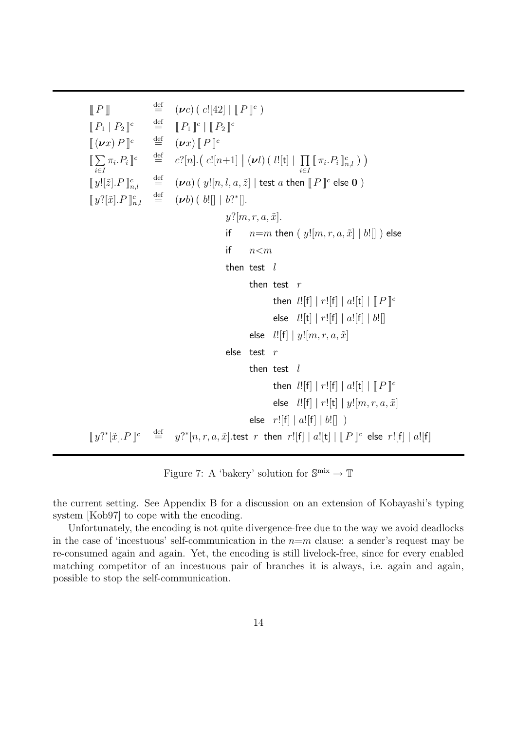$$
\begin{array}{lcl}
[\![\, P \,]\!] & \stackrel{\text{def}}{=} & (\boldsymbol{\nu} c)\,(\; c![42] \mid [\![\, P \,]\!]^c \;) \\
[\![\, P_1 \mid P_2 \,]\!]^c & \stackrel{\text{def}}{=} & [\![\, P_1 \,]\!]^c \mid [\![\, P_2 \,]\!]^c \\
[\![\, (\boldsymbol{\nu} x)\, P \,]\!]^c & \stackrel{\text{def}}{=} & (\boldsymbol{\nu} x)\, [\![\, P \,]\!]^c \\
[\![\, \sum_{i \in I} \pi_i.P_i \,]\!]^c & \stackrel{\text{def}}{=} & c?[n].\big(\; c![n{+}1] \;\big|\; (\boldsymbol{\nu} l)\,(\; l![\mathsf{t}] \mid \prod_{i \in I} [\![\, \pi_i.P_i \,]\!]^c_{n,l} \;)\;\big) \\
[\![\, y![\tilde{z}].P \,]\!]^c_{n,l} & \stackrel{\text{def}}{=} & (\boldsymbol{\nu} a)\,(\; y![n,l,a,\tilde{z}] \mid \mathsf{test}\ a\ \mathsf{then}\ [\![\, P \,]\!]^c\ \mathsf{else}\ \mathbf{0} \;) \\
[\![\, y?[\tilde{x}].P \,]\!]^c_{n,l} & \stackrel{\text{def}}{=} & (\boldsymbol{\nu} b)\,(\; b![] \mid b?^*[]. \\
& & \qquad y?[m,r,a,\tilde{x}]. \\
& & \qquad \mathsf{if}\ \ n{=}m\ \mathsf{then}\ (\; y![m,r,a,\tilde{x}] \mid b![] \;)\ \mathsf{else} \\
& & \qquad \mathsf{if}\ \ n{<}m \\
& & \qquad \mathsf{then}\ \mathsf{test}\ \ l \\
& & \qquad\qquad \mathsf{then}\ \mathsf{test}\ \ r \\
& & \qquad\qquad\qquad \mathsf{then}\ \ l![\mathsf{f}] \mid r![\mathsf{f}] \mid a![\mathsf{t}] \mid [\![\, P \,]\!]^c \\
& & \qquad\qquad\qquad \mathsf{else}\ \ l![\mathsf{t}] \mid r![\mathsf{f}] \mid a![\mathsf{f}] \mid b![] \\
& & \qquad\qquad \mathsf{else}\ \ l![\mathsf{f}] \mid y![m,r,a,\tilde{x}] \\
& & \qquad \mathsf{else}\ \ \mathsf{test}\ \ r \\
& & \qquad\qquad \mathsf{then}\ \mathsf{test}\ \ l \\
& & \qquad\qquad\qquad \mathsf{then}\ \ l![\mathsf{f}] \mid r![\mathsf{f}] \mid a![\mathsf{t}] \mid [\![\, P \,]\!]^c \\
& & \qquad\qquad\qquad \mathsf{else}\ \ l![\mathsf{f}] \mid r![\mathsf{t}] \mid y![m,r,a,\tilde{x}] \\
& & \qquad\qquad \mathsf{else}\ \ r![\mathsf{f}] \mid a![\mathsf{f}] \mid b![] \;\;) \\
[\![\, y?^*[\tilde{x}].P \,]\!]^c & \stackrel{\text{def}}{=} & y?^*[n,r,a,\tilde{x}].\mathsf{test}\ \ r\ \ \mathsf{then}\ \ r![\mathsf{f}] \mid a![\mathsf{t}] \mid [\![\, P \,]\!]^c\ \ \mathsf{else}\ \ r![\mathsf{f}] \mid a![\mathsf{f}]
\end{array}
$$

Figure 7: A 'bakery' solution for $\mathbb{S}^{\text{mix}} \to \mathbb{T}$

the current setting. See Appendix B for a discussion on an extension of Kobayashi's typing system [Kob97] to cope with the encoding.

Unfortunately, the encoding is not quite divergence-free due to the way we avoid deadlocks in the case of 'incestuous' self-communication in the $n{=}m$ clause: a sender's request may be re-consumed again and again. Yet, the encoding is still livelock-free, since for every enabled matching competitor of an incestuous pair of branches it is always, i.e. again and again, possible to stop the self-communication.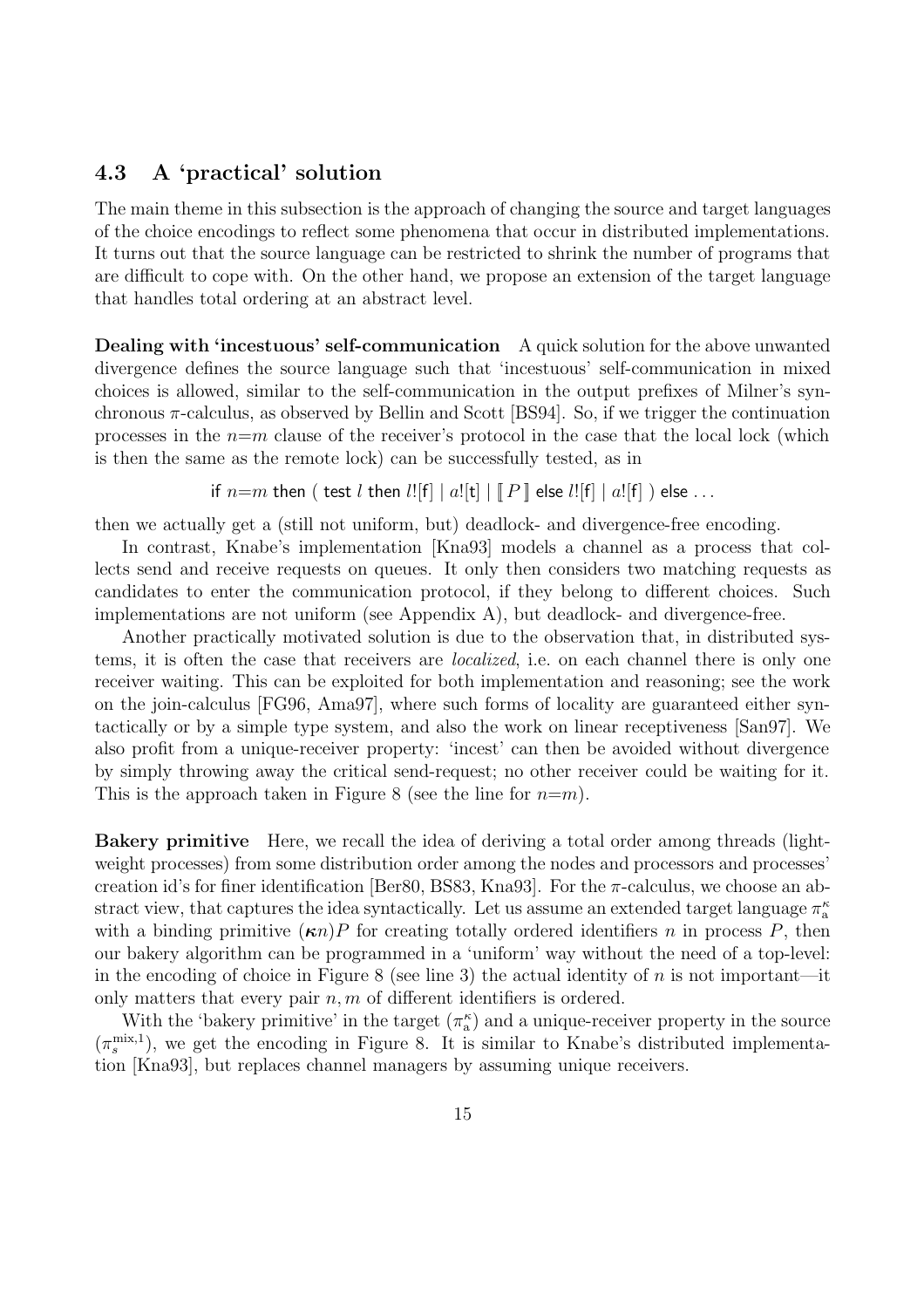### 4.3 A 'practical' solution

The main theme in this subsection is the approach of changing the source and target languages of the choice encodings to reflect some phenomena that occur in distributed implementations. It turns out that the source language can be restricted to shrink the number of programs that are difficult to cope with. On the other hand, we propose an extension of the target language that handles total ordering at an abstract level.

**Dealing with 'incestuous' self-communication** A quick solution for the above unwanted divergence defines the source language such that 'incestuous' self-communication in mixed choices is allowed, similar to the self-communication in the output prefixes of Milner's synchronous $\pi$-calculus, as observed by Bellin and Scott [BS94]. So, if we trigger the continuation processes in the $n{=}m$ clause of the receiver's protocol in the case that the local lock (which is then the same as the remote lock) can be successfully tested, as in

$$\text{if } n{=}m \text{ then } (\text{ test } l \text{ then } l![\mathsf{f}] \mid a![\mathsf{t}] \mid [\![\, P \,]\!] \text{ else } l![\mathsf{f}] \mid a![\mathsf{f}] \text{ ) else } \ldots$$

then we actually get a (still not uniform, but) deadlock- and divergence-free encoding.

In contrast, Knabe's implementation [Kna93] models a channel as a process that collects send and receive requests on queues. It only then considers two matching requests as candidates to enter the communication protocol, if they belong to different choices. Such implementations are not uniform (see Appendix A), but deadlock- and divergence-free.

Another practically motivated solution is due to the observation that, in distributed systems, it is often the case that receivers are *localized*, i.e. on each channel there is only one receiver waiting. This can be exploited for both implementation and reasoning; see the work on the join-calculus [FG96, Ama97], where such forms of locality are guaranteed either syntactically or by a simple type system, and also the work on linear receptiveness [San97]. We also profit from a unique-receiver property: 'incest' can then be avoided without divergence by simply throwing away the critical send-request; no other receiver could be waiting for it. This is the approach taken in Figure 8 (see the line for $n{=}m$).

**Bakery primitive** Here, we recall the idea of deriving a total order among threads (lightweight processes) from some distribution order among the nodes and processors and processes' creation id's for finer identification [Ber80, BS83, Kna93]. For the $\pi$-calculus, we choose an abstract view, that captures the idea syntactically. Let us assume an extended target language $\pi_{\mathrm{a}}^{\kappa}$ with a binding primitive $(\boldsymbol{\kappa} n)P$ for creating totally ordered identifiers $n$ in process $P$, then our bakery algorithm can be programmed in a 'uniform' way without the need of a top-level: in the encoding of choice in Figure 8 (see line 3) the actual identity of $n$ is not important—it only matters that every pair $n, m$ of different identifiers is ordered.

With the 'bakery primitive' in the target ($\pi_{\mathrm{a}}^{\kappa}$) and a unique-receiver property in the source ($\pi_{s}^{\mathrm{mix},1}$), we get the encoding in Figure 8. It is similar to Knabe's distributed implementation [Kna93], but replaces channel managers by assuming unique receivers.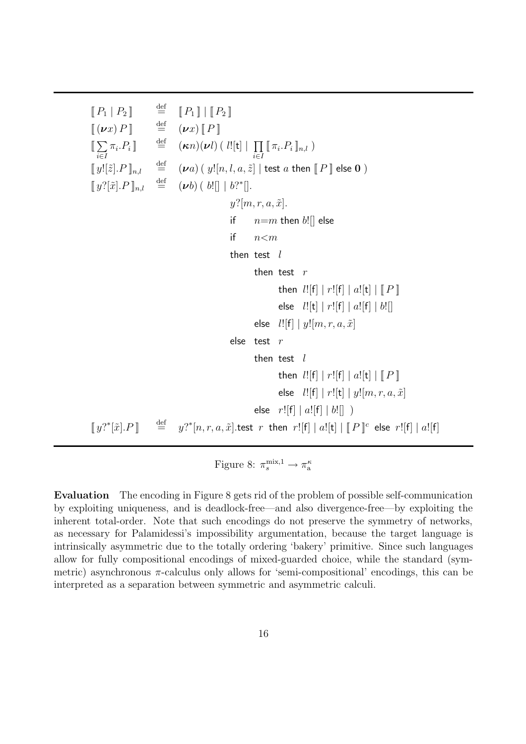$$
\begin{array}{lcl}
[\![\, P_1 \mid P_2 \,]\!] & \stackrel{\text{def}}{=} & [\![\, P_1 \,]\!] \mid [\![\, P_2 \,]\!] \\
[\![\, (\boldsymbol{\nu} x)\, P \,]\!] & \stackrel{\text{def}}{=} & (\boldsymbol{\nu} x)\, [\![\, P \,]\!] \\
[\![\, \sum_{i\in I} \pi_i.P_i \,]\!] & \stackrel{\text{def}}{=} & (\boldsymbol{\kappa} n)(\boldsymbol{\nu} l)\; (\; l![\mathsf{t}] \mid \prod_{i\in I} [\![\, \pi_i.P_i \,]\!]_{n,l} \;) \\
[\![\, y![\tilde{z}].P \,]\!]_{n,l} & \stackrel{\text{def}}{=} & (\boldsymbol{\nu} a)\; (\; y![n,l,a,\tilde{z}] \mid \mathsf{test}\ a\ \mathsf{then}\ [\![\, P \,]\!]\ \mathsf{else}\ \mathbf{0}\; ) \\
[\![\, y?[\tilde{x}].P \,]\!]_{n,l} & \stackrel{\text{def}}{=} & (\boldsymbol{\nu} b)\; (\; b![] \mid b?^*[]. \\
& & \qquad y?[m,r,a,\tilde{x}]. \\
& & \qquad \mathsf{if}\quad n{=}m\ \mathsf{then}\ b![]\ \mathsf{else} \\
& & \qquad \mathsf{if}\quad n{<}m \\
& & \qquad \mathsf{then}\ \mathsf{test}\ \ l \\
& & \qquad\qquad \mathsf{then}\ \mathsf{test}\ \ r \\
& & \qquad\qquad\qquad \mathsf{then}\ \ l![\mathsf{f}] \mid r![\mathsf{f}] \mid a![\mathsf{t}] \mid [\![\, P \,]\!] \\
& & \qquad\qquad\qquad \mathsf{else}\ \ \ l![\mathsf{t}] \mid r![\mathsf{f}] \mid a![\mathsf{f}] \mid b![] \\
& & \qquad\qquad \mathsf{else}\ \ \ l![\mathsf{f}] \mid y![m,r,a,\tilde{x}] \\
& & \qquad \mathsf{else}\ \ \mathsf{test}\ \ r \\
& & \qquad\qquad \mathsf{then}\ \mathsf{test}\ \ l \\
& & \qquad\qquad\qquad \mathsf{then}\ \ l![\mathsf{f}] \mid r![\mathsf{f}] \mid a![\mathsf{t}] \mid [\![\, P \,]\!] \\
& & \qquad\qquad\qquad \mathsf{else}\ \ \ l![\mathsf{f}] \mid r![\mathsf{t}] \mid y![m,r,a,\tilde{x}] \\
& & \qquad\qquad \mathsf{else}\ \ \ r![\mathsf{f}] \mid a![\mathsf{f}] \mid b![]\ \ ) \\
[\![\, y?^*[\tilde{x}].P \,]\!] & \stackrel{\text{def}}{=} & y?^*[n,r,a,\tilde{x}].\mathsf{test}\ \ r\ \ \mathsf{then}\ \ r![\mathsf{f}] \mid a![\mathsf{t}] \mid [\![\, P \,]\!]^c\ \ \mathsf{else}\ \ r![\mathsf{f}] \mid a![\mathsf{f}]
\end{array}
$$

Figure 8: $\pi_s^{\text{mix},1} \rightarrow \pi_{\text{a}}^{\kappa}$

**Evaluation** The encoding in Figure 8 gets rid of the problem of possible self-communication by exploiting uniqueness, and is deadlock-free—and also divergence-free—by exploiting the inherent total-order. Note that such encodings do not preserve the symmetry of networks, as necessary for Palamidessi's impossibility argumentation, because the target language is intrinsically asymmetric due to the totally ordering 'bakery' primitive. Since such languages allow for fully compositional encodings of mixed-guarded choice, while the standard (symmetric) asynchronous $\pi$-calculus only allows for 'semi-compositional' encodings, this can be interpreted as a separation between symmetric and asymmetric calculi.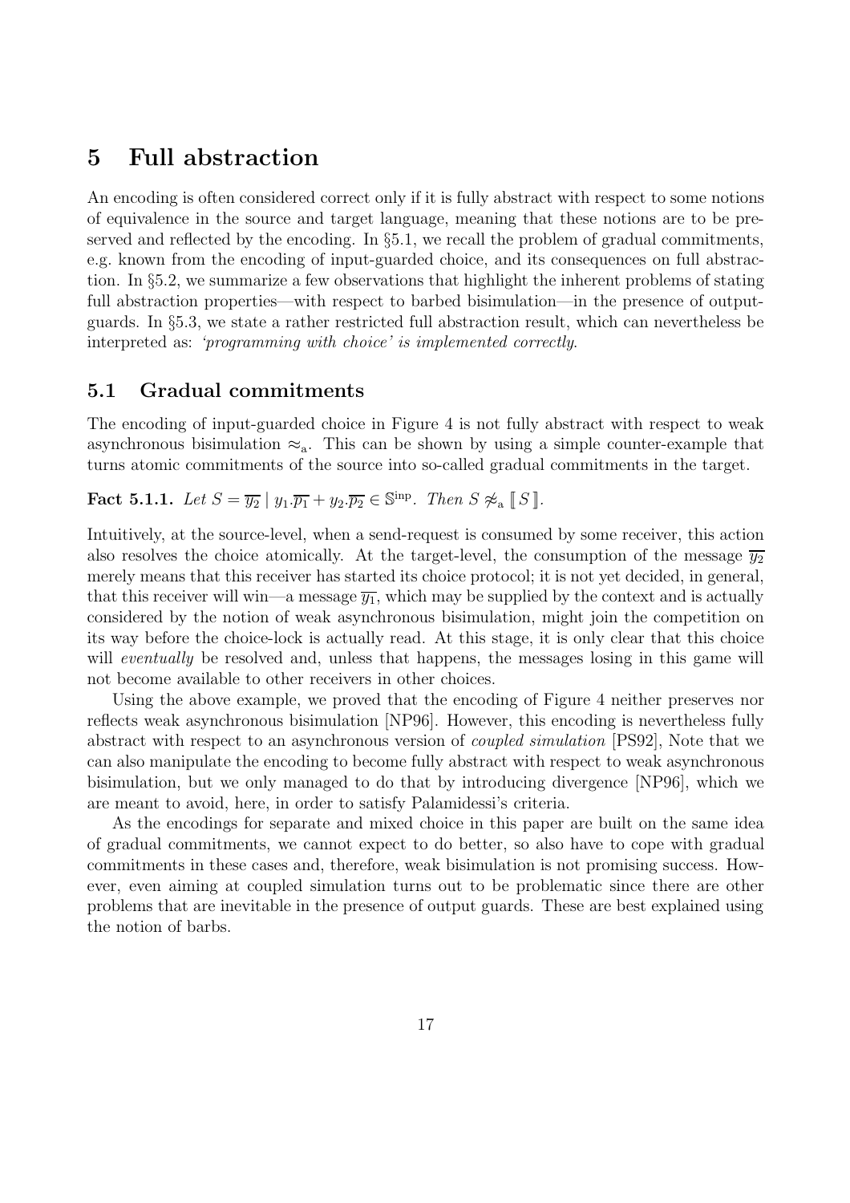# 5 Full abstraction

An encoding is often considered correct only if it is fully abstract with respect to some notions of equivalence in the source and target language, meaning that these notions are to be preserved and reflected by the encoding. In §5.1, we recall the problem of gradual commitments, e.g. known from the encoding of input-guarded choice, and its consequences on full abstraction. In §5.2, we summarize a few observations that highlight the inherent problems of stating full abstraction properties—with respect to barbed bisimulation—in the presence of output-guards. In §5.3, we state a rather restricted full abstraction result, which can nevertheless be interpreted as: *'programming with choice' is implemented correctly*.

## 5.1 Gradual commitments

The encoding of input-guarded choice in Figure 4 is not fully abstract with respect to weak asynchronous bisimulation $\approx_{\mathrm{a}}$. This can be shown by using a simple counter-example that turns atomic commitments of the source into so-called gradual commitments in the target.

**Fact 5.1.1.** *Let* $S = \overline{y_2} \mid y_1.\overline{p_1} + y_2.\overline{p_2} \in \mathbb{S}^{\mathrm{inp}}$. *Then* $S \not\approx_{\mathrm{a}} [\![\, S \,]\!]$.

Intuitively, at the source-level, when a send-request is consumed by some receiver, this action also resolves the choice atomically. At the target-level, the consumption of the message $\overline{y_2}$ merely means that this receiver has started its choice protocol; it is not yet decided, in general, that this receiver will win—a message $\overline{y_1}$, which may be supplied by the context and is actually considered by the notion of weak asynchronous bisimulation, might join the competition on its way before the choice-lock is actually read. At this stage, it is only clear that this choice will *eventually* be resolved and, unless that happens, the messages losing in this game will not become available to other receivers in other choices.

Using the above example, we proved that the encoding of Figure 4 neither preserves nor reflects weak asynchronous bisimulation [NP96]. However, this encoding is nevertheless fully abstract with respect to an asynchronous version of *coupled simulation* [PS92], Note that we can also manipulate the encoding to become fully abstract with respect to weak asynchronous bisimulation, but we only managed to do that by introducing divergence [NP96], which we are meant to avoid, here, in order to satisfy Palamidessi's criteria.

As the encodings for separate and mixed choice in this paper are built on the same idea of gradual commitments, we cannot expect to do better, so also have to cope with gradual commitments in these cases and, therefore, weak bisimulation is not promising success. However, even aiming at coupled simulation turns out to be problematic since there are other problems that are inevitable in the presence of output guards. These are best explained using the notion of barbs.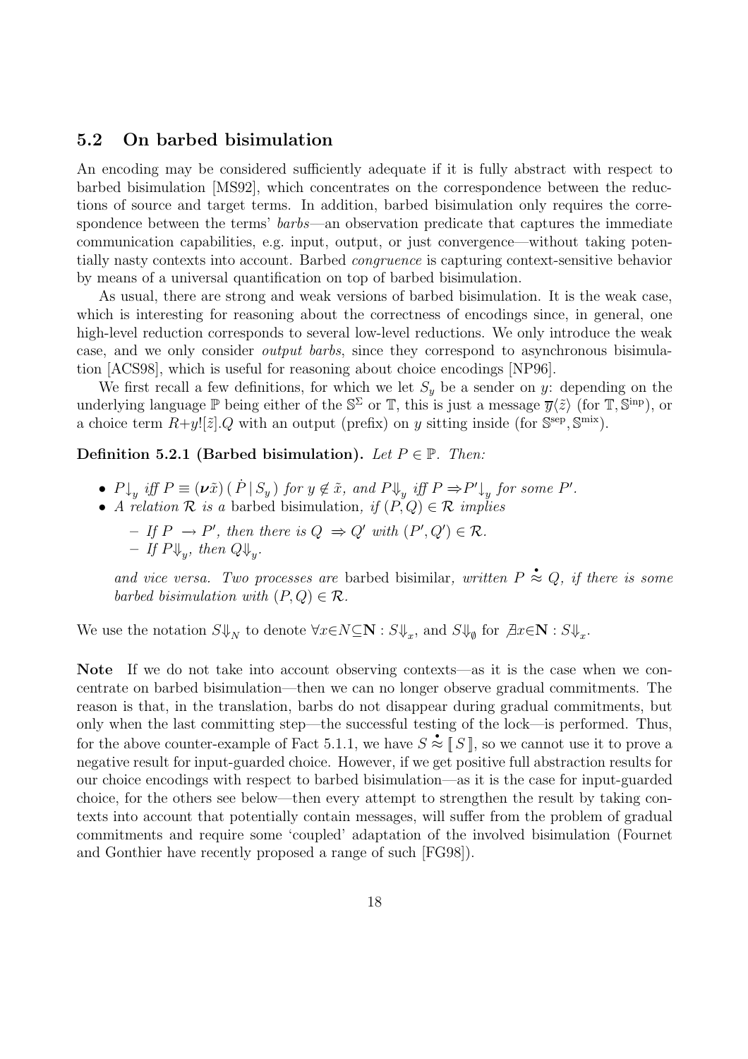## 5.2 On barbed bisimulation

An encoding may be considered sufficiently adequate if it is fully abstract with respect to barbed bisimulation [MS92], which concentrates on the correspondence between the reductions of source and target terms. In addition, barbed bisimulation only requires the correspondence between the terms' *barbs*—an observation predicate that captures the immediate communication capabilities, e.g. input, output, or just convergence—without taking potentially nasty contexts into account. Barbed *congruence* is capturing context-sensitive behavior by means of a universal quantification on top of barbed bisimulation.

As usual, there are strong and weak versions of barbed bisimulation. It is the weak case, which is interesting for reasoning about the correctness of encodings since, in general, one high-level reduction corresponds to several low-level reductions. We only introduce the weak case, and we only consider *output barbs*, since they correspond to asynchronous bisimulation [ACS98], which is useful for reasoning about choice encodings [NP96].

We first recall a few definitions, for which we let $S_y$ be a sender on $y$: depending on the underlying language $\mathbb{P}$ being either of the $\mathbb{S}^{\Sigma}$ or $\mathbb{T}$, this is just a message $\overline{y}\langle\tilde{z}\rangle$ (for $\mathbb{T}, \mathbb{S}^{\text{inp}}$), or a choice term $R{+}y![\tilde{z}].Q$ with an output (prefix) on $y$ sitting inside (for $\mathbb{S}^{\text{sep}}, \mathbb{S}^{\text{mix}}$).

**Definition 5.2.1 (Barbed bisimulation).** *Let $P \in \mathbb{P}$. Then:*

- $P{\downarrow_y}$ *iff* $P \equiv (\boldsymbol{\nu}\tilde{x})\,(\,\dot{P}\,|\,S_y\,)$ *for* $y \notin \tilde{x}$*, and* $P{\Downarrow_y}$ *iff* $P \Rightarrow P'{\downarrow_y}$ *for some* $P'$*.*
- *A relation $\mathcal{R}$ is a* barbed bisimulation*, if $(P,Q) \in \mathcal{R}$ implies*
  - *If $P \rightarrow P'$, then there is $Q \Rightarrow Q'$ with $(P',Q') \in \mathcal{R}$.*
  - *If $P{\Downarrow_y}$, then $Q{\Downarrow_y}$.*

  *and vice versa. Two processes are* barbed bisimilar*, written $P \stackrel{\bullet}{\approx} Q$, if there is some barbed bisimulation with $(P,Q) \in \mathcal{R}$.*

We use the notation $S{\Downarrow_N}$ to denote $\forall x{\in}N{\subseteq}\mathbf{N} : S{\Downarrow_x}$, and $S{\Downarrow_\emptyset}$ for $\nexists x{\in}\mathbf{N} : S{\Downarrow_x}$.

**Note** If we do not take into account observing contexts—as it is the case when we concentrate on barbed bisimulation—then we can no longer observe gradual commitments. The reason is that, in the translation, barbs do not disappear during gradual commitments, but only when the last committing step—the successful testing of the lock—is performed. Thus, for the above counter-example of Fact 5.1.1, we have $S \stackrel{\bullet}{\approx} [\![\, S \,]\!]$, so we cannot use it to prove a negative result for input-guarded choice. However, if we get positive full abstraction results for our choice encodings with respect to barbed bisimulation—as it is the case for input-guarded choice, for the others see below—then every attempt to strengthen the result by taking contexts into account that potentially contain messages, will suffer from the problem of gradual commitments and require some 'coupled' adaptation of the involved bisimulation (Fournet and Gonthier have recently proposed a range of such [FG98]).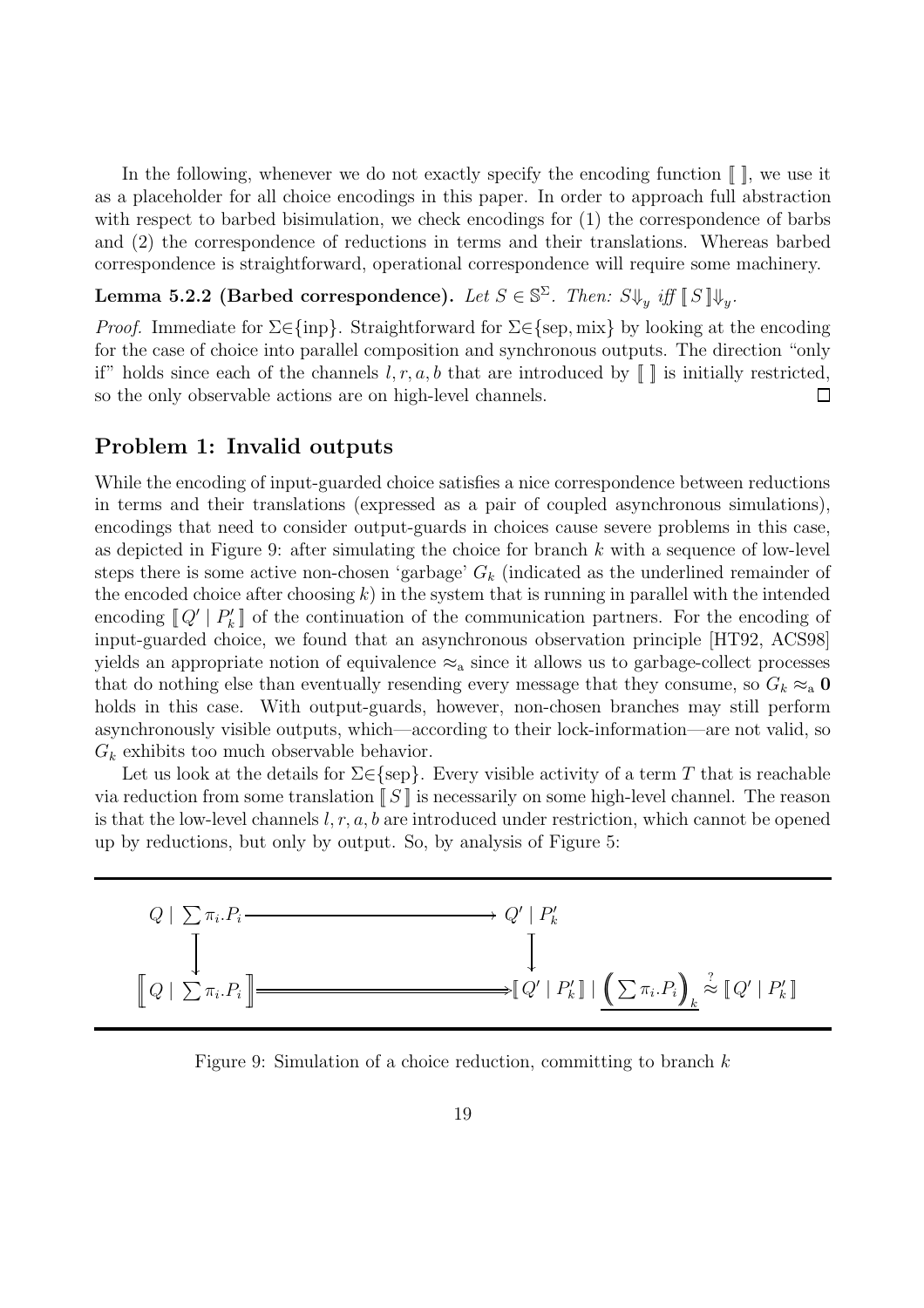In the following, whenever we do not exactly specify the encoding function $[\![\ ]\!]$, we use it as a placeholder for all choice encodings in this paper. In order to approach full abstraction with respect to barbed bisimulation, we check encodings for (1) the correspondence of barbs and (2) the correspondence of reductions in terms and their translations. Whereas barbed correspondence is straightforward, operational correspondence will require some machinery.

**Lemma 5.2.2 (Barbed correspondence).** *Let $S \in \mathbb{S}^{\Sigma}$. Then: $S\Downarrow_y$ iff $[\![\, S \,]\!]\Downarrow_y$.*

*Proof.* Immediate for $\Sigma \in \{\text{inp}\}$. Straightforward for $\Sigma \in \{\text{sep}, \text{mix}\}$ by looking at the encoding for the case of choice into parallel composition and synchronous outputs. The direction "only if" holds since each of the channels $l, r, a, b$ that are introduced by $[\![\ ]\!]$ is initially restricted, so the only observable actions are on high-level channels. $\square$

## Problem 1: Invalid outputs

While the encoding of input-guarded choice satisfies a nice correspondence between reductions in terms and their translations (expressed as a pair of coupled asynchronous simulations), encodings that need to consider output-guards in choices cause severe problems in this case, as depicted in Figure 9: after simulating the choice for branch $k$ with a sequence of low-level steps there is some active non-chosen 'garbage' $G_k$ (indicated as the underlined remainder of the encoded choice after choosing $k$) in the system that is running in parallel with the intended encoding $[\![\, Q' \mid P'_k \,]\!]$ of the continuation of the communication partners. For the encoding of input-guarded choice, we found that an asynchronous observation principle [HT92, ACS98] yields an appropriate notion of equivalence $\approx_{\text{a}}$ since it allows us to garbage-collect processes that do nothing else than eventually resending every message that they consume, so $G_k \approx_{\text{a}} \mathbf{0}$ holds in this case. With output-guards, however, non-chosen branches may still perform asynchronously visible outputs, which—according to their lock-information—are not valid, so $G_k$ exhibits too much observable behavior.

Let us look at the details for $\Sigma \in \{\text{sep}\}$. Every visible activity of a term $T$ that is reachable via reduction from some translation $[\![\, S \,]\!]$ is necessarily on some high-level channel. The reason is that the low-level channels $l, r, a, b$ are introduced under restriction, which cannot be opened up by reductions, but only by output. So, by analysis of Figure 5:

$$
\begin{array}{ccc}
Q \mid \sum \pi_i.P_i & \longrightarrow & Q' \mid P'_k \\
\downarrow & & \downarrow \\
\left[\!\!\left[\, Q \mid \sum \pi_i.P_i \,\right]\!\!\right] & \Longrightarrow & [\![\, Q' \mid P'_k \,]\!] \mid \underline{\left( \sum \pi_i.P_i \right)_k} \overset{?}{\approx} [\![\, Q' \mid P'_k \,]\!]
\end{array}
$$

Figure 9: Simulation of a choice reduction, committing to branch $k$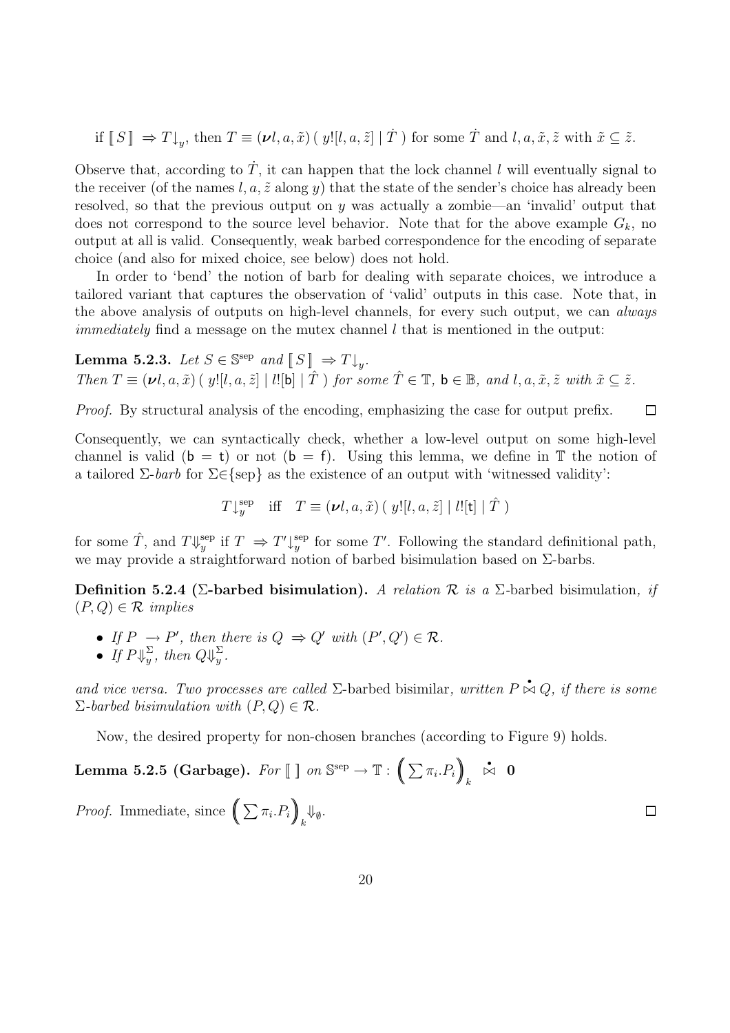if $[\![ S ]\!] \Rightarrow T\downarrow_y$, then $T \equiv (\boldsymbol{\nu} l, a, \tilde{x}) \,(\, y![l, a, \tilde{z}] \mid \dot{T} \,)$ for some $\dot{T}$ and $l, a, \tilde{x}, \tilde{z}$ with $\tilde{x} \subseteq \tilde{z}$.

Observe that, according to $\dot{T}$, it can happen that the lock channel $l$ will eventually signal to the receiver (of the names $l, a, \tilde{z}$ along $y$) that the state of the sender's choice has already been resolved, so that the previous output on $y$ was actually a zombie—an 'invalid' output that does not correspond to the source level behavior. Note that for the above example $G_k$, no output at all is valid. Consequently, weak barbed correspondence for the encoding of separate choice (and also for mixed choice, see below) does not hold.

In order to 'bend' the notion of barb for dealing with separate choices, we introduce a tailored variant that captures the observation of 'valid' outputs in this case. Note that, in the above analysis of outputs on high-level channels, for every such output, we can *always immediately* find a message on the mutex channel $l$ that is mentioned in the output:

**Lemma 5.2.3.** *Let $S \in \mathbb{S}^{\text{sep}}$ and $[\![ S ]\!] \Rightarrow T\downarrow_y$.*
*Then $T \equiv (\boldsymbol{\nu} l, a, \tilde{x}) \,(\, y![l, a, \tilde{z}] \mid l![\mathsf{b}] \mid \hat{T} \,)$ for some $\hat{T} \in \mathbb{T}$, $\mathsf{b} \in \mathbb{B}$, and $l, a, \tilde{x}, \tilde{z}$ with $\tilde{x} \subseteq \tilde{z}$.*

*Proof.* By structural analysis of the encoding, emphasizing the case for output prefix. ◻

Consequently, we can syntactically check, whether a low-level output on some high-level channel is valid ($\mathsf{b} = \mathsf{t}$) or not ($\mathsf{b} = \mathsf{f}$). Using this lemma, we define in $\mathbb{T}$ the notion of a tailored $\Sigma$-*barb* for $\Sigma \in \{\text{sep}\}$ as the existence of an output with 'witnessed validity':

$$T\downarrow_y^{\text{sep}} \quad \text{iff} \quad T \equiv (\boldsymbol{\nu} l, a, \tilde{x}) \,(\, y![l, a, \tilde{z}] \mid l![\mathsf{t}] \mid \hat{T} \,)$$

for some $\hat{T}$, and $T\Downarrow_y^{\text{sep}}$ if $T \Rightarrow T'\downarrow_y^{\text{sep}}$ for some $T'$. Following the standard definitional path, we may provide a straightforward notion of barbed bisimulation based on $\Sigma$-barbs.

**Definition 5.2.4 ($\Sigma$-barbed bisimulation).** *A relation $\mathcal{R}$ is a* $\Sigma$-barbed bisimulation*, if $(P, Q) \in \mathcal{R}$ implies*

- *If $P \rightarrow P'$, then there is $Q \Rightarrow Q'$ with $(P', Q') \in \mathcal{R}$.*
- *If $P\Downarrow_y^{\Sigma}$, then $Q\Downarrow_y^{\Sigma}$.*

*and vice versa. Two processes are called* $\Sigma$-barbed bisimilar*, written $P \stackrel{\bullet}{\bowtie} Q$, if there is some $\Sigma$-barbed bisimulation with $(P, Q) \in \mathcal{R}$.*

Now, the desired property for non-chosen branches (according to Figure 9) holds.

**Lemma 5.2.5 (Garbage).** *For $[\![\ ]\!]$ on $\mathbb{S}^{\text{sep}} \rightarrow \mathbb{T}$ : $\Big( \sum \pi_i.P_i \Big)_k \;\stackrel{\bullet}{\bowtie}\; \mathbf{0}$*

*Proof.* Immediate, since $\Big( \sum \pi_i.P_i \Big)_k \Downarrow_{\emptyset}$. ◻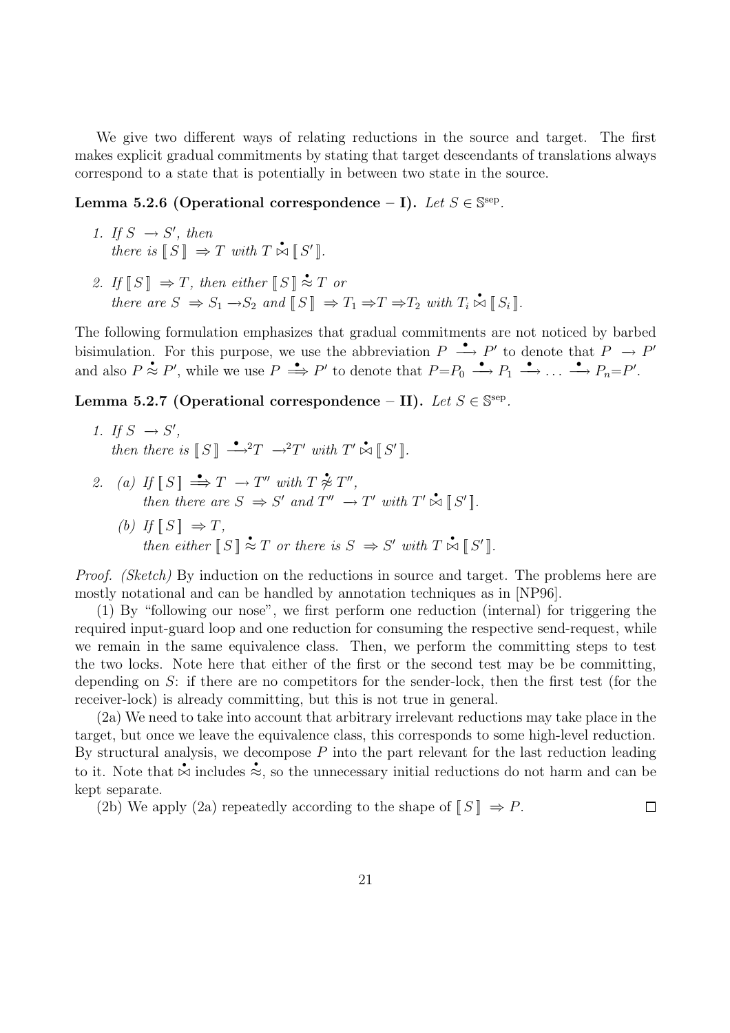We give two different ways of relating reductions in the source and target. The first makes explicit gradual commitments by stating that target descendants of translations always correspond to a state that is potentially in between two state in the source.

**Lemma 5.2.6 (Operational correspondence – I).** *Let* $S \in \mathbb{S}^{\mathrm{sep}}$.

1. *If* $S \rightarrow S'$, *then* *there is* $[\![ S ]\!] \Rightarrow T$ *with* $T \mathrel{\dot{\bowtie}} [\![ S' ]\!]$.
2. *If* $[\![ S ]\!] \Rightarrow T$, *then either* $[\![ S ]\!] \mathrel{\dot{\approx}} T$ *or* *there are* $S \Rightarrow S_1 \rightarrow S_2$ *and* $[\![ S ]\!] \Rightarrow T_1 \Rightarrow T \Rightarrow T_2$ *with* $T_i \mathrel{\dot{\bowtie}} [\![ S_i ]\!]$.

The following formulation emphasizes that gradual commitments are not noticed by barbed bisimulation. For this purpose, we use the abbreviation $P \overset{\bullet}{\longrightarrow} P'$ to denote that $P \rightarrow P'$ and also $P \mathrel{\dot{\approx}} P'$, while we use $P \overset{\bullet}{\Longrightarrow} P'$ to denote that $P{=}P_0 \overset{\bullet}{\longrightarrow} P_1 \overset{\bullet}{\longrightarrow} \ldots \overset{\bullet}{\longrightarrow} P_n{=}P'$.

**Lemma 5.2.7 (Operational correspondence – II).** *Let* $S \in \mathbb{S}^{\mathrm{sep}}$.

1. *If* $S \rightarrow S'$, *then there is* $[\![ S ]\!] \overset{\bullet}{\longrightarrow}{}^2 T \rightarrow^2 T'$ *with* $T' \mathrel{\dot{\bowtie}} [\![ S' ]\!]$.
2. (a) *If* $[\![ S ]\!] \overset{\bullet}{\Longrightarrow} T \rightarrow T''$ *with* $T \mathrel{\dot{\not\approx}} T''$, *then there are* $S \Rightarrow S'$ *and* $T'' \rightarrow T'$ *with* $T' \mathrel{\dot{\bowtie}} [\![ S' ]\!]$.

   (b) *If* $[\![ S ]\!] \Rightarrow T$, *then either* $[\![ S ]\!] \mathrel{\dot{\approx}} T$ *or there is* $S \Rightarrow S'$ *with* $T \mathrel{\dot{\bowtie}} [\![ S' ]\!]$.

*Proof. (Sketch)* By induction on the reductions in source and target. The problems here are mostly notational and can be handled by annotation techniques as in [NP96].

(1) By "following our nose", we first perform one reduction (internal) for triggering the required input-guard loop and one reduction for consuming the respective send-request, while we remain in the same equivalence class. Then, we perform the committing steps to test the two locks. Note here that either of the first or the second test may be be committing, depending on $S$: if there are no competitors for the sender-lock, then the first test (for the receiver-lock) is already committing, but this is not true in general.

(2a) We need to take into account that arbitrary irrelevant reductions may take place in the target, but once we leave the equivalence class, this corresponds to some high-level reduction. By structural analysis, we decompose $P$ into the part relevant for the last reduction leading to it. Note that $\dot{\bowtie}$ includes $\dot{\approx}$, so the unnecessary initial reductions do not harm and can be kept separate.

(2b) We apply (2a) repeatedly according to the shape of $[\![ S ]\!] \Rightarrow P$. □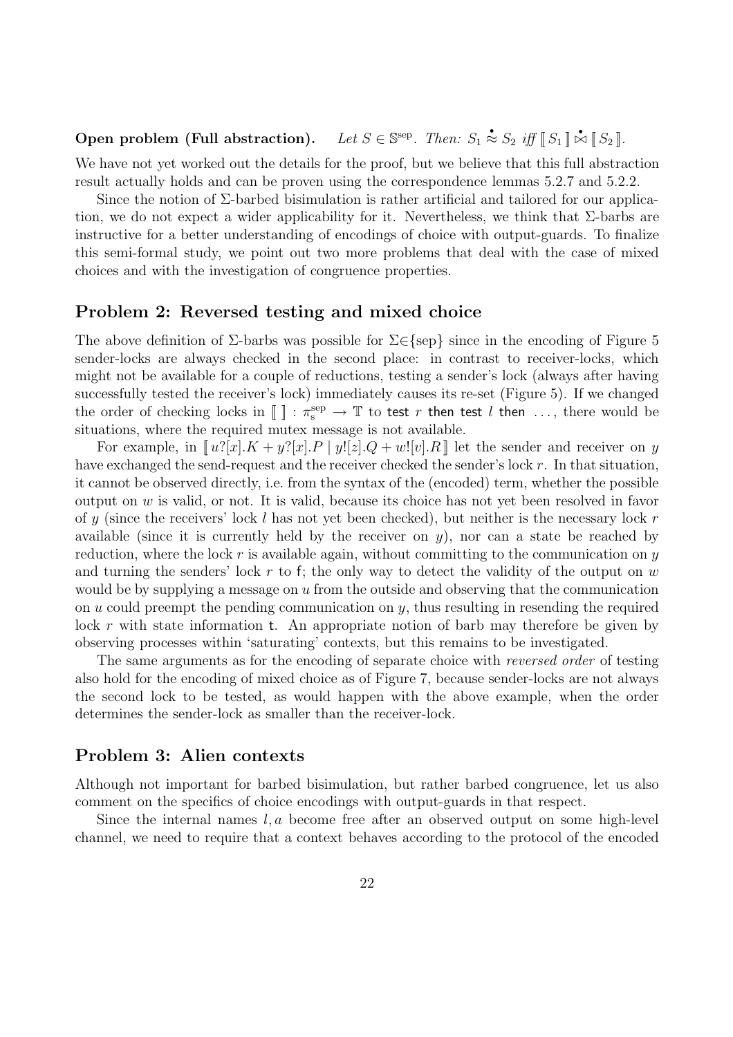**Open problem (Full abstraction).** *Let $S \in \mathbb{S}^{\text{sep}}$. Then: $S_1 \overset{\bullet}{\approx} S_2$ iff $[\![\, S_1 \,]\!] \overset{\bullet}{\bowtie} [\![\, S_2 \,]\!]$.*

We have not yet worked out the details for the proof, but we believe that this full abstraction result actually holds and can be proven using the correspondence lemmas 5.2.7 and 5.2.2.

Since the notion of $\Sigma$-barbed bisimulation is rather artificial and tailored for our application, we do not expect a wider applicability for it. Nevertheless, we think that $\Sigma$-barbs are instructive for a better understanding of encodings of choice with output-guards. To finalize this semi-formal study, we point out two more problems that deal with the case of mixed choices and with the investigation of congruence properties.

## Problem 2: Reversed testing and mixed choice

The above definition of $\Sigma$-barbs was possible for $\Sigma \in \{\text{sep}\}$ since in the encoding of Figure 5 sender-locks are always checked in the second place: in contrast to receiver-locks, which might not be available for a couple of reductions, testing a sender's lock (always after having successfully tested the receiver's lock) immediately causes its re-set (Figure 5). If we changed the order of checking locks in $[\![\;]\!] : \pi_{\text{s}}^{\text{sep}} \to \mathbb{T}$ to $\mathsf{test}\ r\ \mathsf{then}\ \mathsf{test}\ l\ \mathsf{then}\ \ldots$, there would be situations, where the required mutex message is not available.

For example, in $[\![\, u?[x].K + y?[x].P \mid y![z].Q + w![v].R \,]\!]$ let the sender and receiver on $y$ have exchanged the send-request and the receiver checked the sender's lock $r$. In that situation, it cannot be observed directly, i.e. from the syntax of the (encoded) term, whether the possible output on $w$ is valid, or not. It is valid, because its choice has not yet been resolved in favor of $y$ (since the receivers' lock $l$ has not yet been checked), but neither is the necessary lock $r$ available (since it is currently held by the receiver on $y$), nor can a state be reached by reduction, where the lock $r$ is available again, without committing to the communication on $y$ and turning the senders' lock $r$ to $\mathsf{f}$; the only way to detect the validity of the output on $w$ would be by supplying a message on $u$ from the outside and observing that the communication on $u$ could preempt the pending communication on $y$, thus resulting in resending the required lock $r$ with state information $\mathsf{t}$. An appropriate notion of barb may therefore be given by observing processes within 'saturating' contexts, but this remains to be investigated.

The same arguments as for the encoding of separate choice with *reversed order* of testing also hold for the encoding of mixed choice as of Figure 7, because sender-locks are not always the second lock to be tested, as would happen with the above example, when the order determines the sender-lock as smaller than the receiver-lock.

## Problem 3: Alien contexts

Although not important for barbed bisimulation, but rather barbed congruence, let us also comment on the specifics of choice encodings with output-guards in that respect.

Since the internal names $l, a$ become free after an observed output on some high-level channel, we need to require that a context behaves according to the protocol of the encoded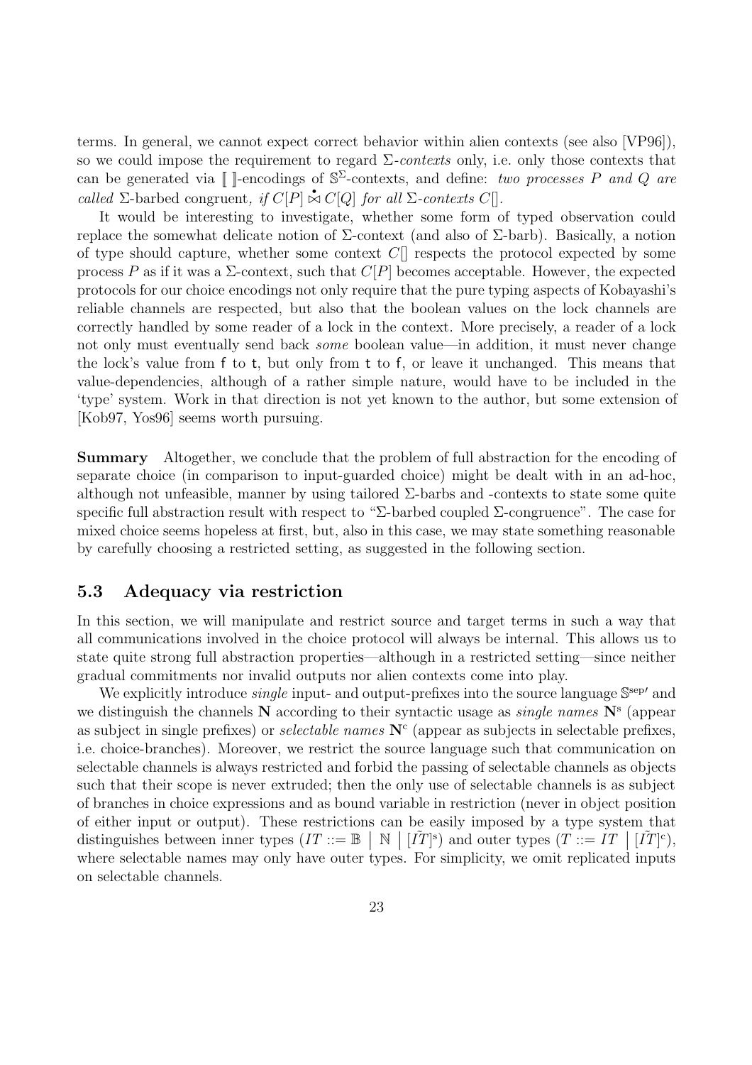terms. In general, we cannot expect correct behavior within alien contexts (see also [VP96]), so we could impose the requirement to regard $\Sigma$-*contexts* only, i.e. only those contexts that can be generated via $[\![\;]\!]$-encodings of $\mathbb{S}^{\Sigma}$-contexts, and define: *two processes $P$ and $Q$ are called* $\Sigma$-barbed congruent*, if $C[P] \stackrel{\bullet}{\bowtie} C[Q]$ for all $\Sigma$-contexts $C[]$.*

It would be interesting to investigate, whether some form of typed observation could replace the somewhat delicate notion of $\Sigma$-context (and also of $\Sigma$-barb). Basically, a notion of type should capture, whether some context $C[]$ respects the protocol expected by some process $P$ as if it was a $\Sigma$-context, such that $C[P]$ becomes acceptable. However, the expected protocols for our choice encodings not only require that the pure typing aspects of Kobayashi's reliable channels are respected, but also that the boolean values on the lock channels are correctly handled by some reader of a lock in the context. More precisely, a reader of a lock not only must eventually send back *some* boolean value—in addition, it must never change the lock's value from f to t, but only from t to f, or leave it unchanged. This means that value-dependencies, although of a rather simple nature, would have to be included in the 'type' system. Work in that direction is not yet known to the author, but some extension of [Kob97, Yos96] seems worth pursuing.

**Summary** Altogether, we conclude that the problem of full abstraction for the encoding of separate choice (in comparison to input-guarded choice) might be dealt with in an ad-hoc, although not unfeasible, manner by using tailored $\Sigma$-barbs and -contexts to state some quite specific full abstraction result with respect to "$\Sigma$-barbed coupled $\Sigma$-congruence". The case for mixed choice seems hopeless at first, but, also in this case, we may state something reasonable by carefully choosing a restricted setting, as suggested in the following section.

## 5.3 Adequacy via restriction

In this section, we will manipulate and restrict source and target terms in such a way that all communications involved in the choice protocol will always be internal. This allows us to state quite strong full abstraction properties—although in a restricted setting—since neither gradual commitments nor invalid outputs nor alien contexts come into play.

We explicitly introduce *single* input- and output-prefixes into the source language $\mathbb{S}^{\mathrm{sep}\prime}$ and we distinguish the channels $\mathbf{N}$ according to their syntactic usage as *single names* $\mathbf{N}^{\mathrm{s}}$ (appear as subject in single prefixes) or *selectable names* $\mathbf{N}^{\mathrm{c}}$ (appear as subjects in selectable prefixes, i.e. choice-branches). Moreover, we restrict the source language such that communication on selectable channels is always restricted and forbid the passing of selectable channels as objects such that their scope is never extruded; then the only use of selectable channels is as subject of branches in choice expressions and as bound variable in restriction (never in object position of either input or output). These restrictions can be easily imposed by a type system that distinguishes between inner types ($IT ::= \mathbb{B} \mid \mathbb{N} \mid [\tilde{IT}]^{\mathrm{s}}$) and outer types ($T ::= IT \mid [\tilde{IT}]^{\mathrm{c}}$), where selectable names may only have outer types. For simplicity, we omit replicated inputs on selectable channels.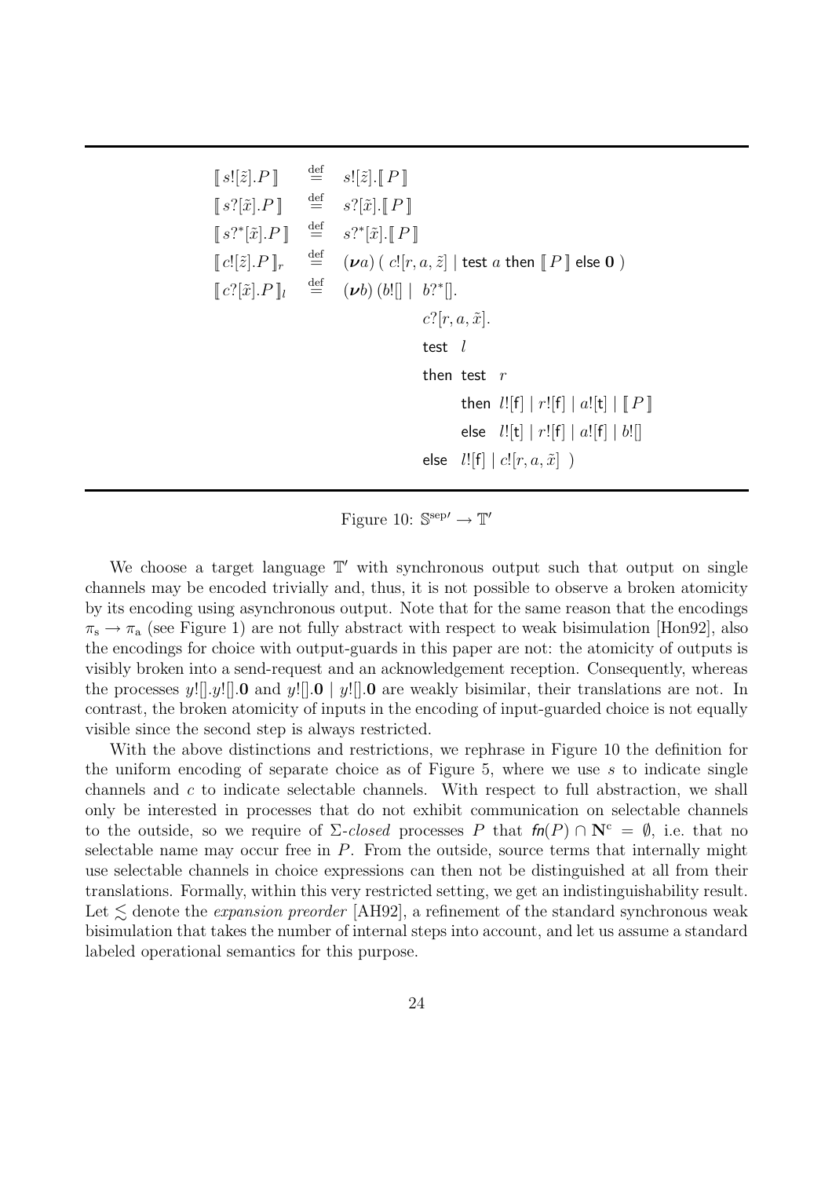$$
\begin{array}{lcl}
[\![\, s![\tilde{z}].P \,]\!] & \stackrel{\text{def}}{=} & s![\tilde{z}].[\![\, P \,]\!] \\
[\![\, s?[\tilde{x}].P \,]\!] & \stackrel{\text{def}}{=} & s?[\tilde{x}].[\![\, P \,]\!] \\
[\![\, s?^*[\tilde{x}].P \,]\!] & \stackrel{\text{def}}{=} & s?^*[\tilde{x}].[\![\, P \,]\!] \\
[\![\, c![\tilde{z}].P \,]\!]_r & \stackrel{\text{def}}{=} & (\boldsymbol{\nu} a)\,(\; c![r,a,\tilde{z}] \mid \mathsf{test}\ a\ \mathsf{then}\ [\![\, P \,]\!]\ \mathsf{else}\ \mathbf{0}\;) \\
[\![\, c?[\tilde{x}].P \,]\!]_l & \stackrel{\text{def}}{=} & (\boldsymbol{\nu} b)\,(b![] \mid\; b?^*[]. \\
& & \qquad c?[r,a,\tilde{x}]. \\
& & \qquad \mathsf{test}\ \ l \\
& & \qquad \mathsf{then}\ \mathsf{test}\ \ r \\
& & \qquad\qquad \mathsf{then}\ \ l![\mathsf{f}] \mid r![\mathsf{f}] \mid a![\mathsf{t}] \mid [\![\, P \,]\!] \\
& & \qquad\qquad \mathsf{else}\ \ \ l![\mathsf{t}] \mid r![\mathsf{f}] \mid a![\mathsf{f}] \mid b![] \\
& & \qquad \mathsf{else}\ \ l![\mathsf{f}] \mid c![r,a,\tilde{x}]\ \;)
\end{array}
$$

Figure 10: $\mathbb{S}^{\text{sep}\prime} \rightarrow \mathbb{T}'$

We choose a target language $\mathbb{T}'$ with synchronous output such that output on single channels may be encoded trivially and, thus, it is not possible to observe a broken atomicity by its encoding using asynchronous output. Note that for the same reason that the encodings $\pi_\text{s} \rightarrow \pi_\text{a}$ (see Figure 1) are not fully abstract with respect to weak bisimulation [Hon92], also the encodings for choice with output-guards in this paper are not: the atomicity of outputs is visibly broken into a send-request and an acknowledgement reception. Consequently, whereas the processes $y![].y![].\mathbf{0}$ and $y![].\mathbf{0} \mid y![].\mathbf{0}$ are weakly bisimilar, their translations are not. In contrast, the broken atomicity of inputs in the encoding of input-guarded choice is not equally visible since the second step is always restricted.

With the above distinctions and restrictions, we rephrase in Figure 10 the definition for the uniform encoding of separate choice as of Figure 5, where we use $s$ to indicate single channels and $c$ to indicate selectable channels. With respect to full abstraction, we shall only be interested in processes that do not exhibit communication on selectable channels to the outside, so we require of $\Sigma$-*closed* processes $P$ that $\mathit{fn}(P) \cap \mathbf{N}^\text{c} = \emptyset$, i.e. that no selectable name may occur free in $P$. From the outside, source terms that internally might use selectable channels in choice expressions can then not be distinguished at all from their translations. Formally, within this very restricted setting, we get an indistinguishability result. Let $\lesssim$ denote the *expansion preorder* [AH92], a refinement of the standard synchronous weak bisimulation that takes the number of internal steps into account, and let us assume a standard labeled operational semantics for this purpose.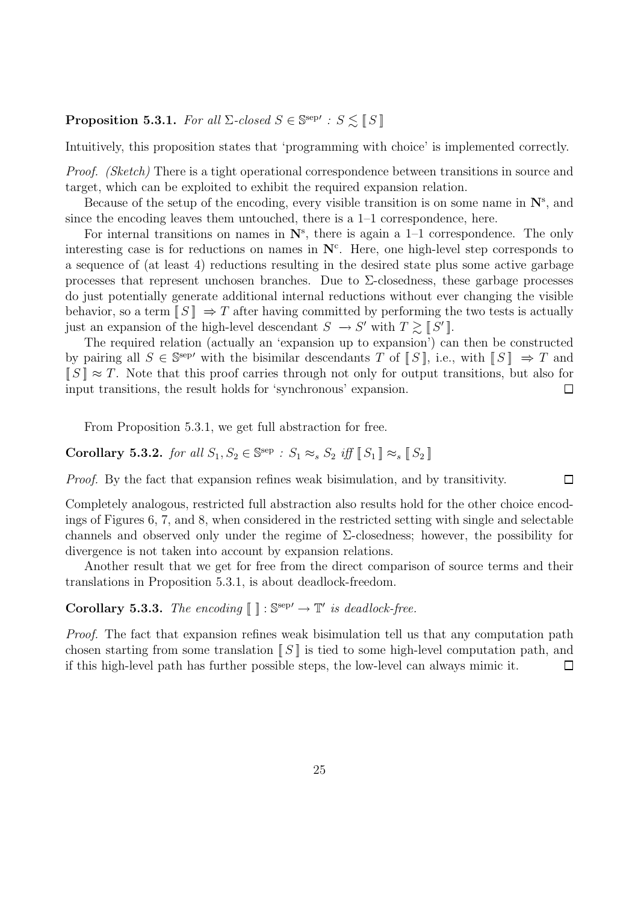**Proposition 5.3.1.** *For all $\Sigma$-closed $S \in \mathbb{S}^{\text{sep}\prime}$ : $S \lesssim [\![ S ]\!]$*

Intuitively, this proposition states that 'programming with choice' is implemented correctly.

*Proof. (Sketch)* There is a tight operational correspondence between transitions in source and target, which can be exploited to exhibit the required expansion relation.

Because of the setup of the encoding, every visible transition is on some name in $\mathbf{N}^{\text{s}}$, and since the encoding leaves them untouched, there is a 1–1 correspondence, here.

For internal transitions on names in $\mathbf{N}^{\text{s}}$, there is again a 1–1 correspondence. The only interesting case is for reductions on names in $\mathbf{N}^{\text{c}}$. Here, one high-level step corresponds to a sequence of (at least 4) reductions resulting in the desired state plus some active garbage processes that represent unchosen branches. Due to $\Sigma$-closedness, these garbage processes do just potentially generate additional internal reductions without ever changing the visible behavior, so a term $[\![ S ]\!] \Rightarrow T$ after having committed by performing the two tests is actually just an expansion of the high-level descendant $S \rightarrow S'$ with $T \gtrsim [\![ S' ]\!]$.

The required relation (actually an 'expansion up to expansion') can then be constructed by pairing all $S \in \mathbb{S}^{\text{sep}\prime}$ with the bisimilar descendants $T$ of $[\![ S ]\!]$, i.e., with $[\![ S ]\!] \Rightarrow T$ and $[\![ S ]\!] \approx T$. Note that this proof carries through not only for output transitions, but also for input transitions, the result holds for 'synchronous' expansion. $\square$

From Proposition 5.3.1, we get full abstraction for free.

**Corollary 5.3.2.** *for all $S_1, S_2 \in \mathbb{S}^{\text{sep}}$ : $S_1 \approx_s S_2$ iff $[\![ S_1 ]\!] \approx_s [\![ S_2 ]\!]$*

*Proof.* By the fact that expansion refines weak bisimulation, and by transitivity. $\square$

Completely analogous, restricted full abstraction also results hold for the other choice encodings of Figures 6, 7, and 8, when considered in the restricted setting with single and selectable channels and observed only under the regime of $\Sigma$-closedness; however, the possibility for divergence is not taken into account by expansion relations.

Another result that we get for free from the direct comparison of source terms and their translations in Proposition 5.3.1, is about deadlock-freedom.

**Corollary 5.3.3.** *The encoding $[\![ \ ]\!] : \mathbb{S}^{\text{sep}\prime} \to \mathbb{T}'$ is deadlock-free.*

*Proof.* The fact that expansion refines weak bisimulation tell us that any computation path chosen starting from some translation $[\![ S ]\!]$ is tied to some high-level computation path, and if this high-level path has further possible steps, the low-level can always mimic it. $\square$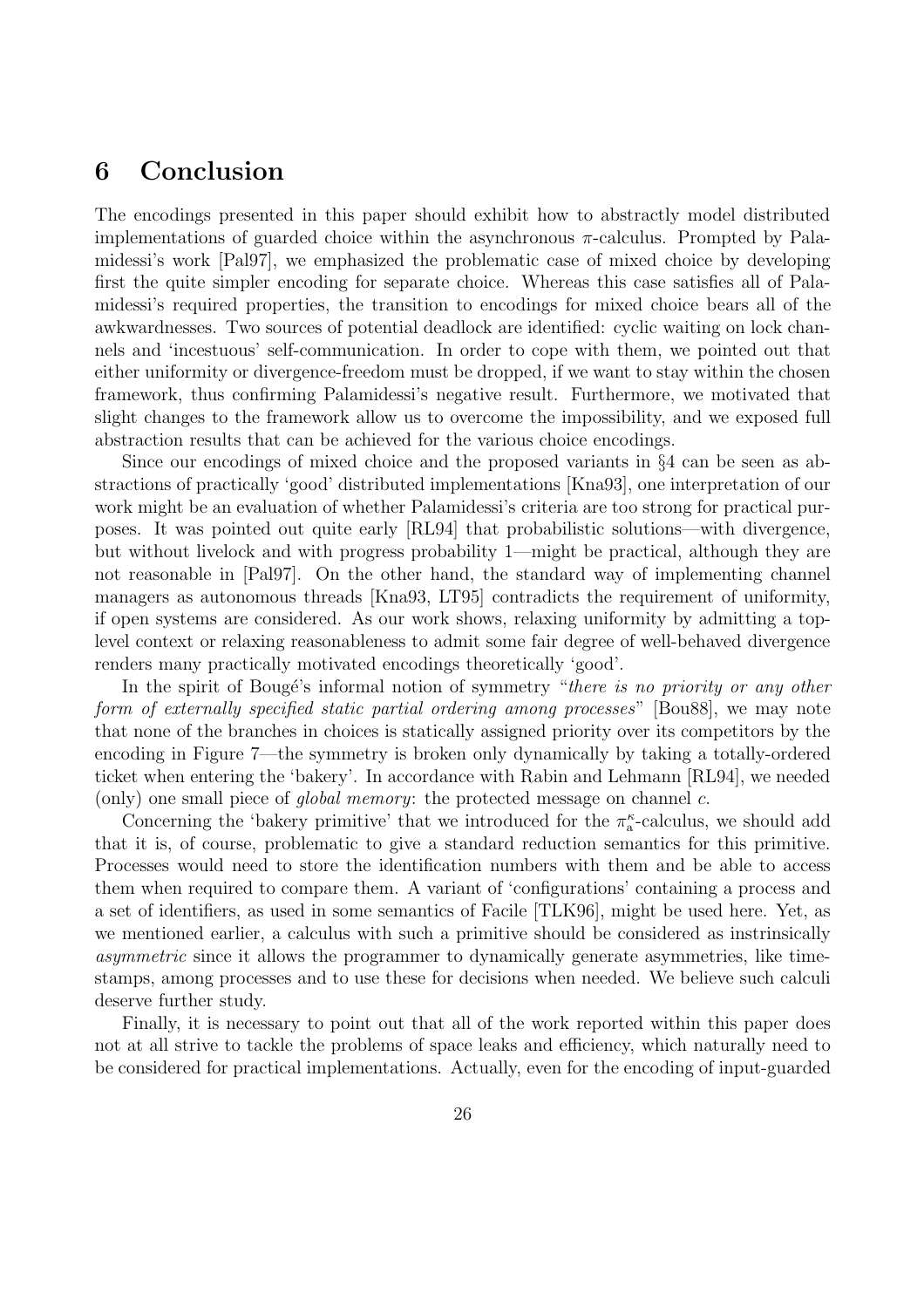# 6 Conclusion

The encodings presented in this paper should exhibit how to abstractly model distributed implementations of guarded choice within the asynchronous $\pi$-calculus. Prompted by Palamidessi's work [Pal97], we emphasized the problematic case of mixed choice by developing first the quite simpler encoding for separate choice. Whereas this case satisfies all of Palamidessi's required properties, the transition to encodings for mixed choice bears all of the awkwardnesses. Two sources of potential deadlock are identified: cyclic waiting on lock channels and 'incestuous' self-communication. In order to cope with them, we pointed out that either uniformity or divergence-freedom must be dropped, if we want to stay within the chosen framework, thus confirming Palamidessi's negative result. Furthermore, we motivated that slight changes to the framework allow us to overcome the impossibility, and we exposed full abstraction results that can be achieved for the various choice encodings.

Since our encodings of mixed choice and the proposed variants in §4 can be seen as abstractions of practically 'good' distributed implementations [Kna93], one interpretation of our work might be an evaluation of whether Palamidessi's criteria are too strong for practical purposes. It was pointed out quite early [RL94] that probabilistic solutions—with divergence, but without livelock and with progress probability 1—might be practical, although they are not reasonable in [Pal97]. On the other hand, the standard way of implementing channel managers as autonomous threads [Kna93, LT95] contradicts the requirement of uniformity, if open systems are considered. As our work shows, relaxing uniformity by admitting a top-level context or relaxing reasonableness to admit some fair degree of well-behaved divergence renders many practically motivated encodings theoretically 'good'.

In the spirit of Bougé's informal notion of symmetry "*there is no priority or any other form of externally specified static partial ordering among processes*" [Bou88], we may note that none of the branches in choices is statically assigned priority over its competitors by the encoding in Figure 7—the symmetry is broken only dynamically by taking a totally-ordered ticket when entering the 'bakery'. In accordance with Rabin and Lehmann [RL94], we needed (only) one small piece of *global memory*: the protected message on channel $c$.

Concerning the 'bakery primitive' that we introduced for the $\pi_{\mathrm{a}}^{\kappa}$-calculus, we should add that it is, of course, problematic to give a standard reduction semantics for this primitive. Processes would need to store the identification numbers with them and be able to access them when required to compare them. A variant of 'configurations' containing a process and a set of identifiers, as used in some semantics of Facile [TLK96], might be used here. Yet, as we mentioned earlier, a calculus with such a primitive should be considered as instrinsically *asymmetric* since it allows the programmer to dynamically generate asymmetries, like timestamps, among processes and to use these for decisions when needed. We believe such calculi deserve further study.

Finally, it is necessary to point out that all of the work reported within this paper does not at all strive to tackle the problems of space leaks and efficiency, which naturally need to be considered for practical implementations. Actually, even for the encoding of input-guarded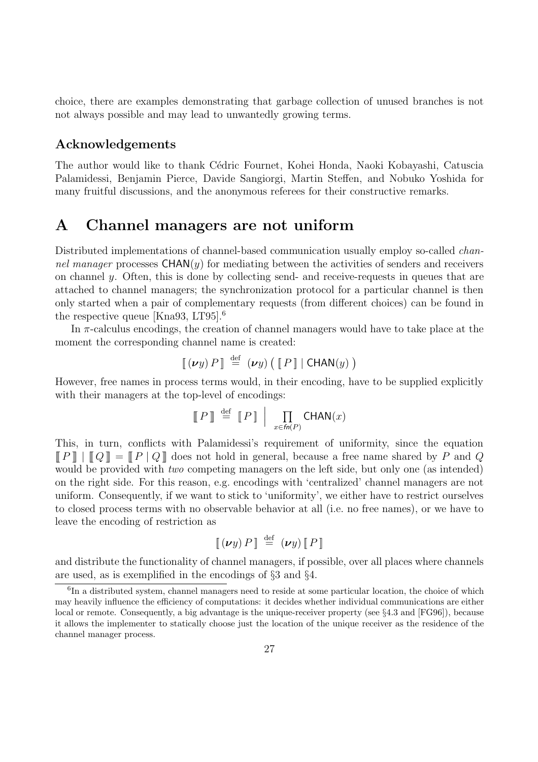choice, there are examples demonstrating that garbage collection of unused branches is not not always possible and may lead to unwantedly growing terms.

### Acknowledgements

The author would like to thank Cédric Fournet, Kohei Honda, Naoki Kobayashi, Catuscia Palamidessi, Benjamin Pierce, Davide Sangiorgi, Martin Steffen, and Nobuko Yoshida for many fruitful discussions, and the anonymous referees for their constructive remarks.

# A Channel managers are not uniform

Distributed implementations of channel-based communication usually employ so-called *channel manager* processes $\mathsf{CHAN}(y)$ for mediating between the activities of senders and receivers on channel $y$. Often, this is done by collecting send- and receive-requests in queues that are attached to channel managers; the synchronization protocol for a particular channel is then only started when a pair of complementary requests (from different choices) can be found in the respective queue [Kna93, LT95].[6]

In $\pi$-calculus encodings, the creation of channel managers would have to take place at the moment the corresponding channel name is created:

$$[\![ (\boldsymbol{\nu} y)\, P ]\!] \stackrel{\text{def}}{=} (\boldsymbol{\nu} y) \left( [\![ P ]\!] \mid \mathsf{CHAN}(y) \right)$$

However, free names in process terms would, in their encoding, have to be supplied explicitly with their managers at the top-level of encodings:

$$[\![ P ]\!] \stackrel{\text{def}}{=} [\![ P ]\!] \;\Big|\; \prod_{x \in \mathit{fn}(P)} \mathsf{CHAN}(x)$$

This, in turn, conflicts with Palamidessi's requirement of uniformity, since the equation $[\![ P ]\!] \mid [\![ Q ]\!] = [\![ P \mid Q ]\!]$ does not hold in general, because a free name shared by $P$ and $Q$ would be provided with *two* competing managers on the left side, but only one (as intended) on the right side. For this reason, e.g. encodings with 'centralized' channel managers are not uniform. Consequently, if we want to stick to 'uniformity', we either have to restrict ourselves to closed process terms with no observable behavior at all (i.e. no free names), or we have to leave the encoding of restriction as

$$[\![ (\boldsymbol{\nu} y)\, P ]\!] \stackrel{\text{def}}{=} (\boldsymbol{\nu} y)\, [\![ P ]\!]$$

and distribute the functionality of channel managers, if possible, over all places where channels are used, as is exemplified in the encodings of §3 and §4.

[6] In a distributed system, channel managers need to reside at some particular location, the choice of which may heavily influence the efficiency of computations: it decides whether individual communications are either local or remote. Consequently, a big advantage is the unique-receiver property (see §4.3 and [FG96]), because it allows the implementer to statically choose just the location of the unique receiver as the residence of the channel manager process.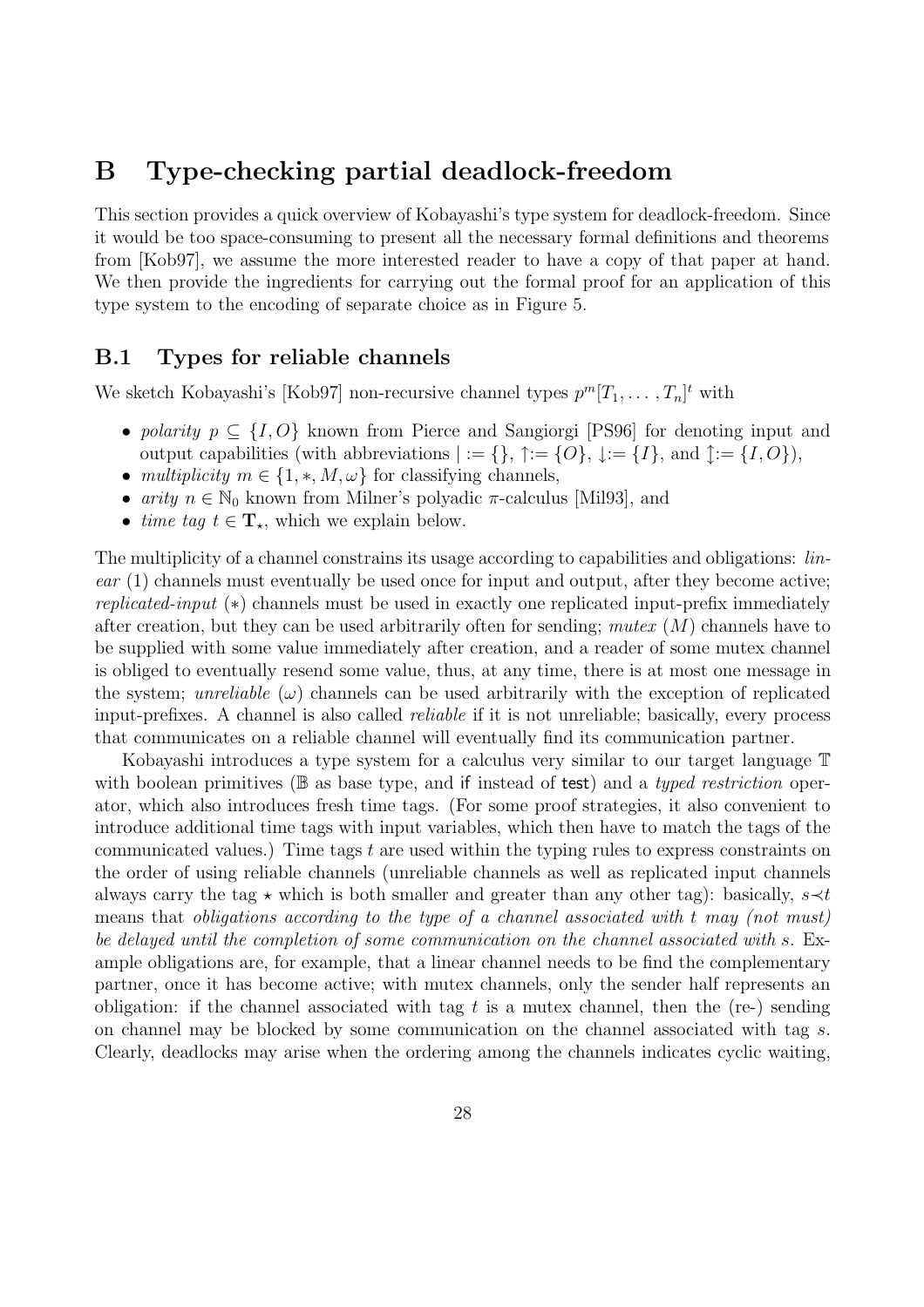# B Type-checking partial deadlock-freedom

This section provides a quick overview of Kobayashi's type system for deadlock-freedom. Since it would be too space-consuming to present all the necessary formal definitions and theorems from [Kob97], we assume the more interested reader to have a copy of that paper at hand. We then provide the ingredients for carrying out the formal proof for an application of this type system to the encoding of separate choice as in Figure 5.

## B.1 Types for reliable channels

We sketch Kobayashi's [Kob97] non-recursive channel types $p^m[T_1, \dots, T_n]^t$ with

- *polarity* $p \subseteq \{I, O\}$ known from Pierce and Sangiorgi [PS96] for denoting input and output capabilities (with abbreviations $| := \{\}$, $\uparrow := \{O\}$, $\downarrow := \{I\}$, and $\updownarrow := \{I, O\}$),
- *multiplicity* $m \in \{1, *, M, \omega\}$ for classifying channels,
- *arity* $n \in \mathbb{N}_0$ known from Milner's polyadic $\pi$-calculus [Mil93], and
- *time tag* $t \in \mathbf{T}_\star$, which we explain below.

The multiplicity of a channel constrains its usage according to capabilities and obligations: *linear* (1) channels must eventually be used once for input and output, after they become active; *replicated-input* ($*$) channels must be used in exactly one replicated input-prefix immediately after creation, but they can be used arbitrarily often for sending; *mutex* ($M$) channels have to be supplied with some value immediately after creation, and a reader of some mutex channel is obliged to eventually resend some value, thus, at any time, there is at most one message in the system; *unreliable* ($\omega$) channels can be used arbitrarily with the exception of replicated input-prefixes. A channel is also called *reliable* if it is not unreliable; basically, every process that communicates on a reliable channel will eventually find its communication partner.

Kobayashi introduces a type system for a calculus very similar to our target language $\mathbb{T}$ with boolean primitives ($\mathbb{B}$ as base type, and if instead of test) and a *typed restriction* operator, which also introduces fresh time tags. (For some proof strategies, it also convenient to introduce additional time tags with input variables, which then have to match the tags of the communicated values.) Time tags $t$ are used within the typing rules to express constraints on the order of using reliable channels (unreliable channels as well as replicated input channels always carry the tag $\star$ which is both smaller and greater than any other tag): basically, $s \prec t$ means that *obligations according to the type of a channel associated with* $t$ *may (not must) be delayed until the completion of some communication on the channel associated with* $s$. Example obligations are, for example, that a linear channel needs to be find the complementary partner, once it has become active; with mutex channels, only the sender half represents an obligation: if the channel associated with tag $t$ is a mutex channel, then the (re-) sending on channel may be blocked by some communication on the channel associated with tag $s$. Clearly, deadlocks may arise when the ordering among the channels indicates cyclic waiting,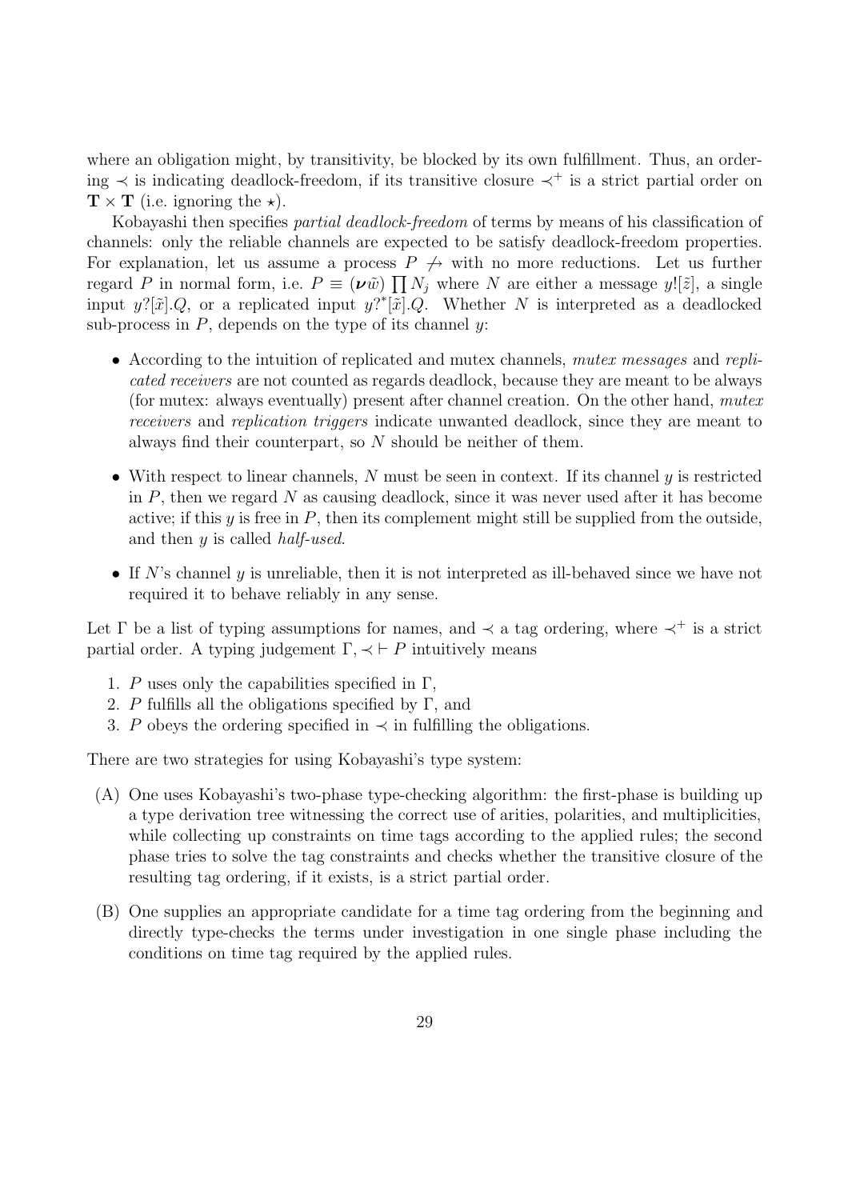where an obligation might, by transitivity, be blocked by its own fulfillment. Thus, an ordering $\prec$ is indicating deadlock-freedom, if its transitive closure $\prec^+$ is a strict partial order on $\mathbf{T} \times \mathbf{T}$ (i.e. ignoring the $\star$).

Kobayashi then specifies *partial deadlock-freedom* of terms by means of his classification of channels: only the reliable channels are expected to be satisfy deadlock-freedom properties. For explanation, let us assume a process $P \not\rightarrow$ with no more reductions. Let us further regard $P$ in normal form, i.e. $P \equiv (\boldsymbol{\nu}\tilde{w}) \prod N_j$ where $N$ are either a message $y![\tilde{z}]$, a single input $y?[\tilde{x}].Q$, or a replicated input $y?^*[\tilde{x}].Q$. Whether $N$ is interpreted as a deadlocked sub-process in $P$, depends on the type of its channel $y$:

- According to the intuition of replicated and mutex channels, *mutex messages* and *replicated receivers* are not counted as regards deadlock, because they are meant to be always (for mutex: always eventually) present after channel creation. On the other hand, *mutex receivers* and *replication triggers* indicate unwanted deadlock, since they are meant to always find their counterpart, so $N$ should be neither of them.
- With respect to linear channels, $N$ must be seen in context. If its channel $y$ is restricted in $P$, then we regard $N$ as causing deadlock, since it was never used after it has become active; if this $y$ is free in $P$, then its complement might still be supplied from the outside, and then $y$ is called *half-used*.
- If $N$'s channel $y$ is unreliable, then it is not interpreted as ill-behaved since we have not required it to behave reliably in any sense.

Let $\Gamma$ be a list of typing assumptions for names, and $\prec$ a tag ordering, where $\prec^+$ is a strict partial order. A typing judgement $\Gamma, \prec \vdash P$ intuitively means

1. $P$ uses only the capabilities specified in $\Gamma$,
2. $P$ fulfills all the obligations specified by $\Gamma$, and
3. $P$ obeys the ordering specified in $\prec$ in fulfilling the obligations.

There are two strategies for using Kobayashi's type system:

(A) One uses Kobayashi's two-phase type-checking algorithm: the first-phase is building up a type derivation tree witnessing the correct use of arities, polarities, and multiplicities, while collecting up constraints on time tags according to the applied rules; the second phase tries to solve the tag constraints and checks whether the transitive closure of the resulting tag ordering, if it exists, is a strict partial order.

(B) One supplies an appropriate candidate for a time tag ordering from the beginning and directly type-checks the terms under investigation in one single phase including the conditions on time tag required by the applied rules.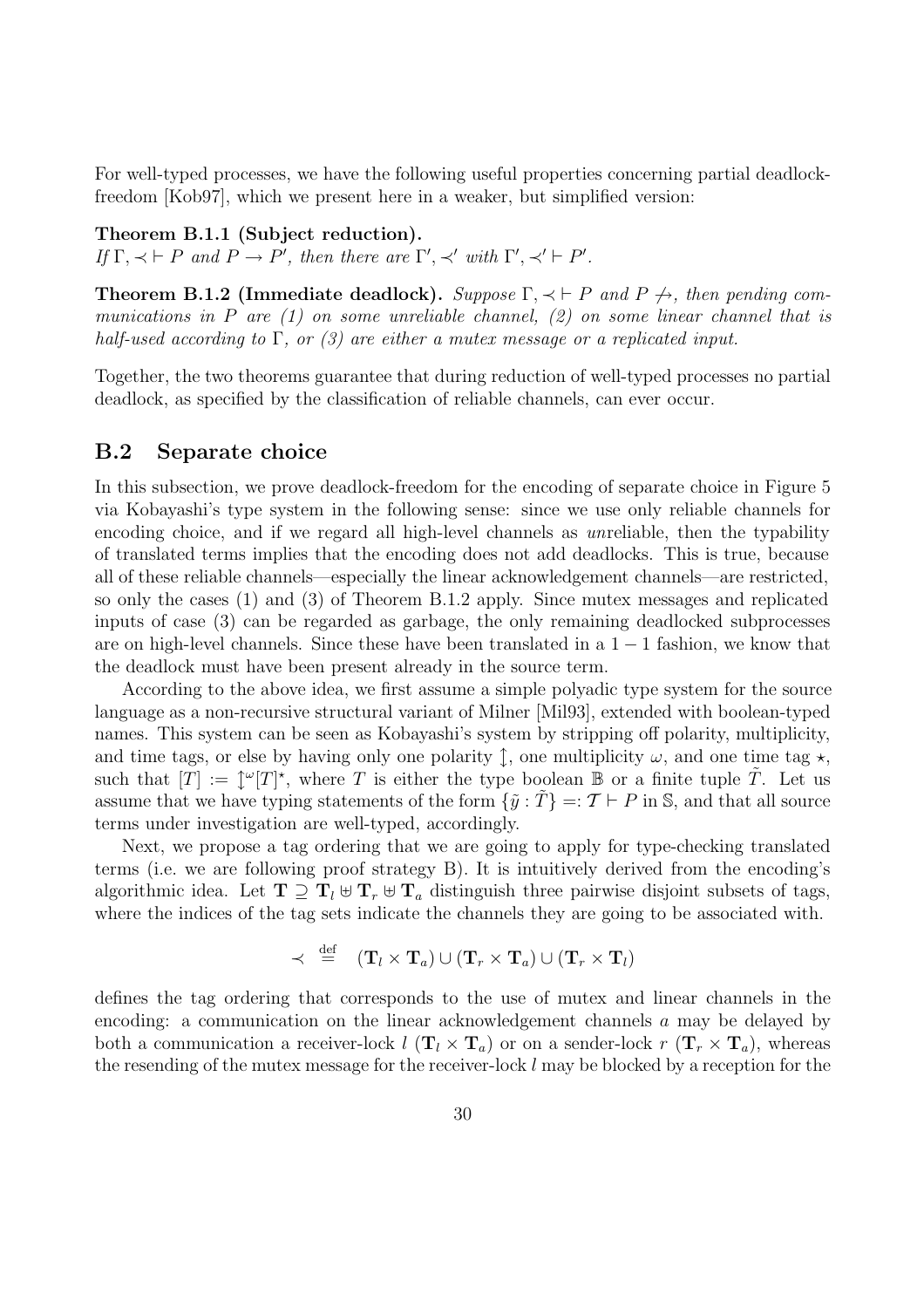For well-typed processes, we have the following useful properties concerning partial deadlock-freedom [Kob97], which we present here in a weaker, but simplified version:

**Theorem B.1.1 (Subject reduction).**
*If $\Gamma, \prec \vdash P$ and $P \to P'$, then there are $\Gamma', \prec'$ with $\Gamma', \prec' \vdash P'$.*

**Theorem B.1.2 (Immediate deadlock).** *Suppose $\Gamma, \prec \vdash P$ and $P \not\to$, then pending communications in $P$ are (1) on some unreliable channel, (2) on some linear channel that is half-used according to $\Gamma$, or (3) are either a mutex message or a replicated input.*

Together, the two theorems guarantee that during reduction of well-typed processes no partial deadlock, as specified by the classification of reliable channels, can ever occur.

## B.2 Separate choice

In this subsection, we prove deadlock-freedom for the encoding of separate choice in Figure 5 via Kobayashi's type system in the following sense: since we use only reliable channels for encoding choice, and if we regard all high-level channels as *un*reliable, then the typability of translated terms implies that the encoding does not add deadlocks. This is true, because all of these reliable channels—especially the linear acknowledgement channels—are restricted, so only the cases (1) and (3) of Theorem B.1.2 apply. Since mutex messages and replicated inputs of case (3) can be regarded as garbage, the only remaining deadlocked subprocesses are on high-level channels. Since these have been translated in a $1-1$ fashion, we know that the deadlock must have been present already in the source term.

According to the above idea, we first assume a simple polyadic type system for the source language as a non-recursive structural variant of Milner [Mil93], extended with boolean-typed names. This system can be seen as Kobayashi's system by stripping off polarity, multiplicity, and time tags, or else by having only one polarity $\updownarrow$, one multiplicity $\omega$, and one time tag $\star$, such that $[T] := \updownarrow^{\omega}[T]^{\star}$, where $T$ is either the type boolean $\mathbb{B}$ or a finite tuple $\tilde{T}$. Let us assume that we have typing statements of the form $\{\tilde{y} : \tilde{T}\} =: \mathcal{T} \vdash P$ in $\mathbb{S}$, and that all source terms under investigation are well-typed, accordingly.

Next, we propose a tag ordering that we are going to apply for type-checking translated terms (i.e. we are following proof strategy B). It is intuitively derived from the encoding's algorithmic idea. Let $\mathbf{T} \supseteq \mathbf{T}_l \uplus \mathbf{T}_r \uplus \mathbf{T}_a$ distinguish three pairwise disjoint subsets of tags, where the indices of the tag sets indicate the channels they are going to be associated with.

$$\prec \stackrel{\text{def}}{=} (\mathbf{T}_l \times \mathbf{T}_a) \cup (\mathbf{T}_r \times \mathbf{T}_a) \cup (\mathbf{T}_r \times \mathbf{T}_l)$$

defines the tag ordering that corresponds to the use of mutex and linear channels in the encoding: a communication on the linear acknowledgement channels $a$ may be delayed by both a communication a receiver-lock $l$ ($\mathbf{T}_l \times \mathbf{T}_a$) or on a sender-lock $r$ ($\mathbf{T}_r \times \mathbf{T}_a$), whereas the resending of the mutex message for the receiver-lock $l$ may be blocked by a reception for the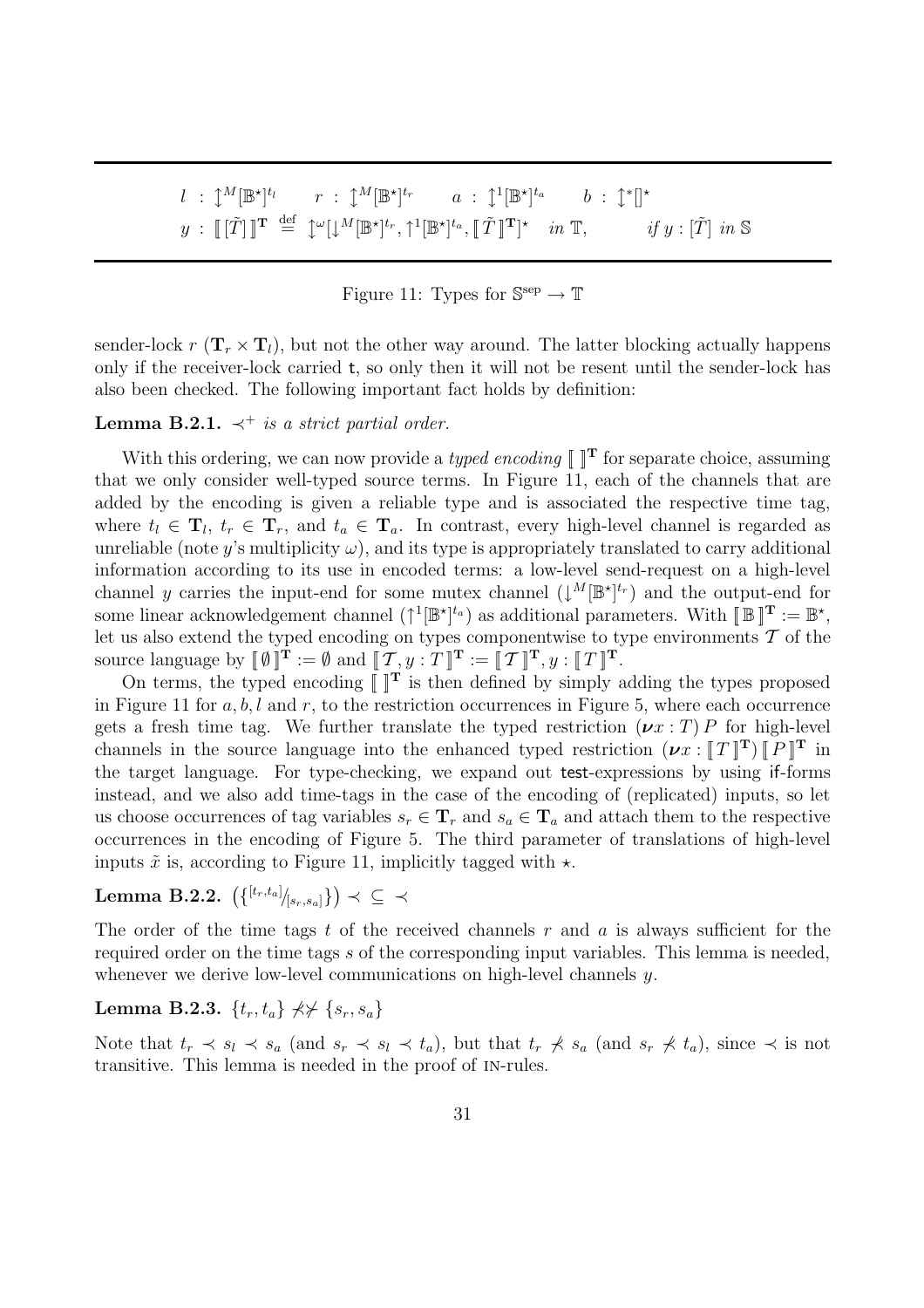$$l \ : \ \updownarrow^M[\mathbb{B}^\star]^{t_l} \qquad r \ : \ \updownarrow^M[\mathbb{B}^\star]^{t_r} \qquad a \ : \ \updownarrow^1[\mathbb{B}^\star]^{t_a} \qquad b \ : \ \updownarrow^*[\,]^\star$$

$$y \ : \ [\![ [\tilde{T}] ]\!]^{\mathbf{T}} \ \stackrel{\text{def}}{=} \ \updownarrow^\omega[\downarrow^M[\mathbb{B}^\star]^{t_r}, \uparrow^1[\mathbb{B}^\star]^{t_a}, [\![ \tilde{T} ]\!]^{\mathbf{T}}]^\star \quad \text{in } \mathbb{T}, \qquad \text{if } y : [\tilde{T}] \text{ in } \mathbb{S}$$

Figure 11: Types for $\mathbb{S}^{\text{sep}} \to \mathbb{T}$

sender-lock $r$ ($\mathbf{T}_r \times \mathbf{T}_l$), but not the other way around. The latter blocking actually happens only if the receiver-lock carried $\mathsf{t}$, so only then it will not be resent until the sender-lock has also been checked. The following important fact holds by definition:

**Lemma B.2.1.** *$\prec^+$ is a strict partial order.*

With this ordering, we can now provide a *typed encoding* $[\![\ ]\!]^{\mathbf{T}}$ for separate choice, assuming that we only consider well-typed source terms. In Figure 11, each of the channels that are added by the encoding is given a reliable type and is associated the respective time tag, where $t_l \in \mathbf{T}_l$, $t_r \in \mathbf{T}_r$, and $t_a \in \mathbf{T}_a$. In contrast, every high-level channel is regarded as unreliable (note $y$'s multiplicity $\omega$), and its type is appropriately translated to carry additional information according to its use in encoded terms: a low-level send-request on a high-level channel $y$ carries the input-end for some mutex channel ($\downarrow^M[\mathbb{B}^\star]^{t_r}$) and the output-end for some linear acknowledgement channel ($\uparrow^1[\mathbb{B}^\star]^{t_a}$) as additional parameters. With $[\![ \mathbb{B} ]\!]^{\mathbf{T}} := \mathbb{B}^\star$, let us also extend the typed encoding on types componentwise to type environments $\mathcal{T}$ of the source language by $[\![ \emptyset ]\!]^{\mathbf{T}} := \emptyset$ and $[\![ \mathcal{T}, y : T ]\!]^{\mathbf{T}} := [\![ \mathcal{T} ]\!]^{\mathbf{T}}, y : [\![ T ]\!]^{\mathbf{T}}$.

On terms, the typed encoding $[\![\ ]\!]^{\mathbf{T}}$ is then defined by simply adding the types proposed in Figure 11 for $a, b, l$ and $r$, to the restriction occurrences in Figure 5, where each occurrence gets a fresh time tag. We further translate the typed restriction $(\boldsymbol{\nu} x : T)\, P$ for high-level channels in the source language into the enhanced typed restriction $(\boldsymbol{\nu} x : [\![ T ]\!]^{\mathbf{T}})\, [\![ P ]\!]^{\mathbf{T}}$ in the target language. For type-checking, we expand out $\mathsf{test}$-expressions by using $\mathsf{if}$-forms instead, and we also add time-tags in the case of the encoding of (replicated) inputs, so let us choose occurrences of tag variables $s_r \in \mathbf{T}_r$ and $s_a \in \mathbf{T}_a$ and attach them to the respective occurrences in the encoding of Figure 5. The third parameter of translations of high-level inputs $\tilde{x}$ is, according to Figure 11, implicitly tagged with $\star$.

**Lemma B.2.2.** $\left(\{^{[t_r,t_a]}/_{[s_r,s_a]}\}\right) \prec \ \subseteq \ \prec$

The order of the time tags $t$ of the received channels $r$ and $a$ is always sufficient for the required order on the time tags $s$ of the corresponding input variables. This lemma is needed, whenever we derive low-level communications on high-level channels $y$.

**Lemma B.2.3.** $\{t_r, t_a\} \not\prec\!\not\succ \{s_r, s_a\}$

Note that $t_r \prec s_l \prec s_a$ (and $s_r \prec s_l \prec t_a$), but that $t_r \not\prec s_a$ (and $s_r \not\prec t_a$), since $\prec$ is not transitive. This lemma is needed in the proof of IN-rules.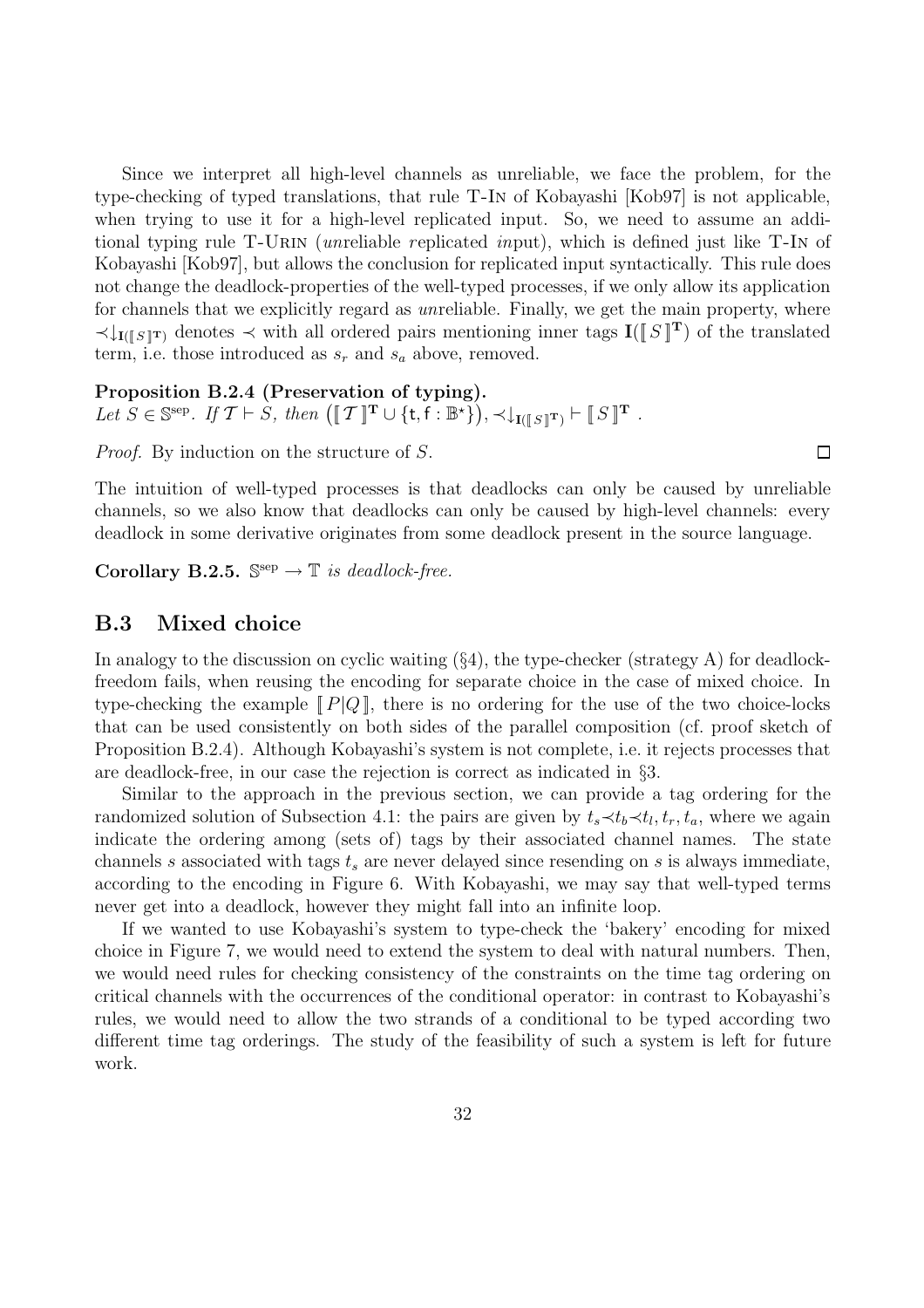Since we interpret all high-level channels as unreliable, we face the problem, for the type-checking of typed translations, that rule T-In of Kobayashi [Kob97] is not applicable, when trying to use it for a high-level replicated input. So, we need to assume an additional typing rule T-Urin (*un*reliable *r*eplicated *in*put), which is defined just like T-In of Kobayashi [Kob97], but allows the conclusion for replicated input syntactically. This rule does not change the deadlock-properties of the well-typed processes, if we only allow its application for channels that we explicitly regard as *un*reliable. Finally, we get the main property, where $\prec\downarrow_{\mathbf{I}(\llbracket S \rrbracket^{\mathbf{T}})}$ denotes $\prec$ with all ordered pairs mentioning inner tags $\mathbf{I}(\llbracket S \rrbracket^{\mathbf{T}})$ of the translated term, i.e. those introduced as $s_r$ and $s_a$ above, removed.

**Proposition B.2.4 (Preservation of typing).**
*Let* $S \in \mathbb{S}^{\text{sep}}$*. If* $\mathcal{T} \vdash S$*, then* $\left(\llbracket \mathcal{T} \rrbracket^{\mathbf{T}} \cup \{\mathsf{t}, \mathsf{f} : \mathbb{B}^{\star}\}\right), \prec\downarrow_{\mathbf{I}(\llbracket S \rrbracket^{\mathbf{T}})} \vdash \llbracket S \rrbracket^{\mathbf{T}}$ .

*Proof.* By induction on the structure of $S$. □

The intuition of well-typed processes is that deadlocks can only be caused by unreliable channels, so we also know that deadlocks can only be caused by high-level channels: every deadlock in some derivative originates from some deadlock present in the source language.

**Corollary B.2.5.** $\mathbb{S}^{\text{sep}} \to \mathbb{T}$ *is deadlock-free.*

## B.3 Mixed choice

In analogy to the discussion on cyclic waiting (§4), the type-checker (strategy A) for deadlock-freedom fails, when reusing the encoding for separate choice in the case of mixed choice. In type-checking the example $\llbracket P|Q \rrbracket$, there is no ordering for the use of the two choice-locks that can be used consistently on both sides of the parallel composition (cf. proof sketch of Proposition B.2.4). Although Kobayashi's system is not complete, i.e. it rejects processes that are deadlock-free, in our case the rejection is correct as indicated in §3.

Similar to the approach in the previous section, we can provide a tag ordering for the randomized solution of Subsection 4.1: the pairs are given by $t_s \prec t_b \prec t_l, t_r, t_a$, where we again indicate the ordering among (sets of) tags by their associated channel names. The state channels $s$ associated with tags $t_s$ are never delayed since resending on $s$ is always immediate, according to the encoding in Figure 6. With Kobayashi, we may say that well-typed terms never get into a deadlock, however they might fall into an infinite loop.

If we wanted to use Kobayashi's system to type-check the 'bakery' encoding for mixed choice in Figure 7, we would need to extend the system to deal with natural numbers. Then, we would need rules for checking consistency of the constraints on the time tag ordering on critical channels with the occurrences of the conditional operator: in contrast to Kobayashi's rules, we would need to allow the two strands of a conditional to be typed according two different time tag orderings. The study of the feasibility of such a system is left for future work.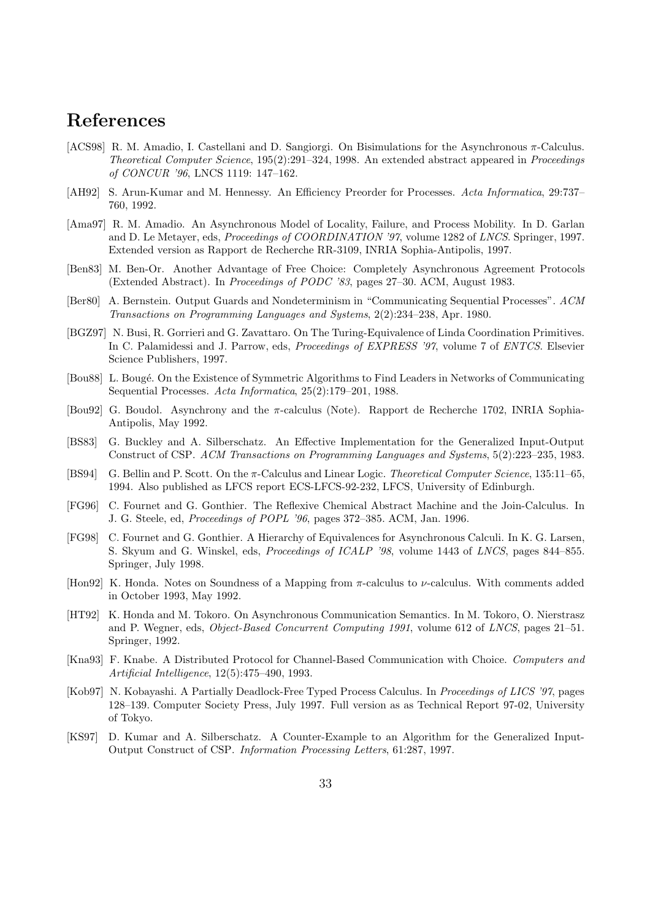# References

[ACS98] R. M. Amadio, I. Castellani and D. Sangiorgi. On Bisimulations for the Asynchronous $\pi$-Calculus. *Theoretical Computer Science*, 195(2):291–324, 1998. An extended abstract appeared in *Proceedings of CONCUR '96*, LNCS 1119: 147–162.

[AH92] S. Arun-Kumar and M. Hennessy. An Efficiency Preorder for Processes. *Acta Informatica*, 29:737–760, 1992.

[Ama97] R. M. Amadio. An Asynchronous Model of Locality, Failure, and Process Mobility. In D. Garlan and D. Le Metayer, eds, *Proceedings of COORDINATION '97*, volume 1282 of *LNCS*. Springer, 1997. Extended version as Rapport de Recherche RR-3109, INRIA Sophia-Antipolis, 1997.

[Ben83] M. Ben-Or. Another Advantage of Free Choice: Completely Asynchronous Agreement Protocols (Extended Abstract). In *Proceedings of PODC '83*, pages 27–30. ACM, August 1983.

[Ber80] A. Bernstein. Output Guards and Nondeterminism in "Communicating Sequential Processes". *ACM Transactions on Programming Languages and Systems*, 2(2):234–238, Apr. 1980.

[BGZ97] N. Busi, R. Gorrieri and G. Zavattaro. On The Turing-Equivalence of Linda Coordination Primitives. In C. Palamidessi and J. Parrow, eds, *Proceedings of EXPRESS '97*, volume 7 of *ENTCS*. Elsevier Science Publishers, 1997.

[Bou88] L. Bougé. On the Existence of Symmetric Algorithms to Find Leaders in Networks of Communicating Sequential Processes. *Acta Informatica*, 25(2):179–201, 1988.

[Bou92] G. Boudol. Asynchrony and the $\pi$-calculus (Note). Rapport de Recherche 1702, INRIA Sophia-Antipolis, May 1992.

[BS83] G. Buckley and A. Silberschatz. An Effective Implementation for the Generalized Input-Output Construct of CSP. *ACM Transactions on Programming Languages and Systems*, 5(2):223–235, 1983.

[BS94] G. Bellin and P. Scott. On the $\pi$-Calculus and Linear Logic. *Theoretical Computer Science*, 135:11–65, 1994. Also published as LFCS report ECS-LFCS-92-232, LFCS, University of Edinburgh.

[FG96] C. Fournet and G. Gonthier. The Reflexive Chemical Abstract Machine and the Join-Calculus. In J. G. Steele, ed, *Proceedings of POPL '96*, pages 372–385. ACM, Jan. 1996.

[FG98] C. Fournet and G. Gonthier. A Hierarchy of Equivalences for Asynchronous Calculi. In K. G. Larsen, S. Skyum and G. Winskel, eds, *Proceedings of ICALP '98*, volume 1443 of *LNCS*, pages 844–855. Springer, July 1998.

[Hon92] K. Honda. Notes on Soundness of a Mapping from $\pi$-calculus to $\nu$-calculus. With comments added in October 1993, May 1992.

[HT92] K. Honda and M. Tokoro. On Asynchronous Communication Semantics. In M. Tokoro, O. Nierstrasz and P. Wegner, eds, *Object-Based Concurrent Computing 1991*, volume 612 of *LNCS*, pages 21–51. Springer, 1992.

[Kna93] F. Knabe. A Distributed Protocol for Channel-Based Communication with Choice. *Computers and Artificial Intelligence*, 12(5):475–490, 1993.

[Kob97] N. Kobayashi. A Partially Deadlock-Free Typed Process Calculus. In *Proceedings of LICS '97*, pages 128–139. Computer Society Press, July 1997. Full version as as Technical Report 97-02, University of Tokyo.

[KS97] D. Kumar and A. Silberschatz. A Counter-Example to an Algorithm for the Generalized Input-Output Construct of CSP. *Information Processing Letters*, 61:287, 1997.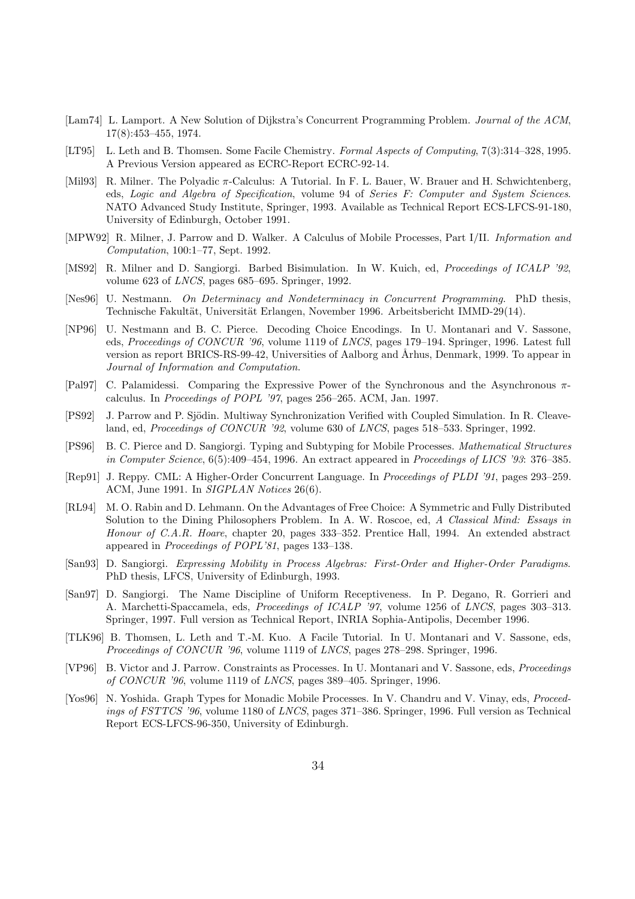[Lam74] L. Lamport. A New Solution of Dijkstra's Concurrent Programming Problem. *Journal of the ACM*, 17(8):453–455, 1974.

[LT95] L. Leth and B. Thomsen. Some Facile Chemistry. *Formal Aspects of Computing*, 7(3):314–328, 1995. A Previous Version appeared as ECRC-Report ECRC-92-14.

[Mil93] R. Milner. The Polyadic $\pi$-Calculus: A Tutorial. In F. L. Bauer, W. Brauer and H. Schwichtenberg, eds, *Logic and Algebra of Specification*, volume 94 of *Series F: Computer and System Sciences*. NATO Advanced Study Institute, Springer, 1993. Available as Technical Report ECS-LFCS-91-180, University of Edinburgh, October 1991.

[MPW92] R. Milner, J. Parrow and D. Walker. A Calculus of Mobile Processes, Part I/II. *Information and Computation*, 100:1–77, Sept. 1992.

[MS92] R. Milner and D. Sangiorgi. Barbed Bisimulation. In W. Kuich, ed, *Proceedings of ICALP '92*, volume 623 of *LNCS*, pages 685–695. Springer, 1992.

[Nes96] U. Nestmann. *On Determinacy and Nondeterminacy in Concurrent Programming*. PhD thesis, Technische Fakultät, Universität Erlangen, November 1996. Arbeitsbericht IMMD-29(14).

[NP96] U. Nestmann and B. C. Pierce. Decoding Choice Encodings. In U. Montanari and V. Sassone, eds, *Proceedings of CONCUR '96*, volume 1119 of *LNCS*, pages 179–194. Springer, 1996. Latest full version as report BRICS-RS-99-42, Universities of Aalborg and Århus, Denmark, 1999. To appear in *Journal of Information and Computation*.

[Pal97] C. Palamidessi. Comparing the Expressive Power of the Synchronous and the Asynchronous $\pi$-calculus. In *Proceedings of POPL '97*, pages 256–265. ACM, Jan. 1997.

[PS92] J. Parrow and P. Sjödin. Multiway Synchronization Verified with Coupled Simulation. In R. Cleaveland, ed, *Proceedings of CONCUR '92*, volume 630 of *LNCS*, pages 518–533. Springer, 1992.

[PS96] B. C. Pierce and D. Sangiorgi. Typing and Subtyping for Mobile Processes. *Mathematical Structures in Computer Science*, 6(5):409–454, 1996. An extract appeared in *Proceedings of LICS '93*: 376–385.

[Rep91] J. Reppy. CML: A Higher-Order Concurrent Language. In *Proceedings of PLDI '91*, pages 293–259. ACM, June 1991. In *SIGPLAN Notices* 26(6).

[RL94] M. O. Rabin and D. Lehmann. On the Advantages of Free Choice: A Symmetric and Fully Distributed Solution to the Dining Philosophers Problem. In A. W. Roscoe, ed, *A Classical Mind: Essays in Honour of C.A.R. Hoare*, chapter 20, pages 333–352. Prentice Hall, 1994. An extended abstract appeared in *Proceedings of POPL'81*, pages 133–138.

[San93] D. Sangiorgi. *Expressing Mobility in Process Algebras: First-Order and Higher-Order Paradigms*. PhD thesis, LFCS, University of Edinburgh, 1993.

[San97] D. Sangiorgi. The Name Discipline of Uniform Receptiveness. In P. Degano, R. Gorrieri and A. Marchetti-Spaccamela, eds, *Proceedings of ICALP '97*, volume 1256 of *LNCS*, pages 303–313. Springer, 1997. Full version as Technical Report, INRIA Sophia-Antipolis, December 1996.

[TLK96] B. Thomsen, L. Leth and T.-M. Kuo. A Facile Tutorial. In U. Montanari and V. Sassone, eds, *Proceedings of CONCUR '96*, volume 1119 of *LNCS*, pages 278–298. Springer, 1996.

[VP96] B. Victor and J. Parrow. Constraints as Processes. In U. Montanari and V. Sassone, eds, *Proceedings of CONCUR '96*, volume 1119 of *LNCS*, pages 389–405. Springer, 1996.

[Yos96] N. Yoshida. Graph Types for Monadic Mobile Processes. In V. Chandru and V. Vinay, eds, *Proceedings of FSTTCS '96*, volume 1180 of *LNCS*, pages 371–386. Springer, 1996. Full version as Technical Report ECS-LFCS-96-350, University of Edinburgh.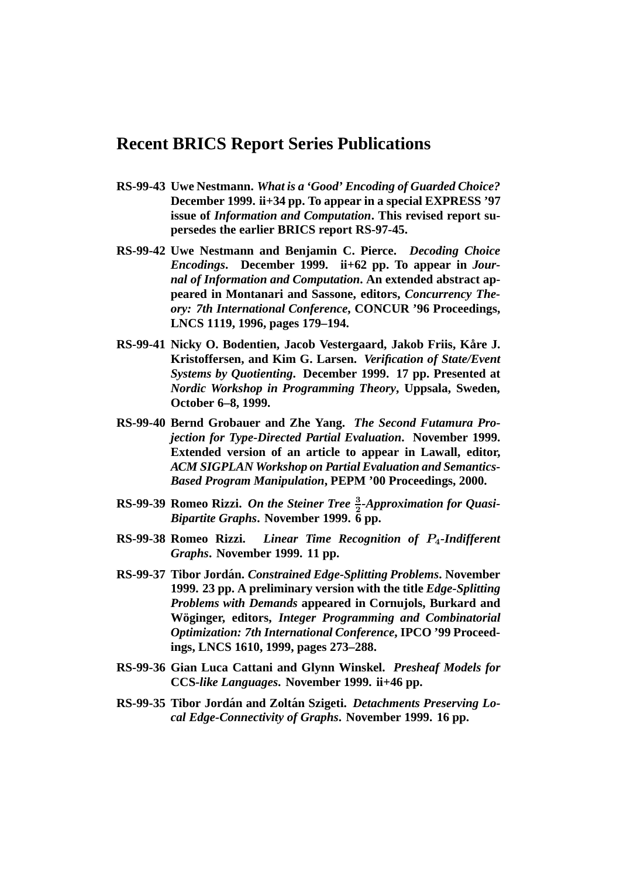## Recent BRICS Report Series Publications

**RS-99-43** **Uwe Nestmann.** ***What is a 'Good' Encoding of Guarded Choice?*** **December 1999. ii+34 pp. To appear in a special EXPRESS '97 issue of *Information and Computation*. This revised report supersedes the earlier BRICS report RS-97-45.**

**RS-99-42** **Uwe Nestmann and Benjamin C. Pierce.** ***Decoding Choice Encodings.*** **December 1999. ii+62 pp. To appear in *Journal of Information and Computation*. An extended abstract appeared in Montanari and Sassone, editors, *Concurrency Theory: 7th International Conference*, CONCUR '96 Proceedings, LNCS 1119, 1996, pages 179–194.**

**RS-99-41** **Nicky O. Bodentien, Jacob Vestergaard, Jakob Friis, Kåre J. Kristoffersen, and Kim G. Larsen.** ***Verification of State/Event Systems by Quotienting.*** **December 1999. 17 pp. Presented at *Nordic Workshop in Programming Theory*, Uppsala, Sweden, October 6–8, 1999.**

**RS-99-40** **Bernd Grobauer and Zhe Yang.** ***The Second Futamura Projection for Type-Directed Partial Evaluation.*** **November 1999. Extended version of an article to appear in Lawall, editor, *ACM SIGPLAN Workshop on Partial Evaluation and Semantics-Based Program Manipulation*, PEPM '00 Proceedings, 2000.**

**RS-99-39** **Romeo Rizzi.** ***On the Steiner Tree $\frac{3}{2}$-Approximation for Quasi-Bipartite Graphs.*** **November 1999. 6 pp.**

**RS-99-38** **Romeo Rizzi.** ***Linear Time Recognition of $P_4$-Indifferent Graphs.*** **November 1999. 11 pp.**

**RS-99-37** **Tibor Jordán.** ***Constrained Edge-Splitting Problems.*** **November 1999. 23 pp. A preliminary version with the title *Edge-Splitting Problems with Demands* appeared in Cornujols, Burkard and Wöginger, editors, *Integer Programming and Combinatorial Optimization: 7th International Conference*, IPCO '99 Proceedings, LNCS 1610, 1999, pages 273–288.**

**RS-99-36** **Gian Luca Cattani and Glynn Winskel.** ***Presheaf Models for CCS-like Languages.*** **November 1999. ii+46 pp.**

**RS-99-35** **Tibor Jordán and Zoltán Szigeti.** ***Detachments Preserving Local Edge-Connectivity of Graphs.*** **November 1999. 16 pp.**